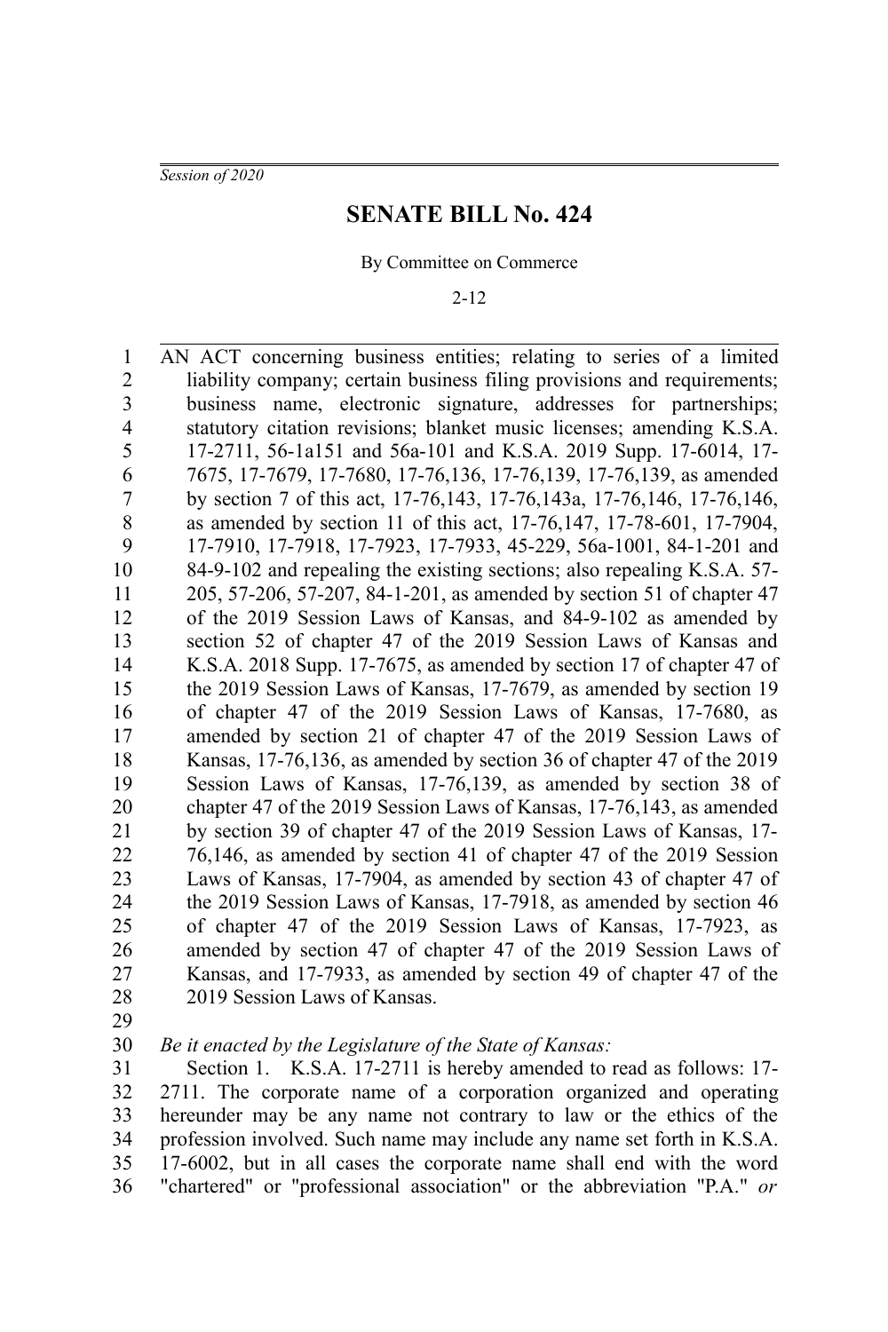*Session of 2020*

# SENATE BILL No. 424

By Committee on Commerce

2-12

AN ACT concerning business entities; relating to series of a limited liability company; certain business filing provisions and requirements; business name, electronic signature, addresses for partnerships; statutory citation revisions; blanket music licenses; amending K.S.A. 17-2711, 56-1a151 and 56a-101 and K.S.A. 2019 Supp. 17-6014, 17-7675, 17-7679, 17-7680, 17-76,136, 17-76,139, 17-76,139, as amended by section 7 of this act, 17-76,143, 17-76,143a, 17-76,146, 17-76,146, as amended by section 11 of this act, 17-76,147, 17-78-601, 17-7904, 17-7910, 17-7918, 17-7923, 17-7933, 45-229, 56a-1001, 84-1-201 and 84-9-102 and repealing the existing sections; also repealing K.S.A. 57-205, 57-206, 57-207, 84-1-201, as amended by section 51 of chapter 47 of the 2019 Session Laws of Kansas, and 84-9-102 as amended by section 52 of chapter 47 of the 2019 Session Laws of Kansas and K.S.A. 2018 Supp. 17-7675, as amended by section 17 of chapter 47 of the 2019 Session Laws of Kansas, 17-7679, as amended by section 19 of chapter 47 of the 2019 Session Laws of Kansas, 17-7680, as amended by section 21 of chapter 47 of the 2019 Session Laws of Kansas, 17-76,136, as amended by section 36 of chapter 47 of the 2019 Session Laws of Kansas, 17-76,139, as amended by section 38 of chapter 47 of the 2019 Session Laws of Kansas, 17-76,143, as amended by section 39 of chapter 47 of the 2019 Session Laws of Kansas, 17-76,146, as amended by section 41 of chapter 47 of the 2019 Session Laws of Kansas, 17-7904, as amended by section 43 of chapter 47 of the 2019 Session Laws of Kansas, 17-7918, as amended by section 46 of chapter 47 of the 2019 Session Laws of Kansas, 17-7923, as amended by section 47 of chapter 47 of the 2019 Session Laws of Kansas, and 17-7933, as amended by section 49 of chapter 47 of the 2019 Session Laws of Kansas.

*Be it enacted by the Legislature of the State of Kansas:*

Section 1. K.S.A. 17-2711 is hereby amended to read as follows: 17-2711. The corporate name of a corporation organized and operating hereunder may be any name not contrary to law or the ethics of the profession involved. Such name may include any name set forth in K.S.A. 17-6002, but in all cases the corporate name shall end with the word "chartered" or "professional association" or the abbreviation "P.A." *or*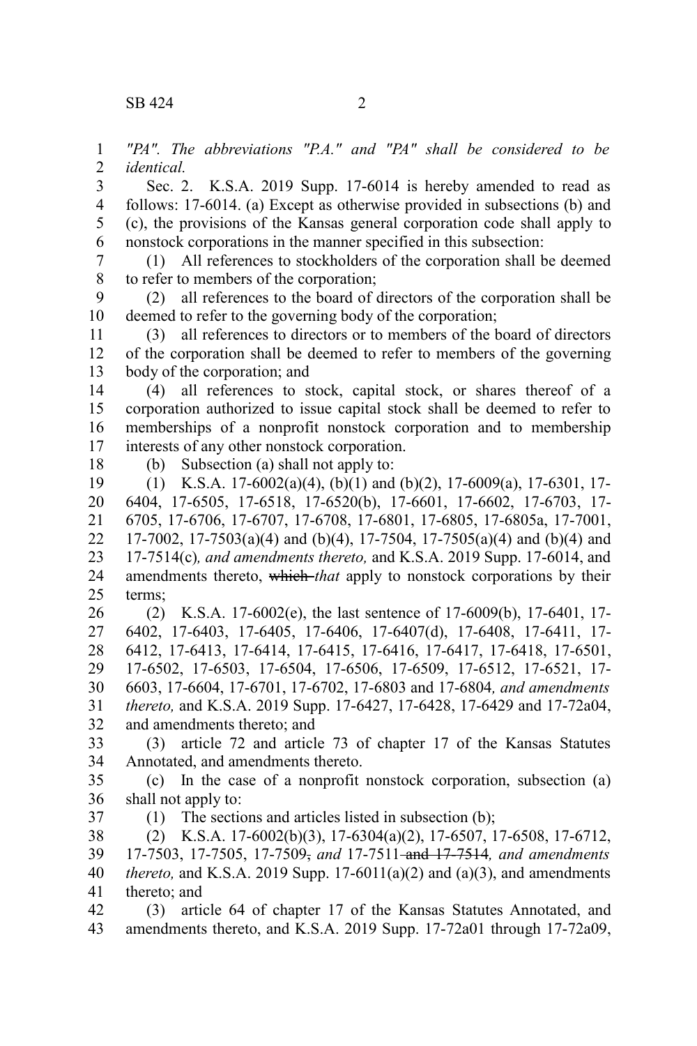*"PA". The abbreviations "P.A." and "PA" shall be considered to be identical.*

Sec. 2. K.S.A. 2019 Supp. 17-6014 is hereby amended to read as follows: 17-6014. (a) Except as otherwise provided in subsections (b) and (c), the provisions of the Kansas general corporation code shall apply to nonstock corporations in the manner specified in this subsection:

(1) All references to stockholders of the corporation shall be deemed to refer to members of the corporation;

(2) all references to the board of directors of the corporation shall be deemed to refer to the governing body of the corporation;

(3) all references to directors or to members of the board of directors of the corporation shall be deemed to refer to members of the governing body of the corporation; and

(4) all references to stock, capital stock, or shares thereof of a corporation authorized to issue capital stock shall be deemed to refer to memberships of a nonprofit nonstock corporation and to membership interests of any other nonstock corporation.

(b) Subsection (a) shall not apply to:

(1) K.S.A. 17-6002(a)(4), (b)(1) and (b)(2), 17-6009(a), 17-6301, 17-6404, 17-6505, 17-6518, 17-6520(b), 17-6601, 17-6602, 17-6703, 17-6705, 17-6706, 17-6707, 17-6708, 17-6801, 17-6805, 17-6805a, 17-7001, 17-7002, 17-7503(a)(4) and (b)(4), 17-7504, 17-7505(a)(4) and (b)(4) and 17-7514(c)*, and amendments thereto,* and K.S.A. 2019 Supp. 17-6014, and amendments thereto, ~~which~~ *that* apply to nonstock corporations by their terms;

(2) K.S.A. 17-6002(e), the last sentence of 17-6009(b), 17-6401, 17-6402, 17-6403, 17-6405, 17-6406, 17-6407(d), 17-6408, 17-6411, 17-6412, 17-6413, 17-6414, 17-6415, 17-6416, 17-6417, 17-6418, 17-6501, 17-6502, 17-6503, 17-6504, 17-6506, 17-6509, 17-6512, 17-6521, 17-6603, 17-6604, 17-6701, 17-6702, 17-6803 and 17-6804*, and amendments thereto,* and K.S.A. 2019 Supp. 17-6427, 17-6428, 17-6429 and 17-72a04, and amendments thereto; and

(3) article 72 and article 73 of chapter 17 of the Kansas Statutes Annotated, and amendments thereto.

(c) In the case of a nonprofit nonstock corporation, subsection (a) shall not apply to:

(1) The sections and articles listed in subsection (b);

(2) K.S.A. 17-6002(b)(3), 17-6304(a)(2), 17-6507, 17-6508, 17-6712, 17-7503, 17-7505, 17-7509~~,~~ *and* 17-7511 ~~and 17-7514~~*, and amendments thereto,* and K.S.A. 2019 Supp. 17-6011(a)(2) and (a)(3), and amendments thereto; and

(3) article 64 of chapter 17 of the Kansas Statutes Annotated, and amendments thereto, and K.S.A. 2019 Supp. 17-72a01 through 17-72a09,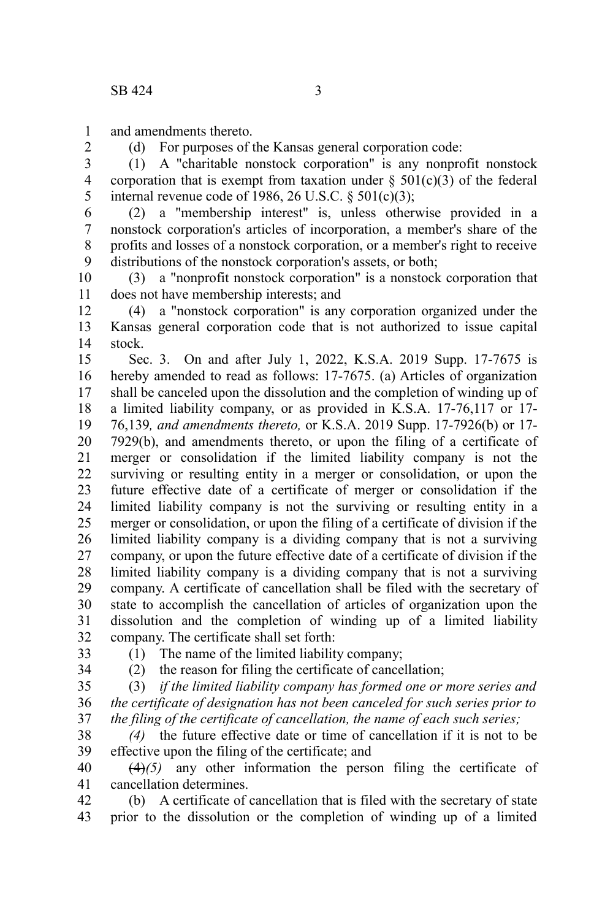and amendments thereto.

(d) For purposes of the Kansas general corporation code:

(1) A "charitable nonstock corporation" is any nonprofit nonstock corporation that is exempt from taxation under § 501(c)(3) of the federal internal revenue code of 1986, 26 U.S.C. § 501(c)(3);

(2) a "membership interest" is, unless otherwise provided in a nonstock corporation's articles of incorporation, a member's share of the profits and losses of a nonstock corporation, or a member's right to receive distributions of the nonstock corporation's assets, or both;

(3) a "nonprofit nonstock corporation" is a nonstock corporation that does not have membership interests; and

(4) a "nonstock corporation" is any corporation organized under the Kansas general corporation code that is not authorized to issue capital stock.

Sec. 3. On and after July 1, 2022, K.S.A. 2019 Supp. 17-7675 is hereby amended to read as follows: 17-7675. (a) Articles of organization shall be canceled upon the dissolution and the completion of winding up of a limited liability company, or as provided in K.S.A. 17-76,117 or 17-76,139*, and amendments thereto,* or K.S.A. 2019 Supp. 17-7926(b) or 17-7929(b), and amendments thereto, or upon the filing of a certificate of merger or consolidation if the limited liability company is not the surviving or resulting entity in a merger or consolidation, or upon the future effective date of a certificate of merger or consolidation if the limited liability company is not the surviving or resulting entity in a merger or consolidation, or upon the filing of a certificate of division if the limited liability company is a dividing company that is not a surviving company, or upon the future effective date of a certificate of division if the limited liability company is a dividing company that is not a surviving company. A certificate of cancellation shall be filed with the secretary of state to accomplish the cancellation of articles of organization upon the dissolution and the completion of winding up of a limited liability company. The certificate shall set forth:

(1) The name of the limited liability company;

(2) the reason for filing the certificate of cancellation;

(3) *if the limited liability company has formed one or more series and the certificate of designation has not been canceled for such series prior to the filing of the certificate of cancellation, the name of each such series;*

*(4)* the future effective date or time of cancellation if it is not to be effective upon the filing of the certificate; and

~~(4)~~*(5)* any other information the person filing the certificate of cancellation determines.

(b) A certificate of cancellation that is filed with the secretary of state prior to the dissolution or the completion of winding up of a limited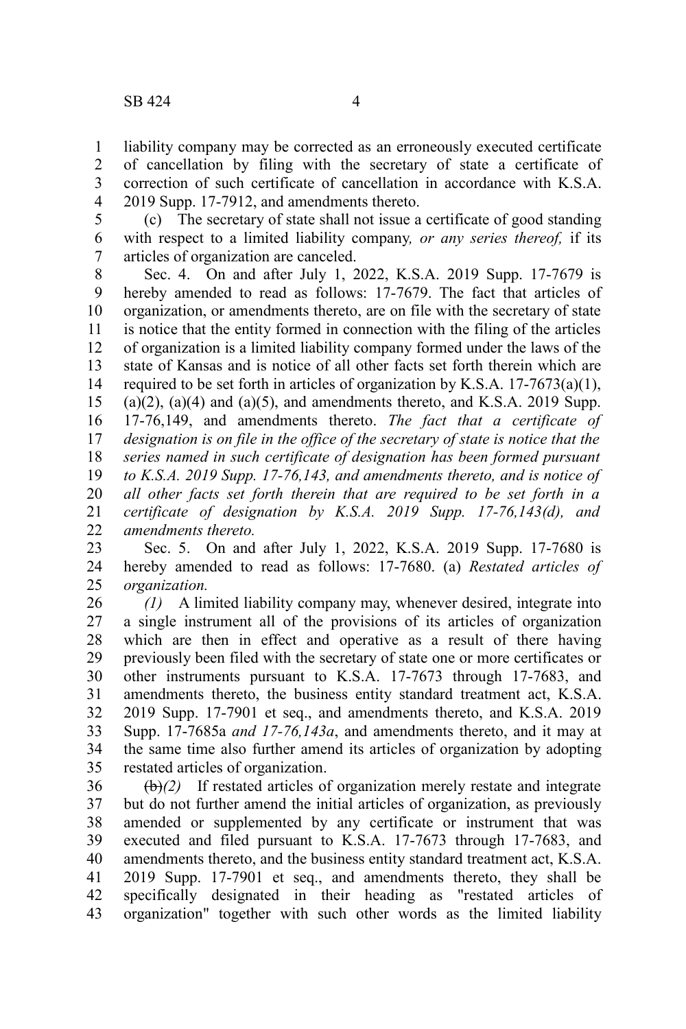liability company may be corrected as an erroneously executed certificate of cancellation by filing with the secretary of state a certificate of correction of such certificate of cancellation in accordance with K.S.A. 2019 Supp. 17-7912, and amendments thereto.

(c) The secretary of state shall not issue a certificate of good standing with respect to a limited liability company*, or any series thereof,* if its articles of organization are canceled.

Sec. 4. On and after July 1, 2022, K.S.A. 2019 Supp. 17-7679 is hereby amended to read as follows: 17-7679. The fact that articles of organization, or amendments thereto, are on file with the secretary of state is notice that the entity formed in connection with the filing of the articles of organization is a limited liability company formed under the laws of the state of Kansas and is notice of all other facts set forth therein which are required to be set forth in articles of organization by K.S.A. 17-7673(a)(1), (a)(2), (a)(4) and (a)(5), and amendments thereto, and K.S.A. 2019 Supp. 17-76,149, and amendments thereto. *The fact that a certificate of designation is on file in the office of the secretary of state is notice that the series named in such certificate of designation has been formed pursuant to K.S.A. 2019 Supp. 17-76,143, and amendments thereto, and is notice of all other facts set forth therein that are required to be set forth in a certificate of designation by K.S.A. 2019 Supp. 17-76,143(d), and amendments thereto.*

Sec. 5. On and after July 1, 2022, K.S.A. 2019 Supp. 17-7680 is hereby amended to read as follows: 17-7680. (a) *Restated articles of organization.*

*(1)* A limited liability company may, whenever desired, integrate into a single instrument all of the provisions of its articles of organization which are then in effect and operative as a result of there having previously been filed with the secretary of state one or more certificates or other instruments pursuant to K.S.A. 17-7673 through 17-7683, and amendments thereto, the business entity standard treatment act, K.S.A. 2019 Supp. 17-7901 et seq., and amendments thereto, and K.S.A. 2019 Supp. 17-7685a *and 17-76,143a*, and amendments thereto, and it may at the same time also further amend its articles of organization by adopting restated articles of organization.

~~(b)~~*(2)* If restated articles of organization merely restate and integrate but do not further amend the initial articles of organization, as previously amended or supplemented by any certificate or instrument that was executed and filed pursuant to K.S.A. 17-7673 through 17-7683, and amendments thereto, and the business entity standard treatment act, K.S.A. 2019 Supp. 17-7901 et seq., and amendments thereto, they shall be specifically designated in their heading as "restated articles of organization" together with such other words as the limited liability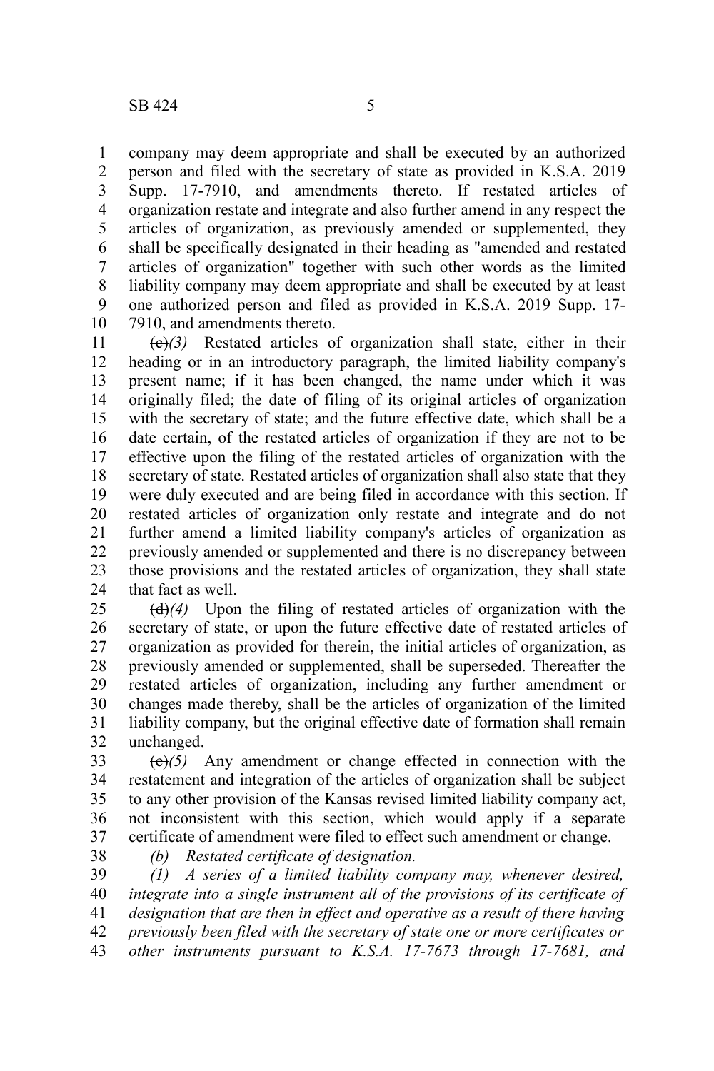company may deem appropriate and shall be executed by an authorized person and filed with the secretary of state as provided in K.S.A. 2019 Supp. 17-7910, and amendments thereto. If restated articles of organization restate and integrate and also further amend in any respect the articles of organization, as previously amended or supplemented, they shall be specifically designated in their heading as "amended and restated articles of organization" together with such other words as the limited liability company may deem appropriate and shall be executed by at least one authorized person and filed as provided in K.S.A. 2019 Supp. 17-7910, and amendments thereto.

~~(c)~~*(3)* Restated articles of organization shall state, either in their heading or in an introductory paragraph, the limited liability company's present name; if it has been changed, the name under which it was originally filed; the date of filing of its original articles of organization with the secretary of state; and the future effective date, which shall be a date certain, of the restated articles of organization if they are not to be effective upon the filing of the restated articles of organization with the secretary of state. Restated articles of organization shall also state that they were duly executed and are being filed in accordance with this section. If restated articles of organization only restate and integrate and do not further amend a limited liability company's articles of organization as previously amended or supplemented and there is no discrepancy between those provisions and the restated articles of organization, they shall state that fact as well.

~~(d)~~*(4)* Upon the filing of restated articles of organization with the secretary of state, or upon the future effective date of restated articles of organization as provided for therein, the initial articles of organization, as previously amended or supplemented, shall be superseded. Thereafter the restated articles of organization, including any further amendment or changes made thereby, shall be the articles of organization of the limited liability company, but the original effective date of formation shall remain unchanged.

~~(e)~~*(5)* Any amendment or change effected in connection with the restatement and integration of the articles of organization shall be subject to any other provision of the Kansas revised limited liability company act, not inconsistent with this section, which would apply if a separate certificate of amendment were filed to effect such amendment or change.

*(b) Restated certificate of designation.*

*(1) A series of a limited liability company may, whenever desired, integrate into a single instrument all of the provisions of its certificate of designation that are then in effect and operative as a result of there having previously been filed with the secretary of state one or more certificates or other instruments pursuant to K.S.A. 17-7673 through 17-7681, and*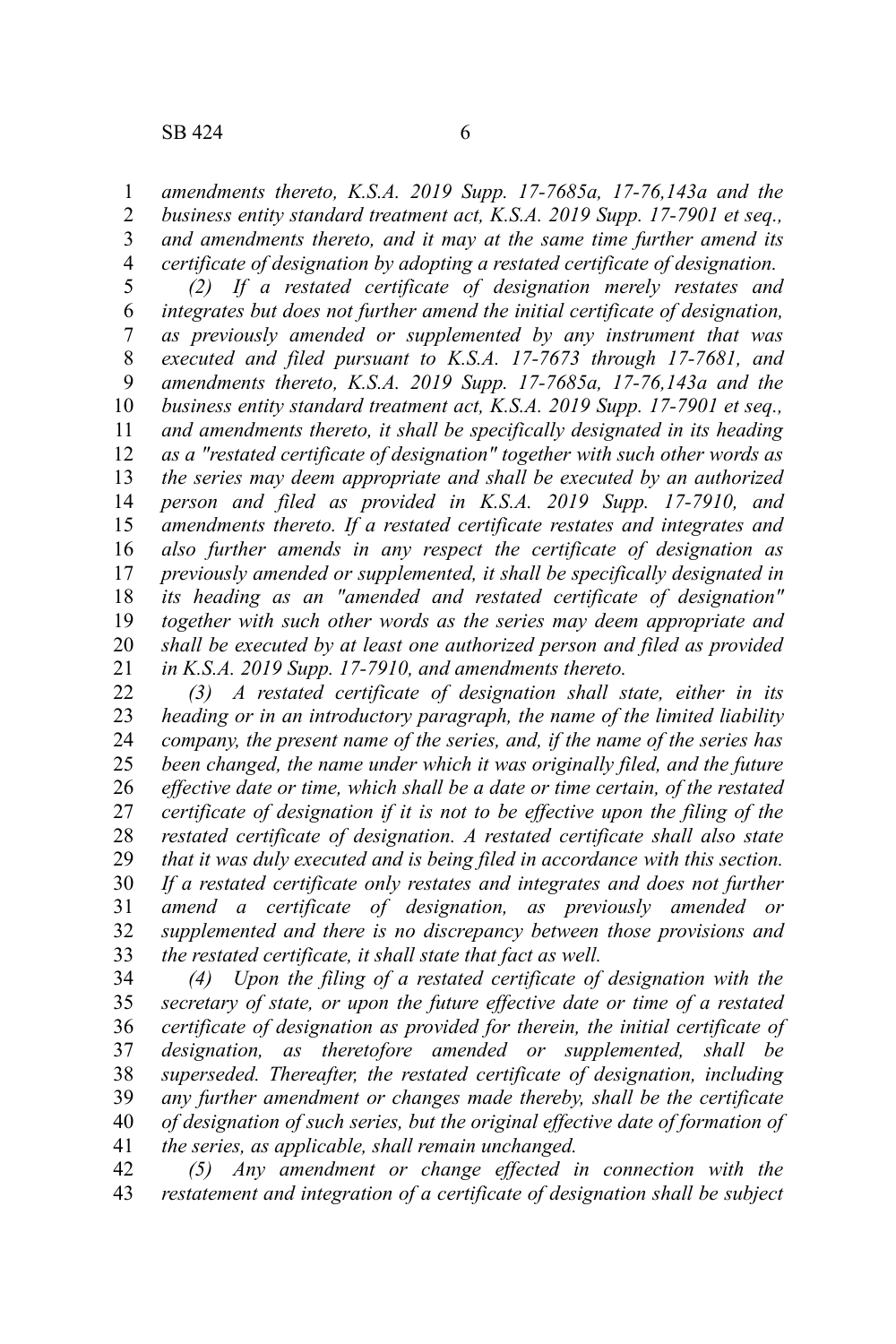*amendments thereto, K.S.A. 2019 Supp. 17-7685a, 17-76,143a and the business entity standard treatment act, K.S.A. 2019 Supp. 17-7901 et seq., and amendments thereto, and it may at the same time further amend its certificate of designation by adopting a restated certificate of designation.*

*(2) If a restated certificate of designation merely restates and integrates but does not further amend the initial certificate of designation, as previously amended or supplemented by any instrument that was executed and filed pursuant to K.S.A. 17-7673 through 17-7681, and amendments thereto, K.S.A. 2019 Supp. 17-7685a, 17-76,143a and the business entity standard treatment act, K.S.A. 2019 Supp. 17-7901 et seq., and amendments thereto, it shall be specifically designated in its heading as a "restated certificate of designation" together with such other words as the series may deem appropriate and shall be executed by an authorized person and filed as provided in K.S.A. 2019 Supp. 17-7910, and amendments thereto. If a restated certificate restates and integrates and also further amends in any respect the certificate of designation as previously amended or supplemented, it shall be specifically designated in its heading as an "amended and restated certificate of designation" together with such other words as the series may deem appropriate and shall be executed by at least one authorized person and filed as provided in K.S.A. 2019 Supp. 17-7910, and amendments thereto.*

*(3) A restated certificate of designation shall state, either in its heading or in an introductory paragraph, the name of the limited liability company, the present name of the series, and, if the name of the series has been changed, the name under which it was originally filed, and the future effective date or time, which shall be a date or time certain, of the restated certificate of designation if it is not to be effective upon the filing of the restated certificate of designation. A restated certificate shall also state that it was duly executed and is being filed in accordance with this section. If a restated certificate only restates and integrates and does not further amend a certificate of designation, as previously amended or supplemented and there is no discrepancy between those provisions and the restated certificate, it shall state that fact as well.*

*(4) Upon the filing of a restated certificate of designation with the secretary of state, or upon the future effective date or time of a restated certificate of designation as provided for therein, the initial certificate of designation, as theretofore amended or supplemented, shall be superseded. Thereafter, the restated certificate of designation, including any further amendment or changes made thereby, shall be the certificate of designation of such series, but the original effective date of formation of the series, as applicable, shall remain unchanged.*

*(5) Any amendment or change effected in connection with the restatement and integration of a certificate of designation shall be subject*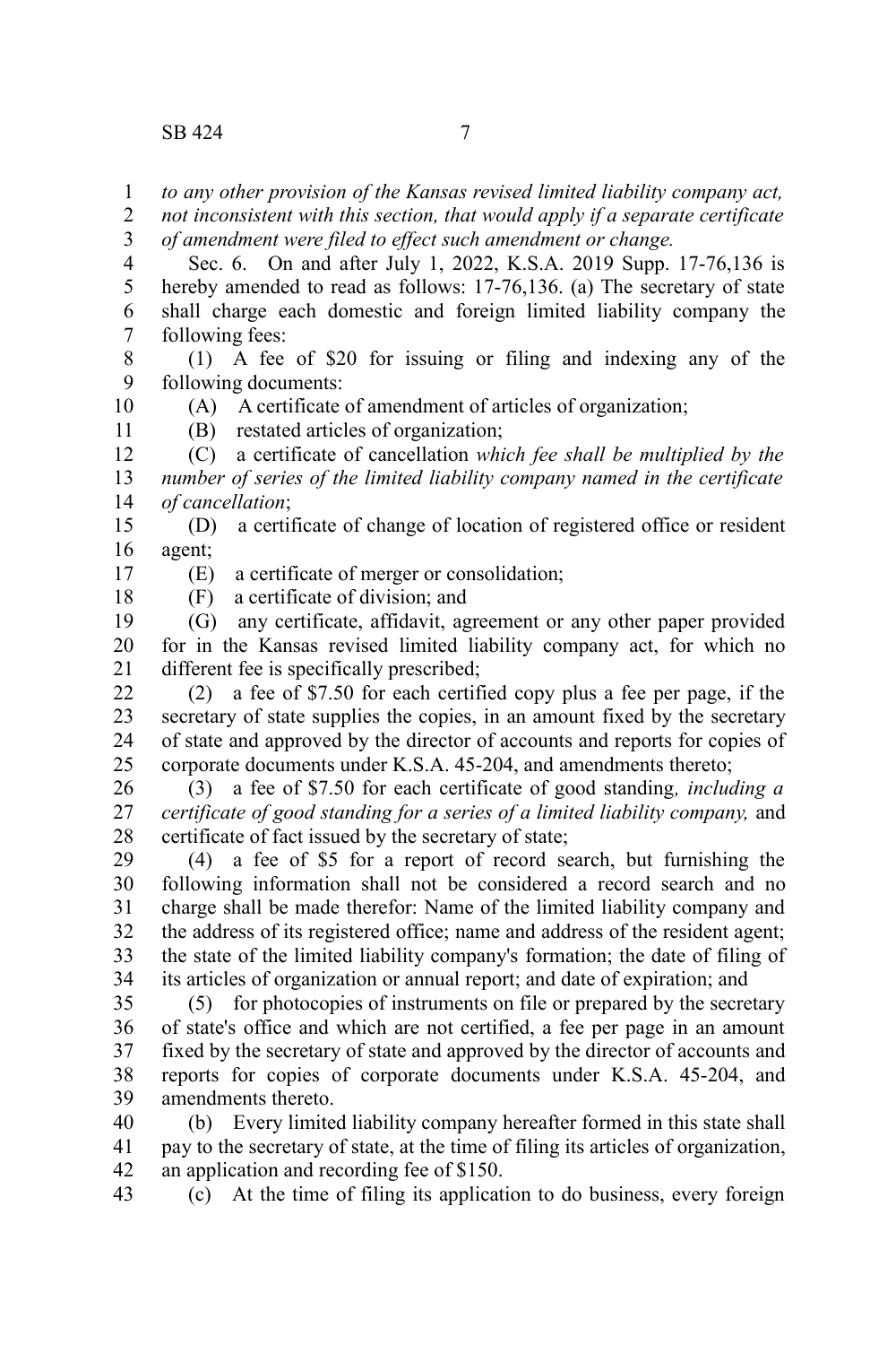*to any other provision of the Kansas revised limited liability company act, not inconsistent with this section, that would apply if a separate certificate of amendment were filed to effect such amendment or change.*

Sec. 6. On and after July 1, 2022, K.S.A. 2019 Supp. 17-76,136 is hereby amended to read as follows: 17-76,136. (a) The secretary of state shall charge each domestic and foreign limited liability company the following fees:

(1) A fee of $20 for issuing or filing and indexing any of the following documents:

(A) A certificate of amendment of articles of organization;

(B) restated articles of organization;

(C) a certificate of cancellation *which fee shall be multiplied by the number of series of the limited liability company named in the certificate of cancellation*;

(D) a certificate of change of location of registered office or resident agent;

(E) a certificate of merger or consolidation;

(F) a certificate of division; and

(G) any certificate, affidavit, agreement or any other paper provided for in the Kansas revised limited liability company act, for which no different fee is specifically prescribed;

(2) a fee of $7.50 for each certified copy plus a fee per page, if the secretary of state supplies the copies, in an amount fixed by the secretary of state and approved by the director of accounts and reports for copies of corporate documents under K.S.A. 45-204, and amendments thereto;

(3) a fee of $7.50 for each certificate of good standing*, including a certificate of good standing for a series of a limited liability company,* and certificate of fact issued by the secretary of state;

(4) a fee of $5 for a report of record search, but furnishing the following information shall not be considered a record search and no charge shall be made therefor: Name of the limited liability company and the address of its registered office; name and address of the resident agent; the state of the limited liability company's formation; the date of filing of its articles of organization or annual report; and date of expiration; and

(5) for photocopies of instruments on file or prepared by the secretary of state's office and which are not certified, a fee per page in an amount fixed by the secretary of state and approved by the director of accounts and reports for copies of corporate documents under K.S.A. 45-204, and amendments thereto.

(b) Every limited liability company hereafter formed in this state shall pay to the secretary of state, at the time of filing its articles of organization, an application and recording fee of $150.

(c) At the time of filing its application to do business, every foreign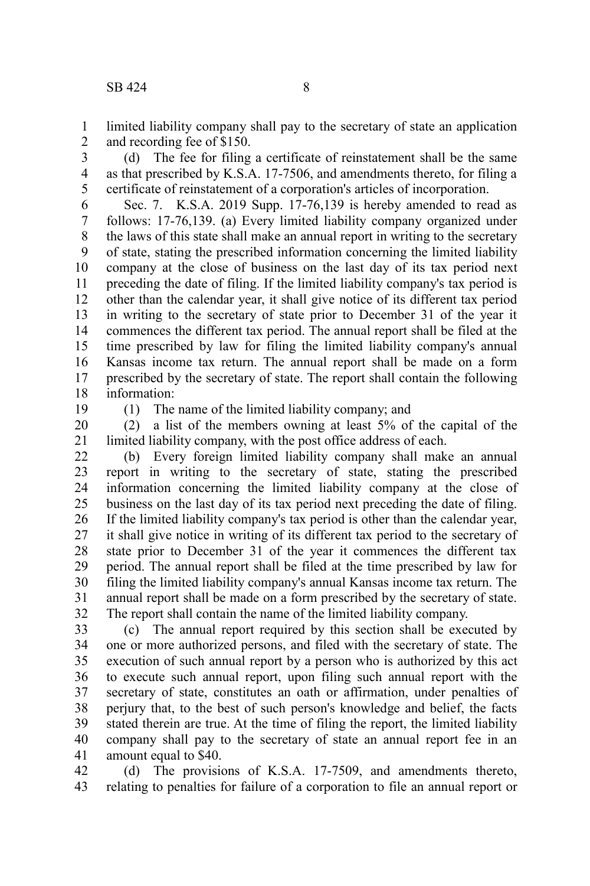limited liability company shall pay to the secretary of state an application and recording fee of $150.

(d) The fee for filing a certificate of reinstatement shall be the same as that prescribed by K.S.A. 17-7506, and amendments thereto, for filing a certificate of reinstatement of a corporation's articles of incorporation.

Sec. 7. K.S.A. 2019 Supp. 17-76,139 is hereby amended to read as follows: 17-76,139. (a) Every limited liability company organized under the laws of this state shall make an annual report in writing to the secretary of state, stating the prescribed information concerning the limited liability company at the close of business on the last day of its tax period next preceding the date of filing. If the limited liability company's tax period is other than the calendar year, it shall give notice of its different tax period in writing to the secretary of state prior to December 31 of the year it commences the different tax period. The annual report shall be filed at the time prescribed by law for filing the limited liability company's annual Kansas income tax return. The annual report shall be made on a form prescribed by the secretary of state. The report shall contain the following information:

(1) The name of the limited liability company; and

(2) a list of the members owning at least 5% of the capital of the limited liability company, with the post office address of each.

(b) Every foreign limited liability company shall make an annual report in writing to the secretary of state, stating the prescribed information concerning the limited liability company at the close of business on the last day of its tax period next preceding the date of filing. If the limited liability company's tax period is other than the calendar year, it shall give notice in writing of its different tax period to the secretary of state prior to December 31 of the year it commences the different tax period. The annual report shall be filed at the time prescribed by law for filing the limited liability company's annual Kansas income tax return. The annual report shall be made on a form prescribed by the secretary of state. The report shall contain the name of the limited liability company.

(c) The annual report required by this section shall be executed by one or more authorized persons, and filed with the secretary of state. The execution of such annual report by a person who is authorized by this act to execute such annual report, upon filing such annual report with the secretary of state, constitutes an oath or affirmation, under penalties of perjury that, to the best of such person's knowledge and belief, the facts stated therein are true. At the time of filing the report, the limited liability company shall pay to the secretary of state an annual report fee in an amount equal to $40.

(d) The provisions of K.S.A. 17-7509, and amendments thereto, relating to penalties for failure of a corporation to file an annual report or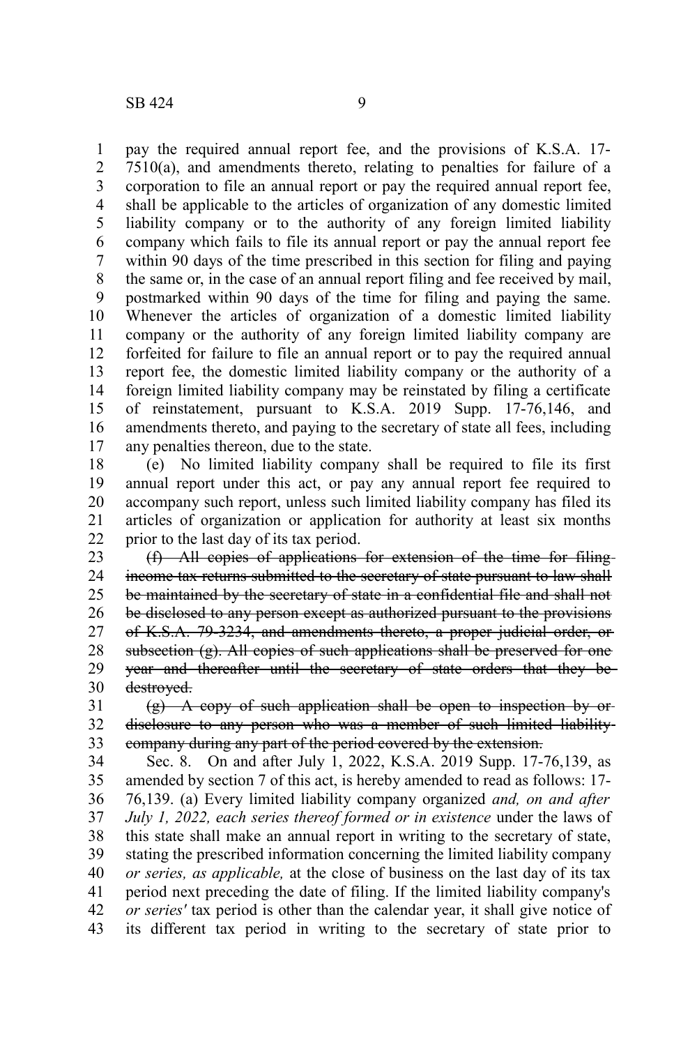pay the required annual report fee, and the provisions of K.S.A. 17-7510(a), and amendments thereto, relating to penalties for failure of a corporation to file an annual report or pay the required annual report fee, shall be applicable to the articles of organization of any domestic limited liability company or to the authority of any foreign limited liability company which fails to file its annual report or pay the annual report fee within 90 days of the time prescribed in this section for filing and paying the same or, in the case of an annual report filing and fee received by mail, postmarked within 90 days of the time for filing and paying the same. Whenever the articles of organization of a domestic limited liability company or the authority of any foreign limited liability company are forfeited for failure to file an annual report or to pay the required annual report fee, the domestic limited liability company or the authority of a foreign limited liability company may be reinstated by filing a certificate of reinstatement, pursuant to K.S.A. 2019 Supp. 17-76,146, and amendments thereto, and paying to the secretary of state all fees, including any penalties thereon, due to the state.

(e) No limited liability company shall be required to file its first annual report under this act, or pay any annual report fee required to accompany such report, unless such limited liability company has filed its articles of organization or application for authority at least six months prior to the last day of its tax period.

~~(f) All copies of applications for extension of the time for filing income tax returns submitted to the secretary of state pursuant to law shall be maintained by the secretary of state in a confidential file and shall not be disclosed to any person except as authorized pursuant to the provisions of K.S.A. 79-3234, and amendments thereto, a proper judicial order, or subsection (g). All copies of such applications shall be preserved for one year and thereafter until the secretary of state orders that they be destroyed.~~

~~(g) A copy of such application shall be open to inspection by or disclosure to any person who was a member of such limited liability company during any part of the period covered by the extension.~~

Sec. 8. On and after July 1, 2022, K.S.A. 2019 Supp. 17-76,139, as amended by section 7 of this act, is hereby amended to read as follows: 17-76,139. (a) Every limited liability company organized *and, on and after July 1, 2022, each series thereof formed or in existence* under the laws of this state shall make an annual report in writing to the secretary of state, stating the prescribed information concerning the limited liability company *or series, as applicable,* at the close of business on the last day of its tax period next preceding the date of filing. If the limited liability company's *or series'* tax period is other than the calendar year, it shall give notice of its different tax period in writing to the secretary of state prior to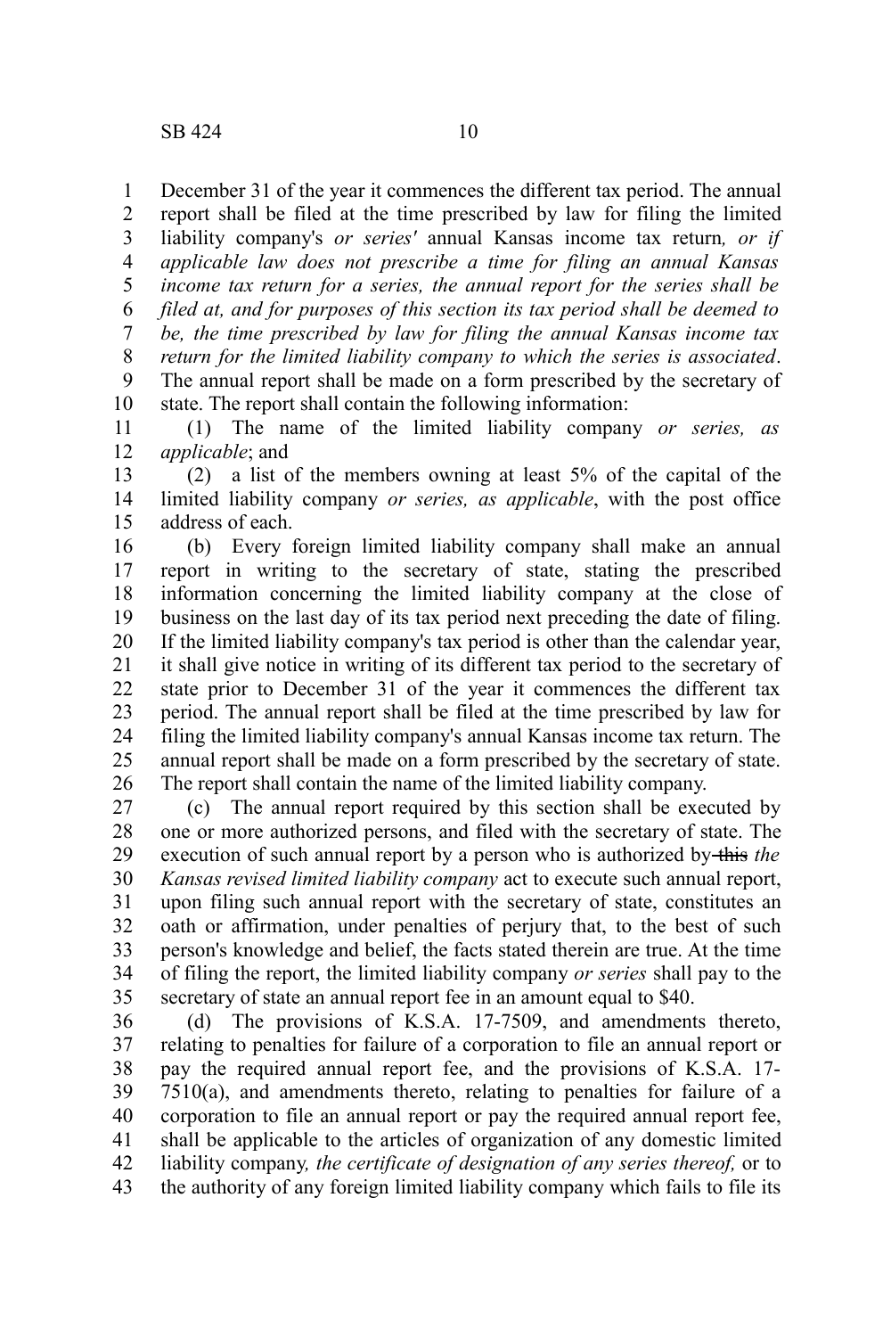December 31 of the year it commences the different tax period. The annual report shall be filed at the time prescribed by law for filing the limited liability company's *or series'* annual Kansas income tax return*, or if applicable law does not prescribe a time for filing an annual Kansas income tax return for a series, the annual report for the series shall be filed at, and for purposes of this section its tax period shall be deemed to be, the time prescribed by law for filing the annual Kansas income tax return for the limited liability company to which the series is associated*. The annual report shall be made on a form prescribed by the secretary of state. The report shall contain the following information:

(1) The name of the limited liability company *or series, as applicable*; and

(2) a list of the members owning at least 5% of the capital of the limited liability company *or series, as applicable*, with the post office address of each.

(b) Every foreign limited liability company shall make an annual report in writing to the secretary of state, stating the prescribed information concerning the limited liability company at the close of business on the last day of its tax period next preceding the date of filing. If the limited liability company's tax period is other than the calendar year, it shall give notice in writing of its different tax period to the secretary of state prior to December 31 of the year it commences the different tax period. The annual report shall be filed at the time prescribed by law for filing the limited liability company's annual Kansas income tax return. The annual report shall be made on a form prescribed by the secretary of state. The report shall contain the name of the limited liability company.

(c) The annual report required by this section shall be executed by one or more authorized persons, and filed with the secretary of state. The execution of such annual report by a person who is authorized by ~~this~~ *the Kansas revised limited liability company* act to execute such annual report, upon filing such annual report with the secretary of state, constitutes an oath or affirmation, under penalties of perjury that, to the best of such person's knowledge and belief, the facts stated therein are true. At the time of filing the report, the limited liability company *or series* shall pay to the secretary of state an annual report fee in an amount equal to $40.

(d) The provisions of K.S.A. 17-7509, and amendments thereto, relating to penalties for failure of a corporation to file an annual report or pay the required annual report fee, and the provisions of K.S.A. 17-7510(a), and amendments thereto, relating to penalties for failure of a corporation to file an annual report or pay the required annual report fee, shall be applicable to the articles of organization of any domestic limited liability company*, the certificate of designation of any series thereof,* or to the authority of any foreign limited liability company which fails to file its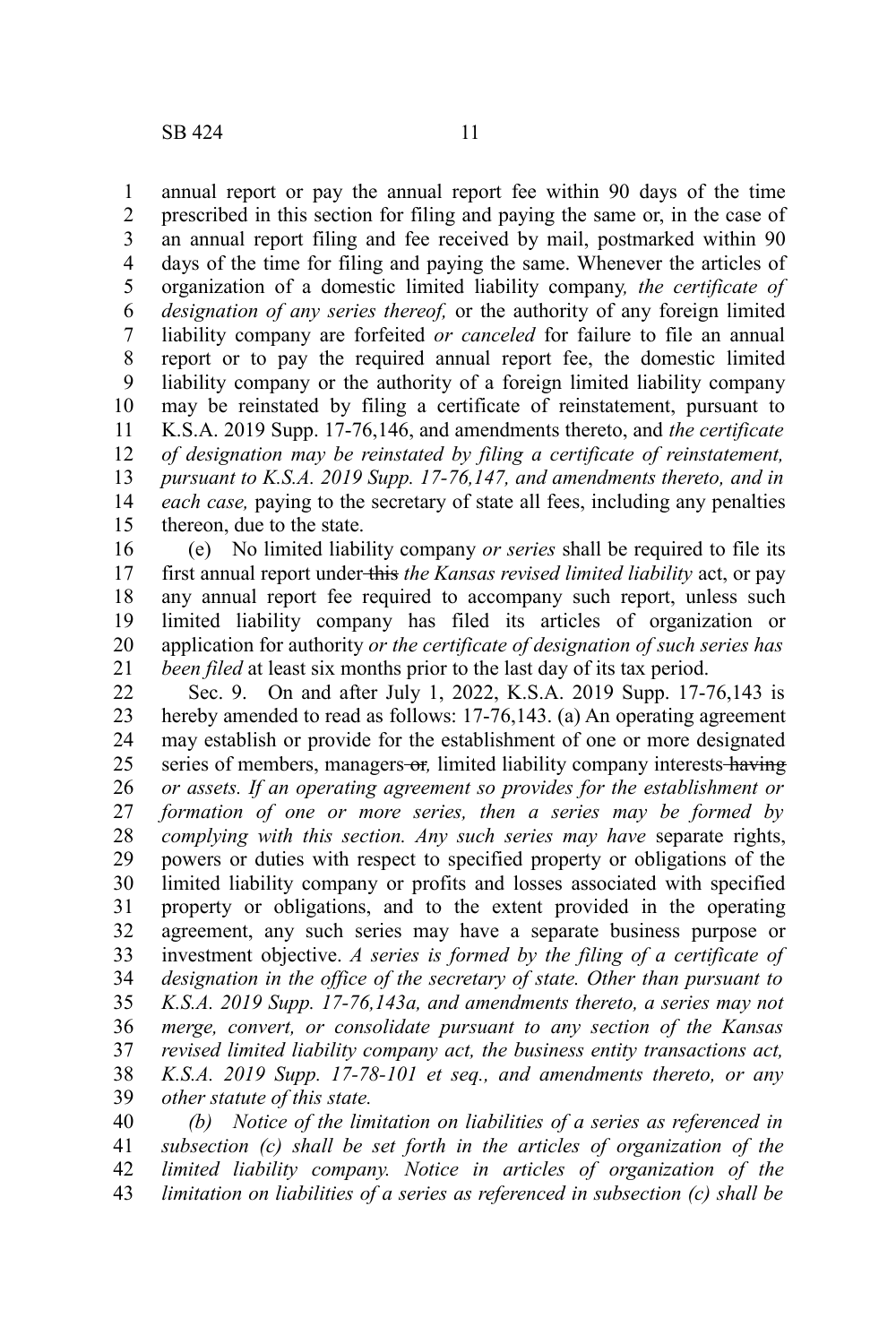annual report or pay the annual report fee within 90 days of the time prescribed in this section for filing and paying the same or, in the case of an annual report filing and fee received by mail, postmarked within 90 days of the time for filing and paying the same. Whenever the articles of organization of a domestic limited liability company*, the certificate of designation of any series thereof,* or the authority of any foreign limited liability company are forfeited *or canceled* for failure to file an annual report or to pay the required annual report fee, the domestic limited liability company or the authority of a foreign limited liability company may be reinstated by filing a certificate of reinstatement, pursuant to K.S.A. 2019 Supp. 17-76,146, and amendments thereto, and *the certificate of designation may be reinstated by filing a certificate of reinstatement, pursuant to K.S.A. 2019 Supp. 17-76,147, and amendments thereto, and in each case,* paying to the secretary of state all fees, including any penalties thereon, due to the state.

(e) No limited liability company *or series* shall be required to file its first annual report under ~~this~~ *the Kansas revised limited liability* act, or pay any annual report fee required to accompany such report, unless such limited liability company has filed its articles of organization or application for authority *or the certificate of designation of such series has been filed* at least six months prior to the last day of its tax period.

Sec. 9. On and after July 1, 2022, K.S.A. 2019 Supp. 17-76,143 is hereby amended to read as follows: 17-76,143. (a) An operating agreement may establish or provide for the establishment of one or more designated series of members, managers ~~or~~*,* limited liability company interests ~~having~~ *or assets. If an operating agreement so provides for the establishment or formation of one or more series, then a series may be formed by complying with this section. Any such series may have* separate rights, powers or duties with respect to specified property or obligations of the limited liability company or profits and losses associated with specified property or obligations, and to the extent provided in the operating agreement, any such series may have a separate business purpose or investment objective. *A series is formed by the filing of a certificate of designation in the office of the secretary of state. Other than pursuant to K.S.A. 2019 Supp. 17-76,143a, and amendments thereto, a series may not merge, convert, or consolidate pursuant to any section of the Kansas revised limited liability company act, the business entity transactions act, K.S.A. 2019 Supp. 17-78-101 et seq., and amendments thereto, or any other statute of this state.*

*(b) Notice of the limitation on liabilities of a series as referenced in subsection (c) shall be set forth in the articles of organization of the limited liability company. Notice in articles of organization of the limitation on liabilities of a series as referenced in subsection (c) shall be*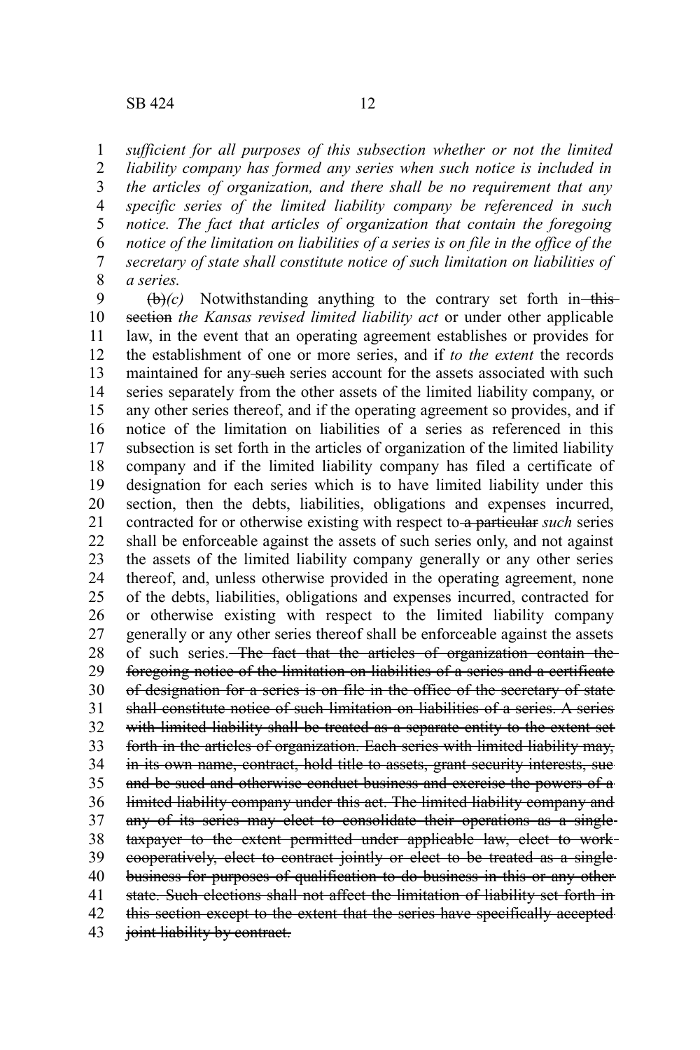*sufficient for all purposes of this subsection whether or not the limited liability company has formed any series when such notice is included in the articles of organization, and there shall be no requirement that any specific series of the limited liability company be referenced in such notice. The fact that articles of organization that contain the foregoing notice of the limitation on liabilities of a series is on file in the office of the secretary of state shall constitute notice of such limitation on liabilities of a series.*

~~(b)~~*(c)* Notwithstanding anything to the contrary set forth in ~~this section~~ *the Kansas revised limited liability act* or under other applicable law, in the event that an operating agreement establishes or provides for the establishment of one or more series, and if *to the extent* the records maintained for any ~~such~~ series account for the assets associated with such series separately from the other assets of the limited liability company, or any other series thereof, and if the operating agreement so provides, and if notice of the limitation on liabilities of a series as referenced in this subsection is set forth in the articles of organization of the limited liability company and if the limited liability company has filed a certificate of designation for each series which is to have limited liability under this section, then the debts, liabilities, obligations and expenses incurred, contracted for or otherwise existing with respect to ~~a particular~~ *such* series shall be enforceable against the assets of such series only, and not against the assets of the limited liability company generally or any other series thereof, and, unless otherwise provided in the operating agreement, none of the debts, liabilities, obligations and expenses incurred, contracted for or otherwise existing with respect to the limited liability company generally or any other series thereof shall be enforceable against the assets of such series. ~~The fact that the articles of organization contain the foregoing notice of the limitation on liabilities of a series and a certificate of designation for a series is on file in the office of the secretary of state shall constitute notice of such limitation on liabilities of a series. A series with limited liability shall be treated as a separate entity to the extent set forth in the articles of organization. Each series with limited liability may, in its own name, contract, hold title to assets, grant security interests, sue and be sued and otherwise conduct business and exercise the powers of a limited liability company under this act. The limited liability company and any of its series may elect to consolidate their operations as a single taxpayer to the extent permitted under applicable law, elect to work cooperatively, elect to contract jointly or elect to be treated as a single business for purposes of qualification to do business in this or any other state. Such elections shall not affect the limitation of liability set forth in this section except to the extent that the series have specifically accepted joint liability by contract.~~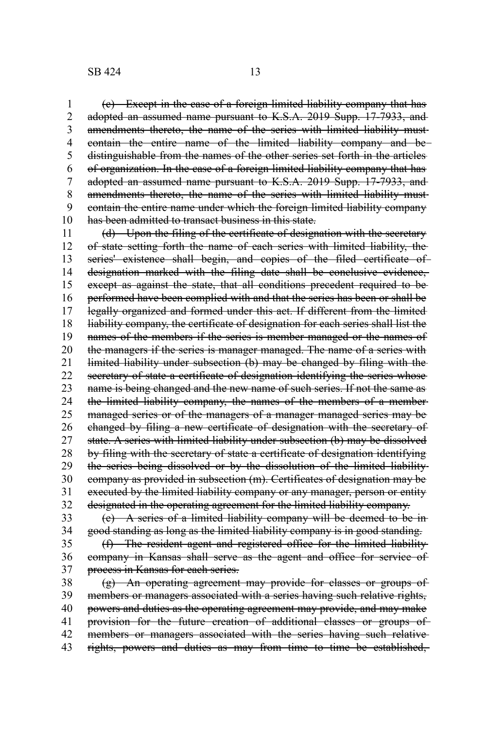~~(c) Except in the case of a foreign limited liability company that has adopted an assumed name pursuant to K.S.A. 2019 Supp. 17-7933, and amendments thereto, the name of the series with limited liability must contain the entire name of the limited liability company and be distinguishable from the names of the other series set forth in the articles of organization. In the case of a foreign limited liability company that has adopted an assumed name pursuant to K.S.A. 2019 Supp. 17-7933, and amendments thereto, the name of the series with limited liability must contain the entire name under which the foreign limited liability company has been admitted to transact business in this state.~~

~~(d) Upon the filing of the certificate of designation with the secretary of state setting forth the name of each series with limited liability, the series' existence shall begin, and copies of the filed certificate of designation marked with the filing date shall be conclusive evidence, except as against the state, that all conditions precedent required to be performed have been complied with and that the series has been or shall be legally organized and formed under this act. If different from the limited liability company, the certificate of designation for each series shall list the names of the members if the series is member managed or the names of the managers if the series is manager managed. The name of a series with limited liability under subsection (b) may be changed by filing with the secretary of state a certificate of designation identifying the series whose name is being changed and the new name of such series. If not the same as the limited liability company, the names of the members of a member managed series or of the managers of a manager managed series may be changed by filing a new certificate of designation with the secretary of state. A series with limited liability under subsection (b) may be dissolved by filing with the secretary of state a certificate of designation identifying the series being dissolved or by the dissolution of the limited liability company as provided in subsection (m). Certificates of designation may be executed by the limited liability company or any manager, person or entity designated in the operating agreement for the limited liability company.~~

~~(e) A series of a limited liability company will be deemed to be in good standing as long as the limited liability company is in good standing.~~

~~(f) The resident agent and registered office for the limited liability company in Kansas shall serve as the agent and office for service of process in Kansas for each series.~~

~~(g) An operating agreement may provide for classes or groups of members or managers associated with a series having such relative rights, powers and duties as the operating agreement may provide, and may make provision for the future creation of additional classes or groups of members or managers associated with the series having such relative rights, powers and duties as may from time to time be established,~~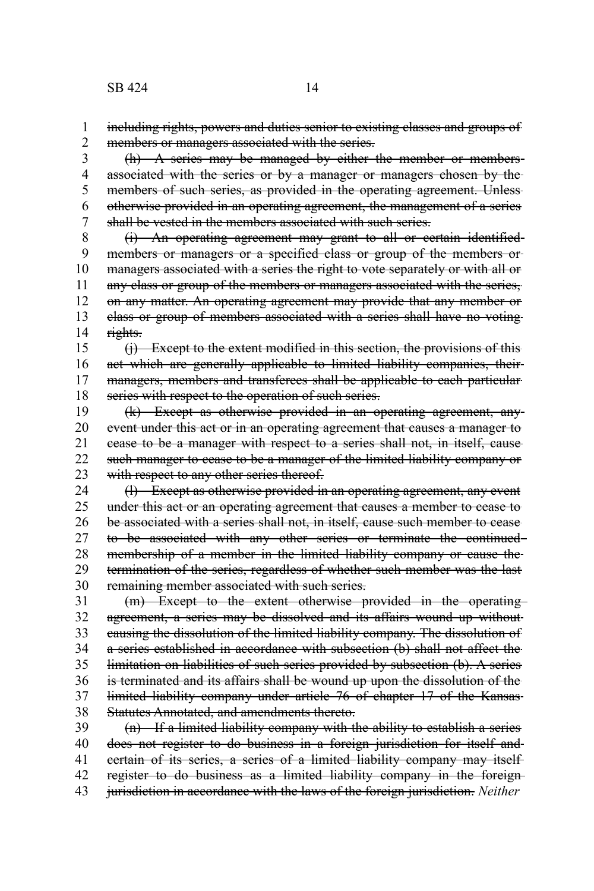~~including rights, powers and duties senior to existing classes and groups of members or managers associated with the series.~~

~~(h) A series may be managed by either the member or members associated with the series or by a manager or managers chosen by the members of such series, as provided in the operating agreement. Unless otherwise provided in an operating agreement, the management of a series shall be vested in the members associated with such series.~~

~~(i) An operating agreement may grant to all or certain identified members or managers or a specified class or group of the members or managers associated with a series the right to vote separately or with all or any class or group of the members or managers associated with the series, on any matter. An operating agreement may provide that any member or class or group of members associated with a series shall have no voting rights.~~

~~(j) Except to the extent modified in this section, the provisions of this act which are generally applicable to limited liability companies, their managers, members and transferees shall be applicable to each particular series with respect to the operation of such series.~~

~~(k) Except as otherwise provided in an operating agreement, any event under this act or in an operating agreement that causes a manager to cease to be a manager with respect to a series shall not, in itself, cause such manager to cease to be a manager of the limited liability company or with respect to any other series thereof.~~

~~(l) Except as otherwise provided in an operating agreement, any event under this act or an operating agreement that causes a member to cease to be associated with a series shall not, in itself, cause such member to cease to be associated with any other series or terminate the continued membership of a member in the limited liability company or cause the termination of the series, regardless of whether such member was the last remaining member associated with such series.~~

~~(m) Except to the extent otherwise provided in the operating agreement, a series may be dissolved and its affairs wound up without causing the dissolution of the limited liability company. The dissolution of a series established in accordance with subsection (b) shall not affect the limitation on liabilities of such series provided by subsection (b). A series is terminated and its affairs shall be wound up upon the dissolution of the limited liability company under article 76 of chapter 17 of the Kansas Statutes Annotated, and amendments thereto.~~

~~(n) If a limited liability company with the ability to establish a series does not register to do business in a foreign jurisdiction for itself and certain of its series, a series of a limited liability company may itself register to do business as a limited liability company in the foreign jurisdiction in accordance with the laws of the foreign jurisdiction.~~ *Neither*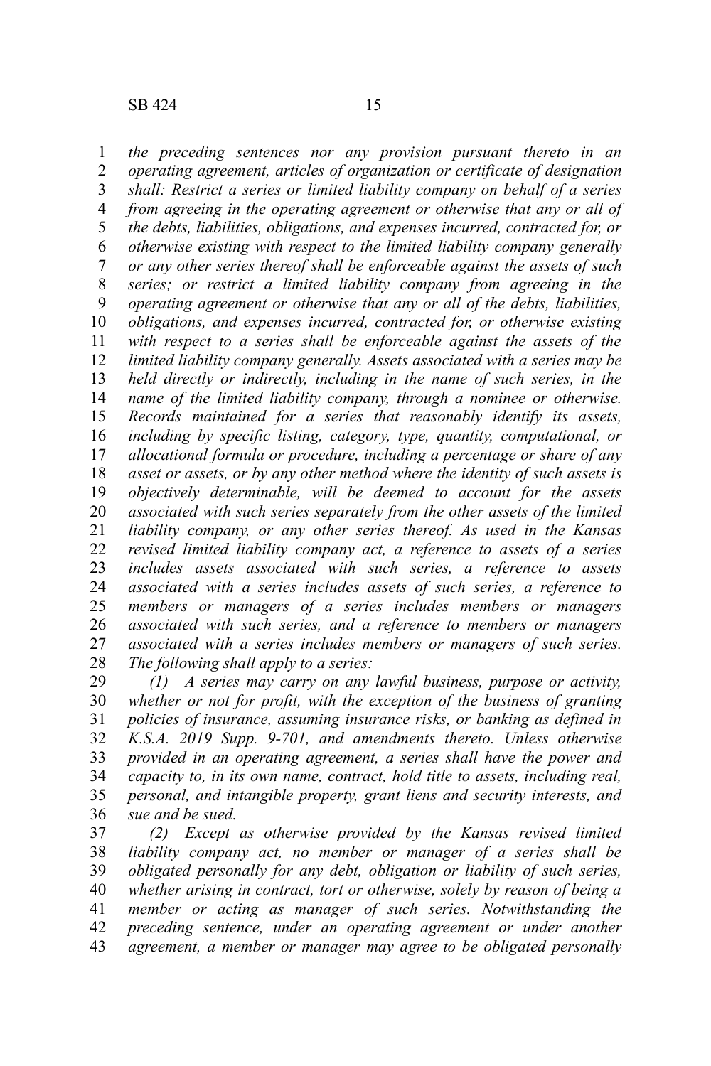*the preceding sentences nor any provision pursuant thereto in an operating agreement, articles of organization or certificate of designation shall: Restrict a series or limited liability company on behalf of a series from agreeing in the operating agreement or otherwise that any or all of the debts, liabilities, obligations, and expenses incurred, contracted for, or otherwise existing with respect to the limited liability company generally or any other series thereof shall be enforceable against the assets of such series; or restrict a limited liability company from agreeing in the operating agreement or otherwise that any or all of the debts, liabilities, obligations, and expenses incurred, contracted for, or otherwise existing with respect to a series shall be enforceable against the assets of the limited liability company generally. Assets associated with a series may be held directly or indirectly, including in the name of such series, in the name of the limited liability company, through a nominee or otherwise. Records maintained for a series that reasonably identify its assets, including by specific listing, category, type, quantity, computational, or allocational formula or procedure, including a percentage or share of any asset or assets, or by any other method where the identity of such assets is objectively determinable, will be deemed to account for the assets associated with such series separately from the other assets of the limited liability company, or any other series thereof. As used in the Kansas revised limited liability company act, a reference to assets of a series includes assets associated with such series, a reference to assets associated with a series includes assets of such series, a reference to members or managers of a series includes members or managers associated with such series, and a reference to members or managers associated with a series includes members or managers of such series. The following shall apply to a series:*

*(1) A series may carry on any lawful business, purpose or activity, whether or not for profit, with the exception of the business of granting policies of insurance, assuming insurance risks, or banking as defined in K.S.A. 2019 Supp. 9-701, and amendments thereto. Unless otherwise provided in an operating agreement, a series shall have the power and capacity to, in its own name, contract, hold title to assets, including real, personal, and intangible property, grant liens and security interests, and sue and be sued.*

*(2) Except as otherwise provided by the Kansas revised limited liability company act, no member or manager of a series shall be obligated personally for any debt, obligation or liability of such series, whether arising in contract, tort or otherwise, solely by reason of being a member or acting as manager of such series. Notwithstanding the preceding sentence, under an operating agreement or under another agreement, a member or manager may agree to be obligated personally*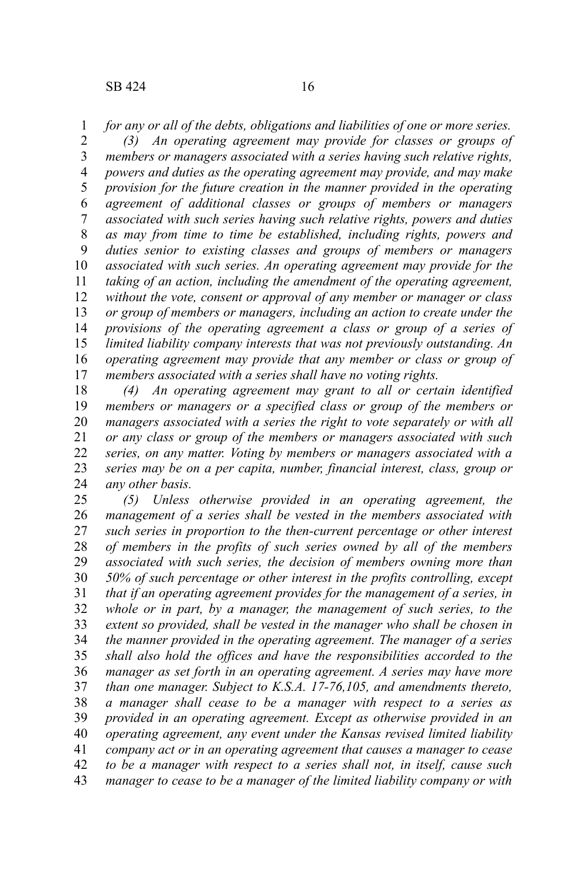*for any or all of the debts, obligations and liabilities of one or more series.*

*(3) An operating agreement may provide for classes or groups of members or managers associated with a series having such relative rights, powers and duties as the operating agreement may provide, and may make provision for the future creation in the manner provided in the operating agreement of additional classes or groups of members or managers associated with such series having such relative rights, powers and duties as may from time to time be established, including rights, powers and duties senior to existing classes and groups of members or managers associated with such series. An operating agreement may provide for the taking of an action, including the amendment of the operating agreement, without the vote, consent or approval of any member or manager or class or group of members or managers, including an action to create under the provisions of the operating agreement a class or group of a series of limited liability company interests that was not previously outstanding. An operating agreement may provide that any member or class or group of members associated with a series shall have no voting rights.*

*(4) An operating agreement may grant to all or certain identified members or managers or a specified class or group of the members or managers associated with a series the right to vote separately or with all or any class or group of the members or managers associated with such series, on any matter. Voting by members or managers associated with a series may be on a per capita, number, financial interest, class, group or any other basis.*

*(5) Unless otherwise provided in an operating agreement, the management of a series shall be vested in the members associated with such series in proportion to the then-current percentage or other interest of members in the profits of such series owned by all of the members associated with such series, the decision of members owning more than 50% of such percentage or other interest in the profits controlling, except that if an operating agreement provides for the management of a series, in whole or in part, by a manager, the management of such series, to the extent so provided, shall be vested in the manager who shall be chosen in the manner provided in the operating agreement. The manager of a series shall also hold the offices and have the responsibilities accorded to the manager as set forth in an operating agreement. A series may have more than one manager. Subject to K.S.A. 17-76,105, and amendments thereto, a manager shall cease to be a manager with respect to a series as provided in an operating agreement. Except as otherwise provided in an operating agreement, any event under the Kansas revised limited liability company act or in an operating agreement that causes a manager to cease to be a manager with respect to a series shall not, in itself, cause such manager to cease to be a manager of the limited liability company or with*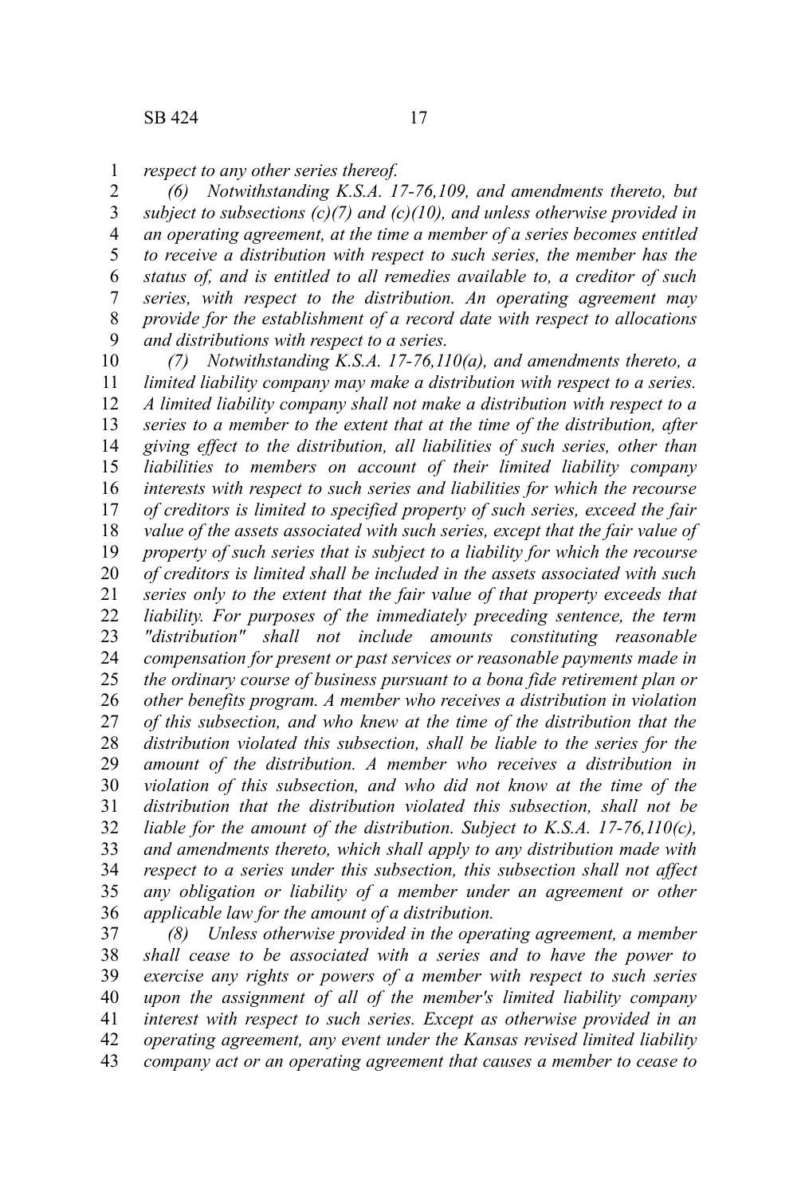*respect to any other series thereof.*

*(6) Notwithstanding K.S.A. 17-76,109, and amendments thereto, but subject to subsections (c)(7) and (c)(10), and unless otherwise provided in an operating agreement, at the time a member of a series becomes entitled to receive a distribution with respect to such series, the member has the status of, and is entitled to all remedies available to, a creditor of such series, with respect to the distribution. An operating agreement may provide for the establishment of a record date with respect to allocations and distributions with respect to a series.*

*(7) Notwithstanding K.S.A. 17-76,110(a), and amendments thereto, a limited liability company may make a distribution with respect to a series. A limited liability company shall not make a distribution with respect to a series to a member to the extent that at the time of the distribution, after giving effect to the distribution, all liabilities of such series, other than liabilities to members on account of their limited liability company interests with respect to such series and liabilities for which the recourse of creditors is limited to specified property of such series, exceed the fair value of the assets associated with such series, except that the fair value of property of such series that is subject to a liability for which the recourse of creditors is limited shall be included in the assets associated with such series only to the extent that the fair value of that property exceeds that liability. For purposes of the immediately preceding sentence, the term "distribution" shall not include amounts constituting reasonable compensation for present or past services or reasonable payments made in the ordinary course of business pursuant to a bona fide retirement plan or other benefits program. A member who receives a distribution in violation of this subsection, and who knew at the time of the distribution that the distribution violated this subsection, shall be liable to the series for the amount of the distribution. A member who receives a distribution in violation of this subsection, and who did not know at the time of the distribution that the distribution violated this subsection, shall not be liable for the amount of the distribution. Subject to K.S.A. 17-76,110(c), and amendments thereto, which shall apply to any distribution made with respect to a series under this subsection, this subsection shall not affect any obligation or liability of a member under an agreement or other applicable law for the amount of a distribution.*

*(8) Unless otherwise provided in the operating agreement, a member shall cease to be associated with a series and to have the power to exercise any rights or powers of a member with respect to such series upon the assignment of all of the member's limited liability company interest with respect to such series. Except as otherwise provided in an operating agreement, any event under the Kansas revised limited liability company act or an operating agreement that causes a member to cease to*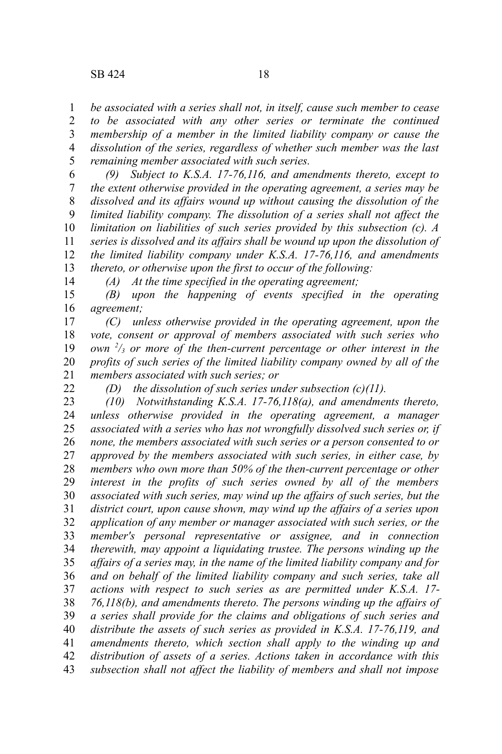*be associated with a series shall not, in itself, cause such member to cease to be associated with any other series or terminate the continued membership of a member in the limited liability company or cause the dissolution of the series, regardless of whether such member was the last remaining member associated with such series.*

*(9) Subject to K.S.A. 17-76,116, and amendments thereto, except to the extent otherwise provided in the operating agreement, a series may be dissolved and its affairs wound up without causing the dissolution of the limited liability company. The dissolution of a series shall not affect the limitation on liabilities of such series provided by this subsection (c). A series is dissolved and its affairs shall be wound up upon the dissolution of the limited liability company under K.S.A. 17-76,116, and amendments thereto, or otherwise upon the first to occur of the following:*

*(A) At the time specified in the operating agreement;*

*(B) upon the happening of events specified in the operating agreement;*

*(C) unless otherwise provided in the operating agreement, upon the vote, consent or approval of members associated with such series who own $^{2}/_{3}$ or more of the then-current percentage or other interest in the profits of such series of the limited liability company owned by all of the members associated with such series; or*

*(D) the dissolution of such series under subsection (c)(11).*

*(10) Notwithstanding K.S.A. 17-76,118(a), and amendments thereto, unless otherwise provided in the operating agreement, a manager associated with a series who has not wrongfully dissolved such series or, if none, the members associated with such series or a person consented to or approved by the members associated with such series, in either case, by members who own more than 50% of the then-current percentage or other interest in the profits of such series owned by all of the members associated with such series, may wind up the affairs of such series, but the district court, upon cause shown, may wind up the affairs of a series upon application of any member or manager associated with such series, or the member's personal representative or assignee, and in connection therewith, may appoint a liquidating trustee. The persons winding up the affairs of a series may, in the name of the limited liability company and for and on behalf of the limited liability company and such series, take all actions with respect to such series as are permitted under K.S.A. 17-76,118(b), and amendments thereto. The persons winding up the affairs of a series shall provide for the claims and obligations of such series and distribute the assets of such series as provided in K.S.A. 17-76,119, and amendments thereto, which section shall apply to the winding up and distribution of assets of a series. Actions taken in accordance with this subsection shall not affect the liability of members and shall not impose*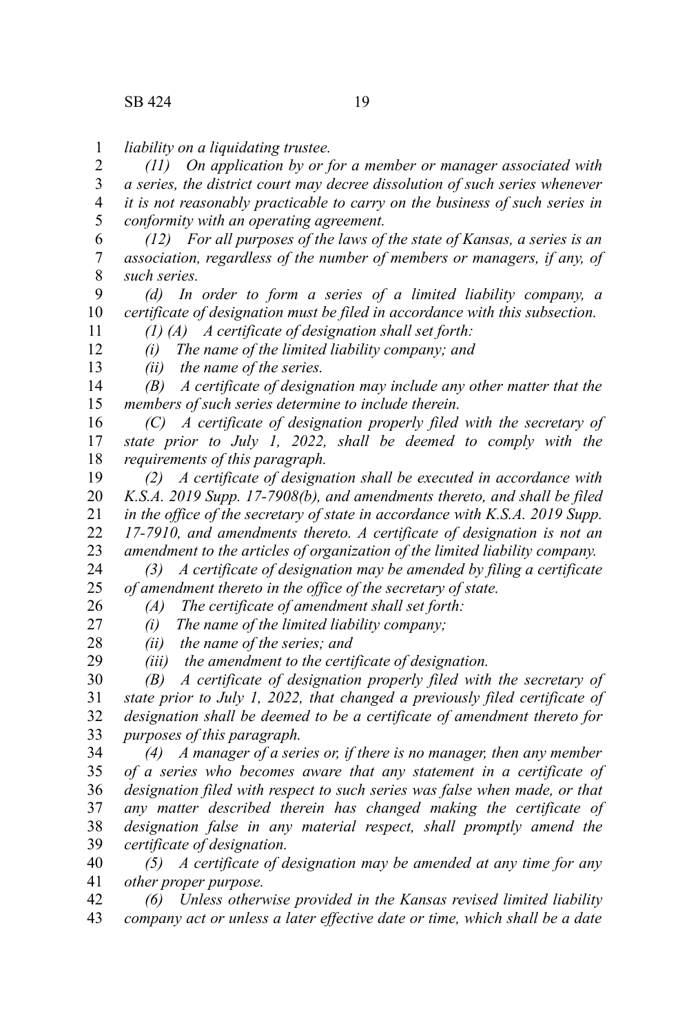*liability on a liquidating trustee.*

*(11) On application by or for a member or manager associated with a series, the district court may decree dissolution of such series whenever it is not reasonably practicable to carry on the business of such series in conformity with an operating agreement.*

*(12) For all purposes of the laws of the state of Kansas, a series is an association, regardless of the number of members or managers, if any, of such series.*

*(d) In order to form a series of a limited liability company, a certificate of designation must be filed in accordance with this subsection.*

*(1) (A) A certificate of designation shall set forth:*

*(i) The name of the limited liability company; and*

*(ii) the name of the series.*

*(B) A certificate of designation may include any other matter that the members of such series determine to include therein.*

*(C) A certificate of designation properly filed with the secretary of state prior to July 1, 2022, shall be deemed to comply with the requirements of this paragraph.*

*(2) A certificate of designation shall be executed in accordance with K.S.A. 2019 Supp. 17-7908(b), and amendments thereto, and shall be filed in the office of the secretary of state in accordance with K.S.A. 2019 Supp. 17-7910, and amendments thereto. A certificate of designation is not an amendment to the articles of organization of the limited liability company.*

*(3) A certificate of designation may be amended by filing a certificate of amendment thereto in the office of the secretary of state.*

*(A) The certificate of amendment shall set forth:*

*(i) The name of the limited liability company;*

*(ii) the name of the series; and*

*(iii) the amendment to the certificate of designation.*

*(B) A certificate of designation properly filed with the secretary of state prior to July 1, 2022, that changed a previously filed certificate of designation shall be deemed to be a certificate of amendment thereto for purposes of this paragraph.*

*(4) A manager of a series or, if there is no manager, then any member of a series who becomes aware that any statement in a certificate of designation filed with respect to such series was false when made, or that any matter described therein has changed making the certificate of designation false in any material respect, shall promptly amend the certificate of designation.*

*(5) A certificate of designation may be amended at any time for any other proper purpose.*

*(6) Unless otherwise provided in the Kansas revised limited liability company act or unless a later effective date or time, which shall be a date*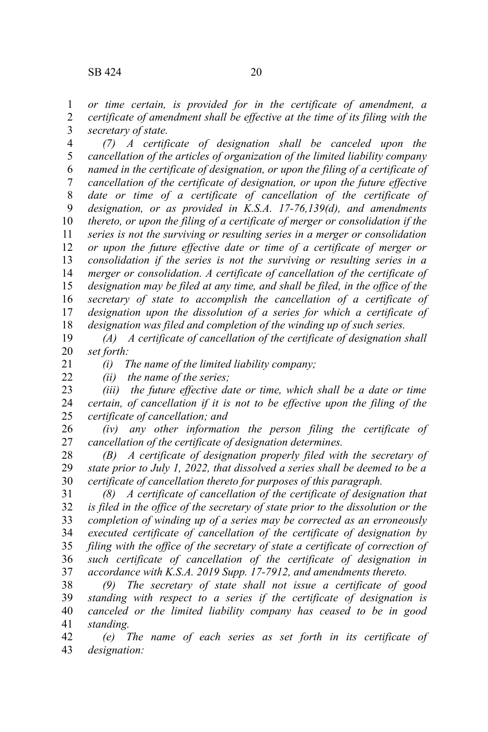*or time certain, is provided for in the certificate of amendment, a certificate of amendment shall be effective at the time of its filing with the secretary of state.*

*(7) A certificate of designation shall be canceled upon the cancellation of the articles of organization of the limited liability company named in the certificate of designation, or upon the filing of a certificate of cancellation of the certificate of designation, or upon the future effective date or time of a certificate of cancellation of the certificate of designation, or as provided in K.S.A. 17-76,139(d), and amendments thereto, or upon the filing of a certificate of merger or consolidation if the series is not the surviving or resulting series in a merger or consolidation or upon the future effective date or time of a certificate of merger or consolidation if the series is not the surviving or resulting series in a merger or consolidation. A certificate of cancellation of the certificate of designation may be filed at any time, and shall be filed, in the office of the secretary of state to accomplish the cancellation of a certificate of designation upon the dissolution of a series for which a certificate of designation was filed and completion of the winding up of such series.*

*(A) A certificate of cancellation of the certificate of designation shall set forth:*

*(i) The name of the limited liability company;*

*(ii) the name of the series;*

*(iii) the future effective date or time, which shall be a date or time certain, of cancellation if it is not to be effective upon the filing of the certificate of cancellation; and*

*(iv) any other information the person filing the certificate of cancellation of the certificate of designation determines.*

*(B) A certificate of designation properly filed with the secretary of state prior to July 1, 2022, that dissolved a series shall be deemed to be a certificate of cancellation thereto for purposes of this paragraph.*

*(8) A certificate of cancellation of the certificate of designation that is filed in the office of the secretary of state prior to the dissolution or the completion of winding up of a series may be corrected as an erroneously executed certificate of cancellation of the certificate of designation by filing with the office of the secretary of state a certificate of correction of such certificate of cancellation of the certificate of designation in accordance with K.S.A. 2019 Supp. 17-7912, and amendments thereto.*

*(9) The secretary of state shall not issue a certificate of good standing with respect to a series if the certificate of designation is canceled or the limited liability company has ceased to be in good standing.*

*(e) The name of each series as set forth in its certificate of designation:*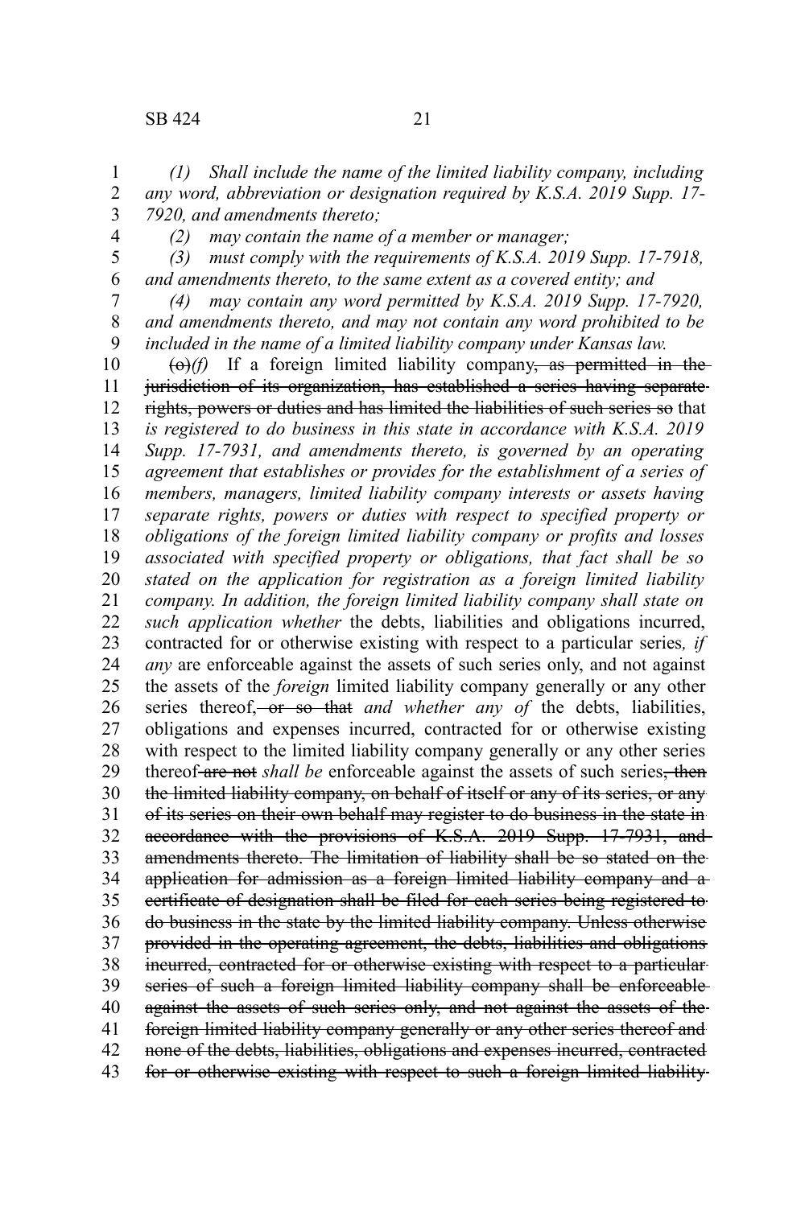*(1) Shall include the name of the limited liability company, including any word, abbreviation or designation required by K.S.A. 2019 Supp. 17-7920, and amendments thereto;*

*(2) may contain the name of a member or manager;*

*(3) must comply with the requirements of K.S.A. 2019 Supp. 17-7918, and amendments thereto, to the same extent as a covered entity; and*

*(4) may contain any word permitted by K.S.A. 2019 Supp. 17-7920, and amendments thereto, and may not contain any word prohibited to be included in the name of a limited liability company under Kansas law.*

~~(o)~~*(f)* If a foreign limited liability company~~, as permitted in the jurisdiction of its organization, has established a series having separate rights, powers or duties and has limited the liabilities of such series so~~ that *is registered to do business in this state in accordance with K.S.A. 2019 Supp. 17-7931, and amendments thereto, is governed by an operating agreement that establishes or provides for the establishment of a series of members, managers, limited liability company interests or assets having separate rights, powers or duties with respect to specified property or obligations of the foreign limited liability company or profits and losses associated with specified property or obligations, that fact shall be so stated on the application for registration as a foreign limited liability company. In addition, the foreign limited liability company shall state on such application whether* the debts, liabilities and obligations incurred, contracted for or otherwise existing with respect to a particular series*, if any* are enforceable against the assets of such series only, and not against the assets of the *foreign* limited liability company generally or any other series thereof~~, or so that~~ *and whether any of* the debts, liabilities, obligations and expenses incurred, contracted for or otherwise existing with respect to the limited liability company generally or any other series thereof ~~are not~~ *shall be* enforceable against the assets of such series~~, then the limited liability company, on behalf of itself or any of its series, or any of its series on their own behalf may register to do business in the state in accordance with the provisions of K.S.A. 2019 Supp. 17-7931, and amendments thereto. The limitation of liability shall be so stated on the application for admission as a foreign limited liability company and a certificate of designation shall be filed for each series being registered to do business in the state by the limited liability company. Unless otherwise provided in the operating agreement, the debts, liabilities and obligations incurred, contracted for or otherwise existing with respect to a particular series of such a foreign limited liability company shall be enforceable against the assets of such series only, and not against the assets of the foreign limited liability company generally or any other series thereof and none of the debts, liabilities, obligations and expenses incurred, contracted for or otherwise existing with respect to such a foreign limited liability~~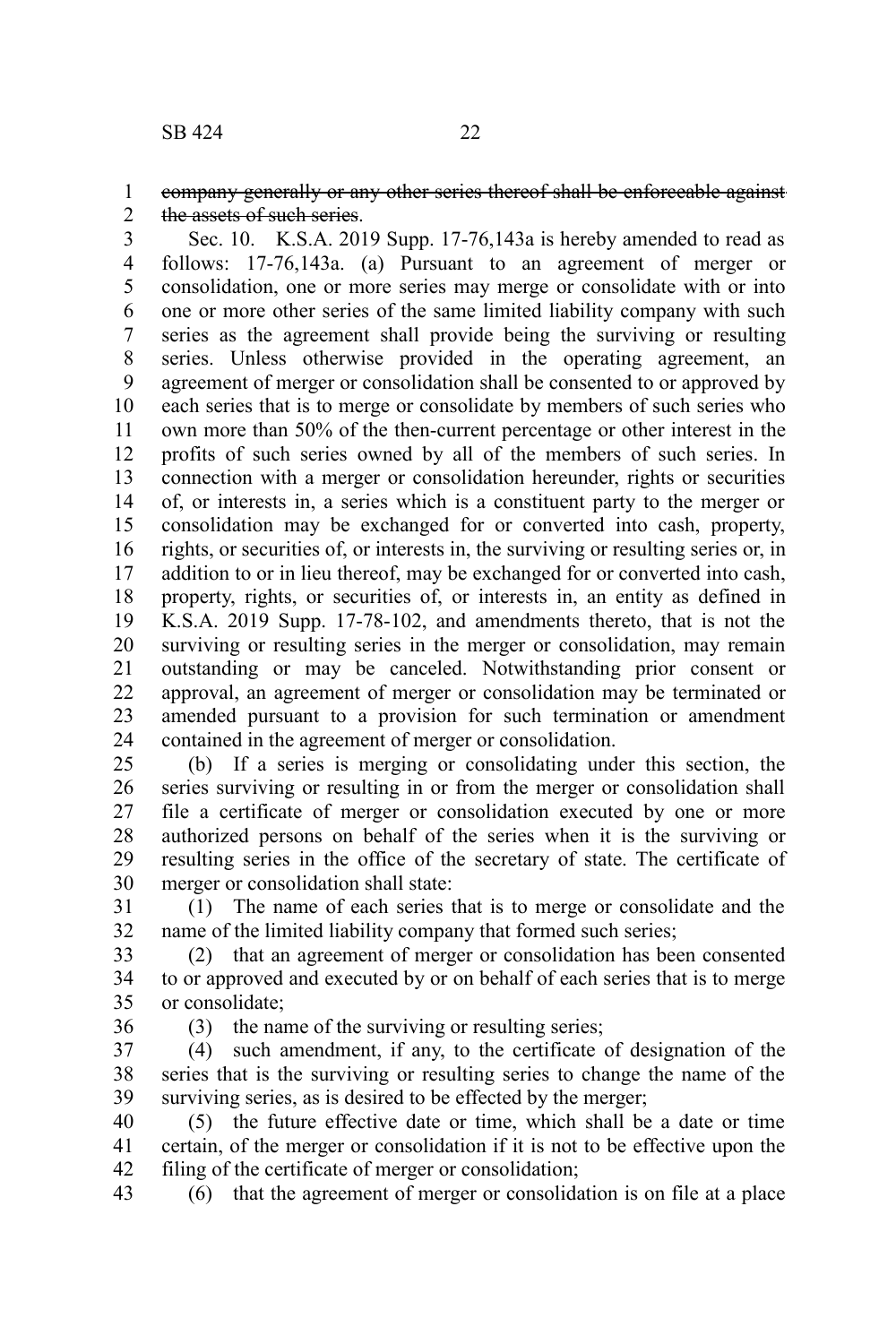~~company generally or any other series thereof shall be enforceable against the assets of such series.~~

Sec. 10. K.S.A. 2019 Supp. 17-76,143a is hereby amended to read as follows: 17-76,143a. (a) Pursuant to an agreement of merger or consolidation, one or more series may merge or consolidate with or into one or more other series of the same limited liability company with such series as the agreement shall provide being the surviving or resulting series. Unless otherwise provided in the operating agreement, an agreement of merger or consolidation shall be consented to or approved by each series that is to merge or consolidate by members of such series who own more than 50% of the then-current percentage or other interest in the profits of such series owned by all of the members of such series. In connection with a merger or consolidation hereunder, rights or securities of, or interests in, a series which is a constituent party to the merger or consolidation may be exchanged for or converted into cash, property, rights, or securities of, or interests in, the surviving or resulting series or, in addition to or in lieu thereof, may be exchanged for or converted into cash, property, rights, or securities of, or interests in, an entity as defined in K.S.A. 2019 Supp. 17-78-102, and amendments thereto, that is not the surviving or resulting series in the merger or consolidation, may remain outstanding or may be canceled. Notwithstanding prior consent or approval, an agreement of merger or consolidation may be terminated or amended pursuant to a provision for such termination or amendment contained in the agreement of merger or consolidation.

(b) If a series is merging or consolidating under this section, the series surviving or resulting in or from the merger or consolidation shall file a certificate of merger or consolidation executed by one or more authorized persons on behalf of the series when it is the surviving or resulting series in the office of the secretary of state. The certificate of merger or consolidation shall state:

(1) The name of each series that is to merge or consolidate and the name of the limited liability company that formed such series;

(2) that an agreement of merger or consolidation has been consented to or approved and executed by or on behalf of each series that is to merge or consolidate;

(3) the name of the surviving or resulting series;

(4) such amendment, if any, to the certificate of designation of the series that is the surviving or resulting series to change the name of the surviving series, as is desired to be effected by the merger;

(5) the future effective date or time, which shall be a date or time certain, of the merger or consolidation if it is not to be effective upon the filing of the certificate of merger or consolidation;

(6) that the agreement of merger or consolidation is on file at a place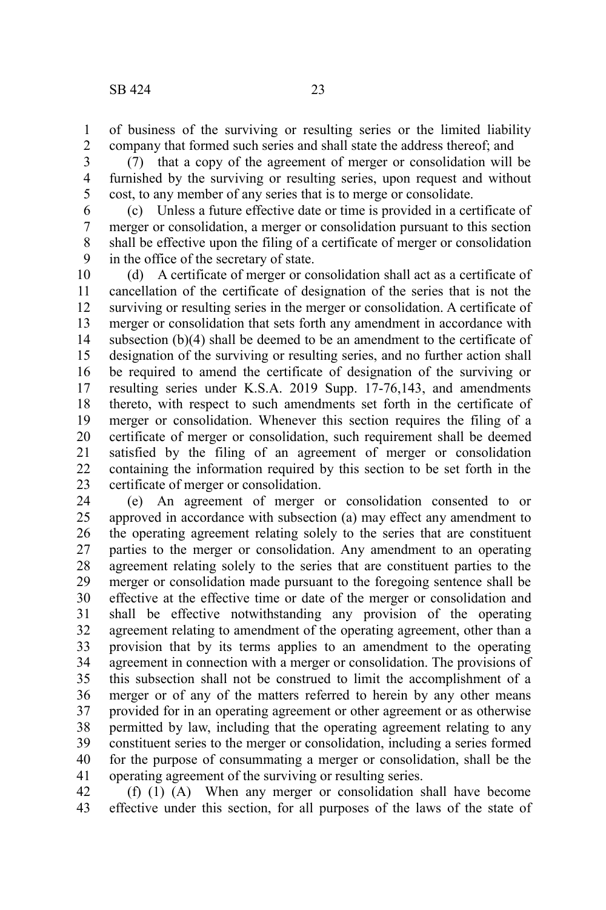of business of the surviving or resulting series or the limited liability company that formed such series and shall state the address thereof; and

(7) that a copy of the agreement of merger or consolidation will be furnished by the surviving or resulting series, upon request and without cost, to any member of any series that is to merge or consolidate.

(c) Unless a future effective date or time is provided in a certificate of merger or consolidation, a merger or consolidation pursuant to this section shall be effective upon the filing of a certificate of merger or consolidation in the office of the secretary of state.

(d) A certificate of merger or consolidation shall act as a certificate of cancellation of the certificate of designation of the series that is not the surviving or resulting series in the merger or consolidation. A certificate of merger or consolidation that sets forth any amendment in accordance with subsection (b)(4) shall be deemed to be an amendment to the certificate of designation of the surviving or resulting series, and no further action shall be required to amend the certificate of designation of the surviving or resulting series under K.S.A. 2019 Supp. 17-76,143, and amendments thereto, with respect to such amendments set forth in the certificate of merger or consolidation. Whenever this section requires the filing of a certificate of merger or consolidation, such requirement shall be deemed satisfied by the filing of an agreement of merger or consolidation containing the information required by this section to be set forth in the certificate of merger or consolidation.

(e) An agreement of merger or consolidation consented to or approved in accordance with subsection (a) may effect any amendment to the operating agreement relating solely to the series that are constituent parties to the merger or consolidation. Any amendment to an operating agreement relating solely to the series that are constituent parties to the merger or consolidation made pursuant to the foregoing sentence shall be effective at the effective time or date of the merger or consolidation and shall be effective notwithstanding any provision of the operating agreement relating to amendment of the operating agreement, other than a provision that by its terms applies to an amendment to the operating agreement in connection with a merger or consolidation. The provisions of this subsection shall not be construed to limit the accomplishment of a merger or of any of the matters referred to herein by any other means provided for in an operating agreement or other agreement or as otherwise permitted by law, including that the operating agreement relating to any constituent series to the merger or consolidation, including a series formed for the purpose of consummating a merger or consolidation, shall be the operating agreement of the surviving or resulting series.

(f) (1) (A) When any merger or consolidation shall have become effective under this section, for all purposes of the laws of the state of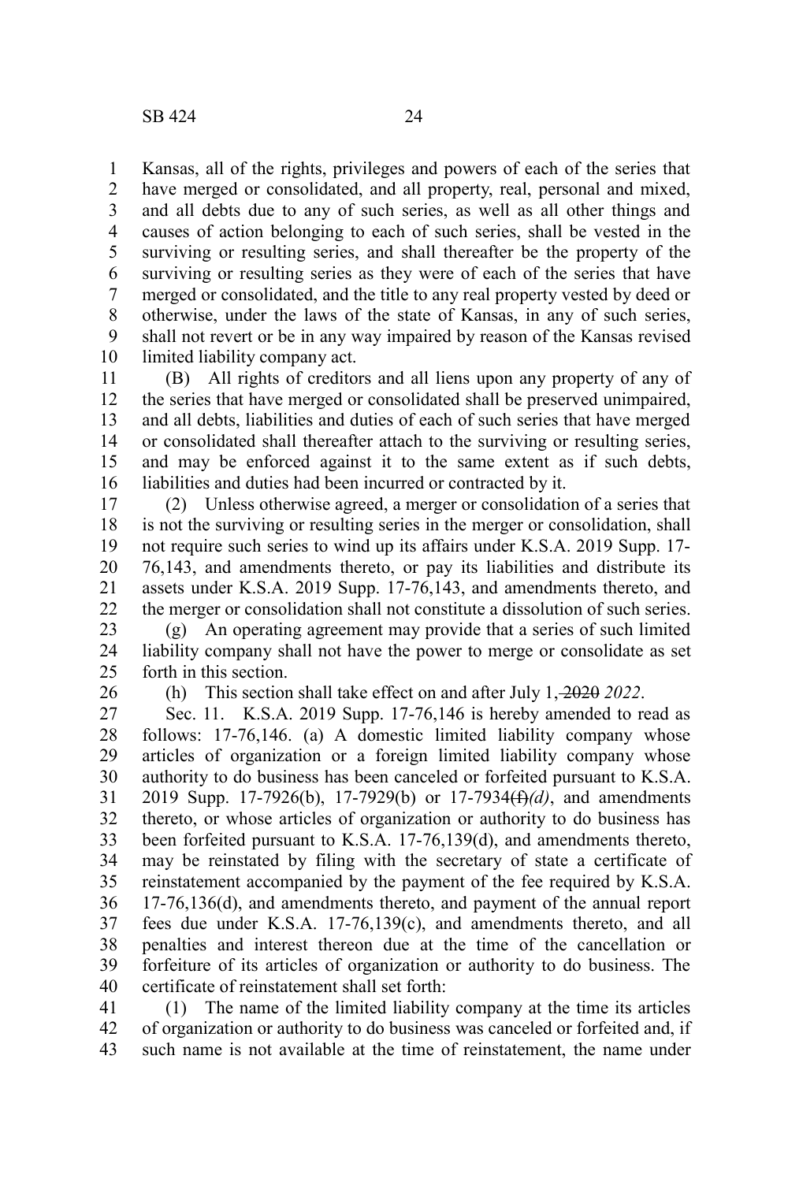Kansas, all of the rights, privileges and powers of each of the series that have merged or consolidated, and all property, real, personal and mixed, and all debts due to any of such series, as well as all other things and causes of action belonging to each of such series, shall be vested in the surviving or resulting series, and shall thereafter be the property of the surviving or resulting series as they were of each of the series that have merged or consolidated, and the title to any real property vested by deed or otherwise, under the laws of the state of Kansas, in any of such series, shall not revert or be in any way impaired by reason of the Kansas revised limited liability company act.

(B) All rights of creditors and all liens upon any property of any of the series that have merged or consolidated shall be preserved unimpaired, and all debts, liabilities and duties of each of such series that have merged or consolidated shall thereafter attach to the surviving or resulting series, and may be enforced against it to the same extent as if such debts, liabilities and duties had been incurred or contracted by it.

(2) Unless otherwise agreed, a merger or consolidation of a series that is not the surviving or resulting series in the merger or consolidation, shall not require such series to wind up its affairs under K.S.A. 2019 Supp. 17-76,143, and amendments thereto, or pay its liabilities and distribute its assets under K.S.A. 2019 Supp. 17-76,143, and amendments thereto, and the merger or consolidation shall not constitute a dissolution of such series.

(g) An operating agreement may provide that a series of such limited liability company shall not have the power to merge or consolidate as set forth in this section.

(h) This section shall take effect on and after July 1, ~~2020~~ *2022*.

Sec. 11. K.S.A. 2019 Supp. 17-76,146 is hereby amended to read as follows: 17-76,146. (a) A domestic limited liability company whose articles of organization or a foreign limited liability company whose authority to do business has been canceled or forfeited pursuant to K.S.A. 2019 Supp. 17-7926(b), 17-7929(b) or 17-7934~~(f)~~*(d)*, and amendments thereto, or whose articles of organization or authority to do business has been forfeited pursuant to K.S.A. 17-76,139(d), and amendments thereto, may be reinstated by filing with the secretary of state a certificate of reinstatement accompanied by the payment of the fee required by K.S.A. 17-76,136(d), and amendments thereto, and payment of the annual report fees due under K.S.A. 17-76,139(c), and amendments thereto, and all penalties and interest thereon due at the time of the cancellation or forfeiture of its articles of organization or authority to do business. The certificate of reinstatement shall set forth:

(1) The name of the limited liability company at the time its articles of organization or authority to do business was canceled or forfeited and, if such name is not available at the time of reinstatement, the name under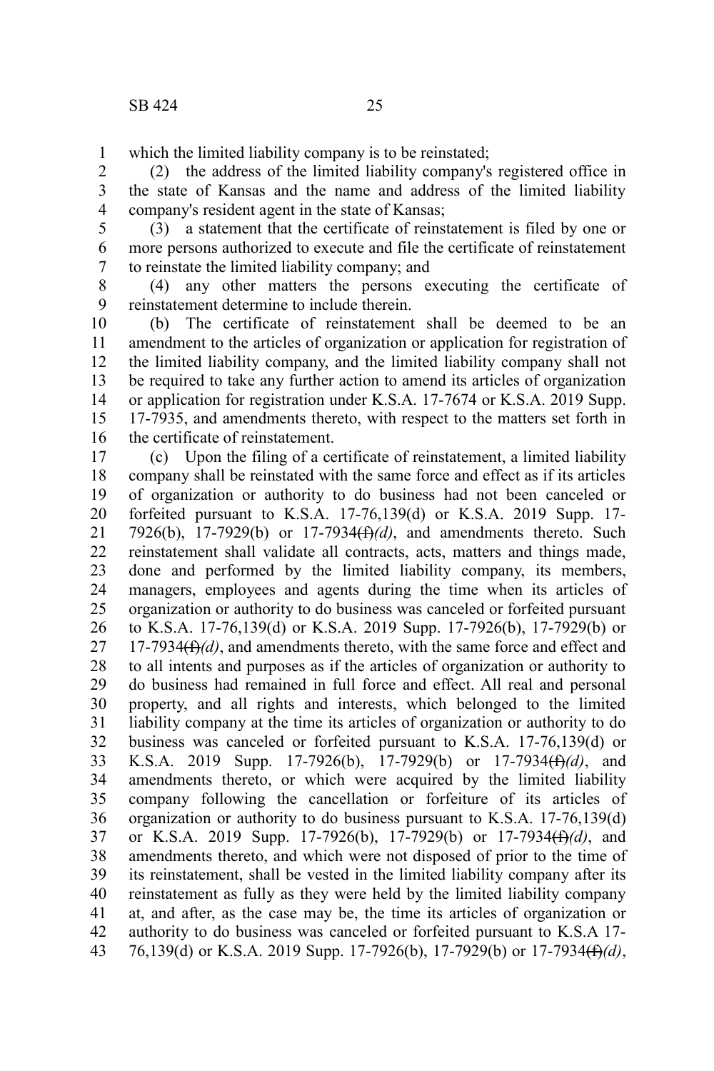which the limited liability company is to be reinstated;

(2) the address of the limited liability company's registered office in the state of Kansas and the name and address of the limited liability company's resident agent in the state of Kansas;

(3) a statement that the certificate of reinstatement is filed by one or more persons authorized to execute and file the certificate of reinstatement to reinstate the limited liability company; and

(4) any other matters the persons executing the certificate of reinstatement determine to include therein.

(b) The certificate of reinstatement shall be deemed to be an amendment to the articles of organization or application for registration of the limited liability company, and the limited liability company shall not be required to take any further action to amend its articles of organization or application for registration under K.S.A. 17-7674 or K.S.A. 2019 Supp. 17-7935, and amendments thereto, with respect to the matters set forth in the certificate of reinstatement.

(c) Upon the filing of a certificate of reinstatement, a limited liability company shall be reinstated with the same force and effect as if its articles of organization or authority to do business had not been canceled or forfeited pursuant to K.S.A. 17-76,139(d) or K.S.A. 2019 Supp. 17-7926(b), 17-7929(b) or 17-7934~~(f)~~*(d)*, and amendments thereto. Such reinstatement shall validate all contracts, acts, matters and things made, done and performed by the limited liability company, its members, managers, employees and agents during the time when its articles of organization or authority to do business was canceled or forfeited pursuant to K.S.A. 17-76,139(d) or K.S.A. 2019 Supp. 17-7926(b), 17-7929(b) or 17-7934~~(f)~~*(d)*, and amendments thereto, with the same force and effect and to all intents and purposes as if the articles of organization or authority to do business had remained in full force and effect. All real and personal property, and all rights and interests, which belonged to the limited liability company at the time its articles of organization or authority to do business was canceled or forfeited pursuant to K.S.A. 17-76,139(d) or K.S.A. 2019 Supp. 17-7926(b), 17-7929(b) or 17-7934~~(f)~~*(d)*, and amendments thereto, or which were acquired by the limited liability company following the cancellation or forfeiture of its articles of organization or authority to do business pursuant to K.S.A. 17-76,139(d) or K.S.A. 2019 Supp. 17-7926(b), 17-7929(b) or 17-7934~~(f)~~*(d)*, and amendments thereto, and which were not disposed of prior to the time of its reinstatement, shall be vested in the limited liability company after its reinstatement as fully as they were held by the limited liability company at, and after, as the case may be, the time its articles of organization or authority to do business was canceled or forfeited pursuant to K.S.A 17-76,139(d) or K.S.A. 2019 Supp. 17-7926(b), 17-7929(b) or 17-7934~~(f)~~*(d)*,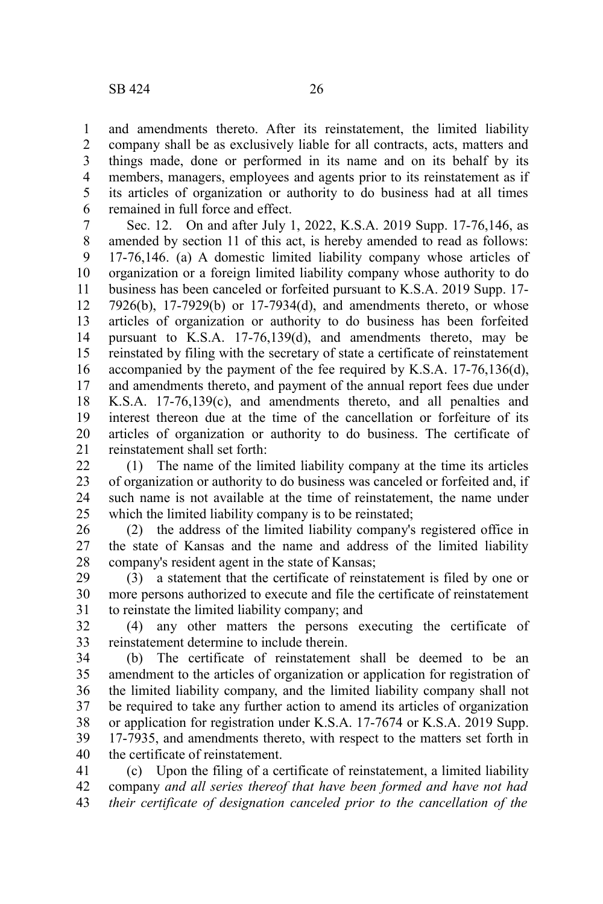and amendments thereto. After its reinstatement, the limited liability company shall be as exclusively liable for all contracts, acts, matters and things made, done or performed in its name and on its behalf by its members, managers, employees and agents prior to its reinstatement as if its articles of organization or authority to do business had at all times remained in full force and effect.

Sec. 12. On and after July 1, 2022, K.S.A. 2019 Supp. 17-76,146, as amended by section 11 of this act, is hereby amended to read as follows: 17-76,146. (a) A domestic limited liability company whose articles of organization or a foreign limited liability company whose authority to do business has been canceled or forfeited pursuant to K.S.A. 2019 Supp. 17-7926(b), 17-7929(b) or 17-7934(d), and amendments thereto, or whose articles of organization or authority to do business has been forfeited pursuant to K.S.A. 17-76,139(d), and amendments thereto, may be reinstated by filing with the secretary of state a certificate of reinstatement accompanied by the payment of the fee required by K.S.A. 17-76,136(d), and amendments thereto, and payment of the annual report fees due under K.S.A. 17-76,139(c), and amendments thereto, and all penalties and interest thereon due at the time of the cancellation or forfeiture of its articles of organization or authority to do business. The certificate of reinstatement shall set forth:

(1) The name of the limited liability company at the time its articles of organization or authority to do business was canceled or forfeited and, if such name is not available at the time of reinstatement, the name under which the limited liability company is to be reinstated;

(2) the address of the limited liability company's registered office in the state of Kansas and the name and address of the limited liability company's resident agent in the state of Kansas;

(3) a statement that the certificate of reinstatement is filed by one or more persons authorized to execute and file the certificate of reinstatement to reinstate the limited liability company; and

(4) any other matters the persons executing the certificate of reinstatement determine to include therein.

(b) The certificate of reinstatement shall be deemed to be an amendment to the articles of organization or application for registration of the limited liability company, and the limited liability company shall not be required to take any further action to amend its articles of organization or application for registration under K.S.A. 17-7674 or K.S.A. 2019 Supp. 17-7935, and amendments thereto, with respect to the matters set forth in the certificate of reinstatement.

(c) Upon the filing of a certificate of reinstatement, a limited liability company *and all series thereof that have been formed and have not had their certificate of designation canceled prior to the cancellation of the*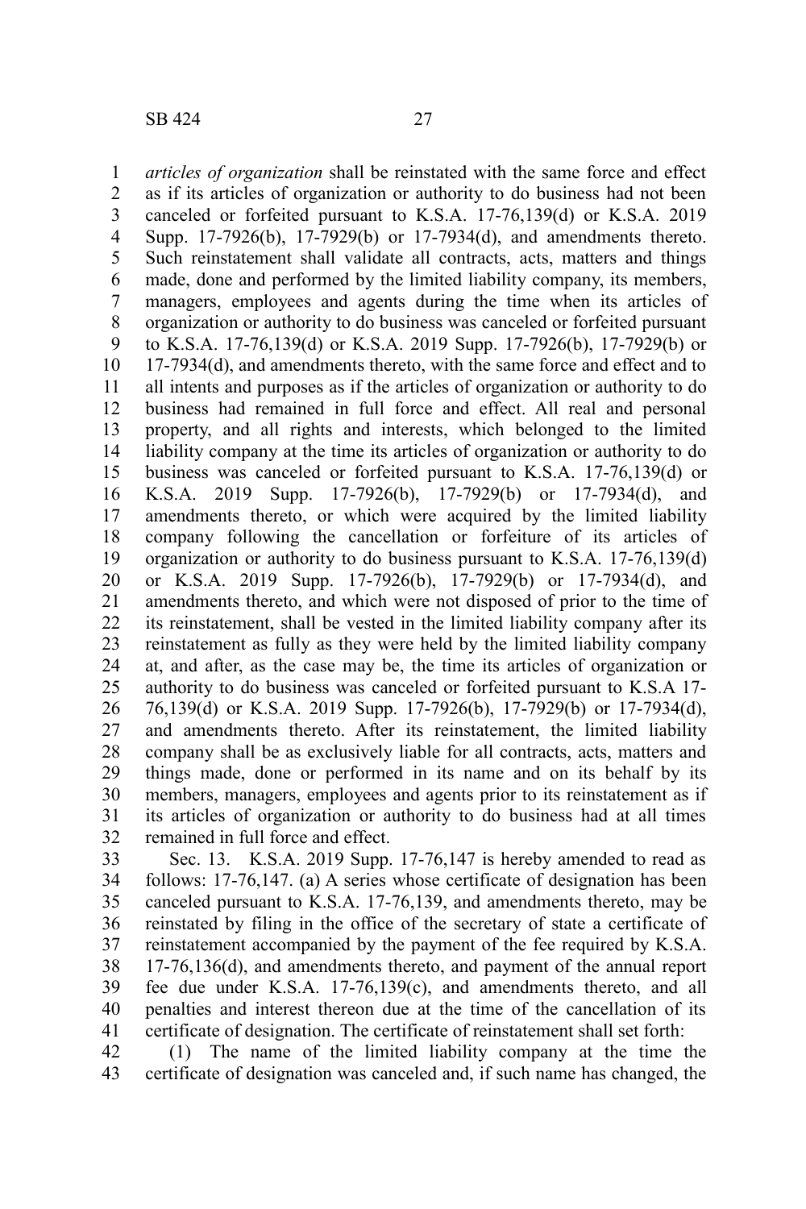*articles of organization* shall be reinstated with the same force and effect as if its articles of organization or authority to do business had not been canceled or forfeited pursuant to K.S.A. 17-76,139(d) or K.S.A. 2019 Supp. 17-7926(b), 17-7929(b) or 17-7934(d), and amendments thereto. Such reinstatement shall validate all contracts, acts, matters and things made, done and performed by the limited liability company, its members, managers, employees and agents during the time when its articles of organization or authority to do business was canceled or forfeited pursuant to K.S.A. 17-76,139(d) or K.S.A. 2019 Supp. 17-7926(b), 17-7929(b) or 17-7934(d), and amendments thereto, with the same force and effect and to all intents and purposes as if the articles of organization or authority to do business had remained in full force and effect. All real and personal property, and all rights and interests, which belonged to the limited liability company at the time its articles of organization or authority to do business was canceled or forfeited pursuant to K.S.A. 17-76,139(d) or K.S.A. 2019 Supp. 17-7926(b), 17-7929(b) or 17-7934(d), and amendments thereto, or which were acquired by the limited liability company following the cancellation or forfeiture of its articles of organization or authority to do business pursuant to K.S.A. 17-76,139(d) or K.S.A. 2019 Supp. 17-7926(b), 17-7929(b) or 17-7934(d), and amendments thereto, and which were not disposed of prior to the time of its reinstatement, shall be vested in the limited liability company after its reinstatement as fully as they were held by the limited liability company at, and after, as the case may be, the time its articles of organization or authority to do business was canceled or forfeited pursuant to K.S.A 17-76,139(d) or K.S.A. 2019 Supp. 17-7926(b), 17-7929(b) or 17-7934(d), and amendments thereto. After its reinstatement, the limited liability company shall be as exclusively liable for all contracts, acts, matters and things made, done or performed in its name and on its behalf by its members, managers, employees and agents prior to its reinstatement as if its articles of organization or authority to do business had at all times remained in full force and effect.

Sec. 13. K.S.A. 2019 Supp. 17-76,147 is hereby amended to read as follows: 17-76,147. (a) A series whose certificate of designation has been canceled pursuant to K.S.A. 17-76,139, and amendments thereto, may be reinstated by filing in the office of the secretary of state a certificate of reinstatement accompanied by the payment of the fee required by K.S.A. 17-76,136(d), and amendments thereto, and payment of the annual report fee due under K.S.A. 17-76,139(c), and amendments thereto, and all penalties and interest thereon due at the time of the cancellation of its certificate of designation. The certificate of reinstatement shall set forth:

(1) The name of the limited liability company at the time the certificate of designation was canceled and, if such name has changed, the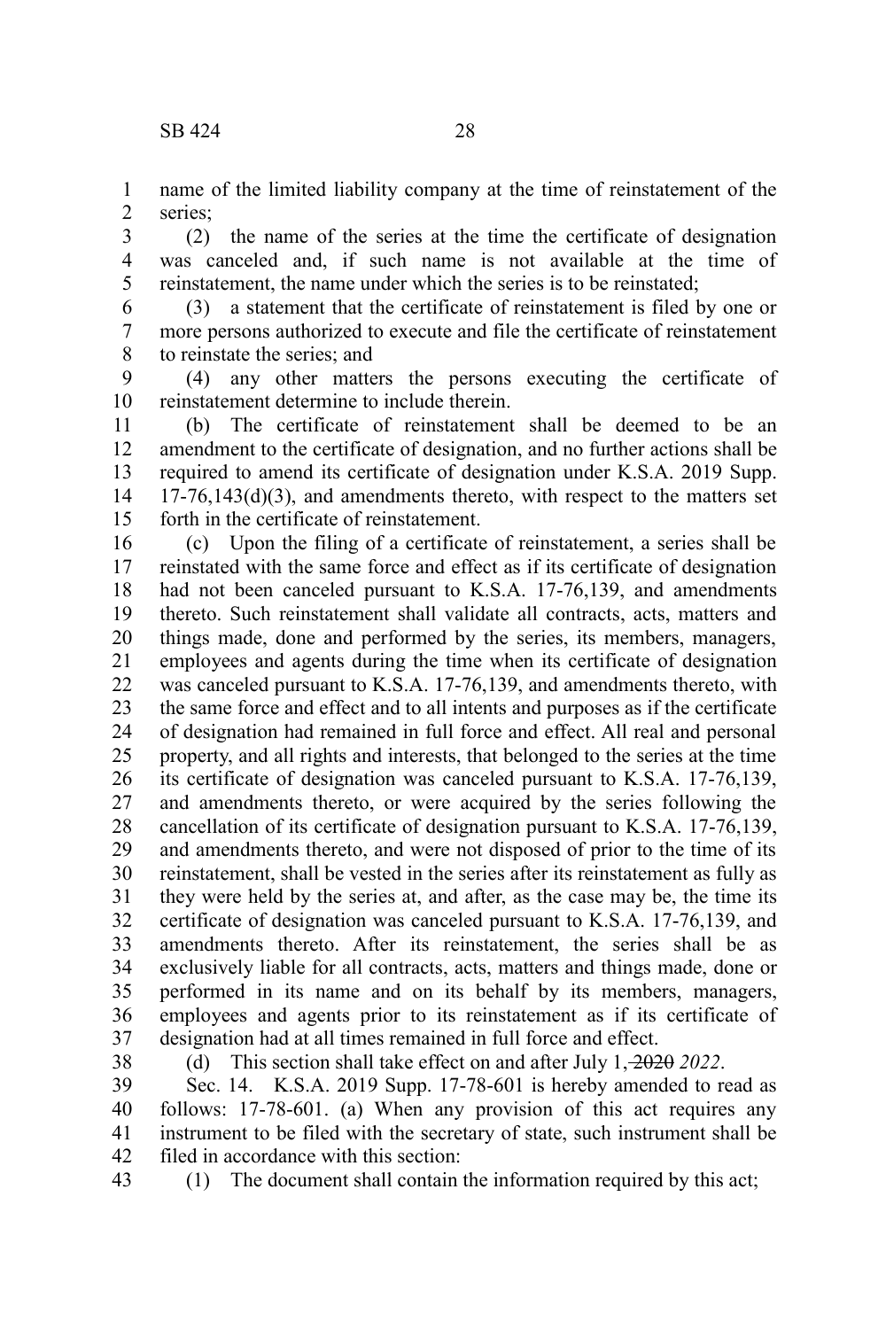name of the limited liability company at the time of reinstatement of the series;

(2) the name of the series at the time the certificate of designation was canceled and, if such name is not available at the time of reinstatement, the name under which the series is to be reinstated;

(3) a statement that the certificate of reinstatement is filed by one or more persons authorized to execute and file the certificate of reinstatement to reinstate the series; and

(4) any other matters the persons executing the certificate of reinstatement determine to include therein.

(b) The certificate of reinstatement shall be deemed to be an amendment to the certificate of designation, and no further actions shall be required to amend its certificate of designation under K.S.A. 2019 Supp. 17-76,143(d)(3), and amendments thereto, with respect to the matters set forth in the certificate of reinstatement.

(c) Upon the filing of a certificate of reinstatement, a series shall be reinstated with the same force and effect as if its certificate of designation had not been canceled pursuant to K.S.A. 17-76,139, and amendments thereto. Such reinstatement shall validate all contracts, acts, matters and things made, done and performed by the series, its members, managers, employees and agents during the time when its certificate of designation was canceled pursuant to K.S.A. 17-76,139, and amendments thereto, with the same force and effect and to all intents and purposes as if the certificate of designation had remained in full force and effect. All real and personal property, and all rights and interests, that belonged to the series at the time its certificate of designation was canceled pursuant to K.S.A. 17-76,139, and amendments thereto, or were acquired by the series following the cancellation of its certificate of designation pursuant to K.S.A. 17-76,139, and amendments thereto, and were not disposed of prior to the time of its reinstatement, shall be vested in the series after its reinstatement as fully as they were held by the series at, and after, as the case may be, the time its certificate of designation was canceled pursuant to K.S.A. 17-76,139, and amendments thereto. After its reinstatement, the series shall be as exclusively liable for all contracts, acts, matters and things made, done or performed in its name and on its behalf by its members, managers, employees and agents prior to its reinstatement as if its certificate of designation had at all times remained in full force and effect.

(d) This section shall take effect on and after July 1, ~~2020~~ *2022*.

Sec. 14. K.S.A. 2019 Supp. 17-78-601 is hereby amended to read as follows: 17-78-601. (a) When any provision of this act requires any instrument to be filed with the secretary of state, such instrument shall be filed in accordance with this section:

(1) The document shall contain the information required by this act;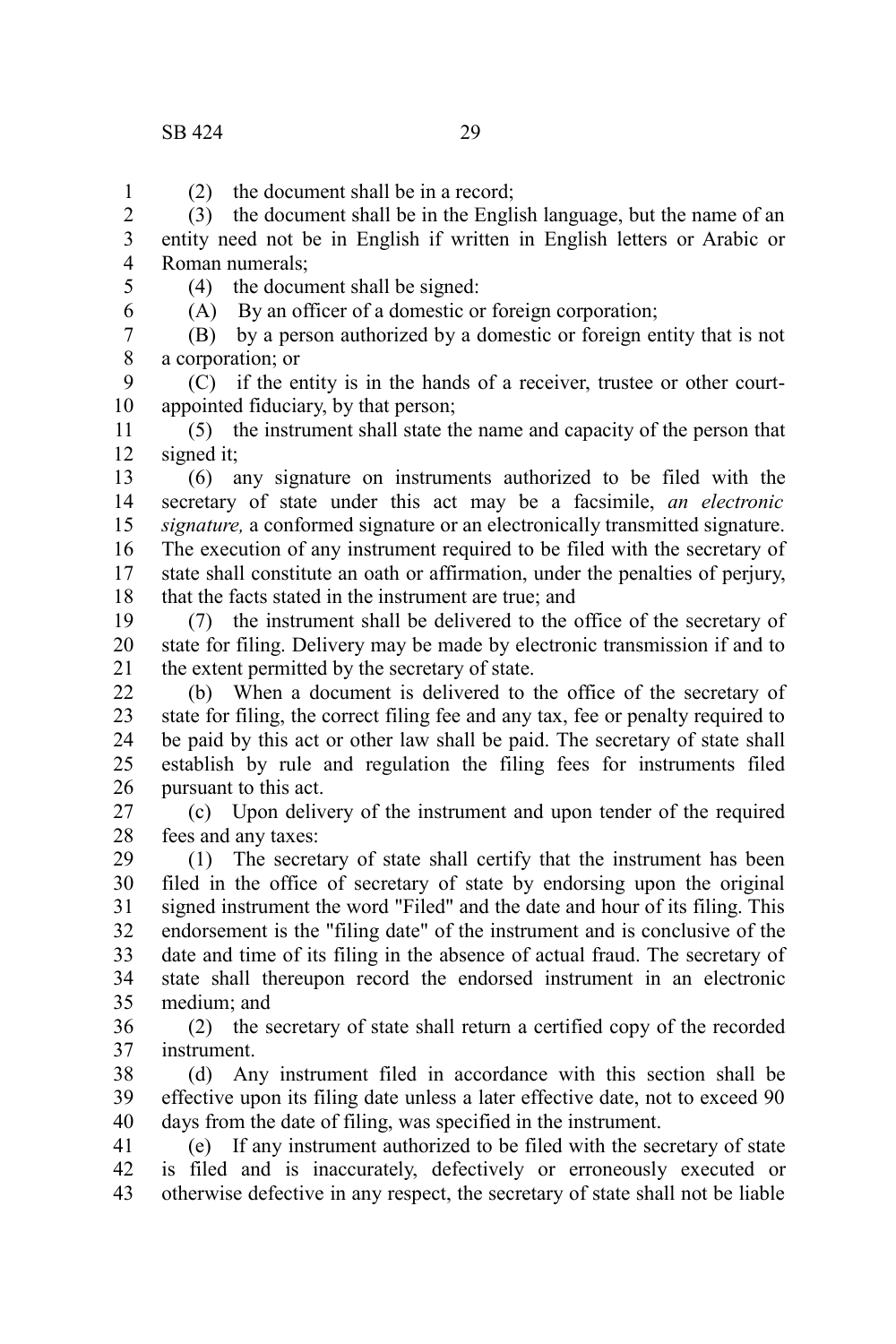(2) the document shall be in a record;

(3) the document shall be in the English language, but the name of an entity need not be in English if written in English letters or Arabic or Roman numerals;

(4) the document shall be signed:

(A) By an officer of a domestic or foreign corporation;

(B) by a person authorized by a domestic or foreign entity that is not a corporation; or

(C) if the entity is in the hands of a receiver, trustee or other court-appointed fiduciary, by that person;

(5) the instrument shall state the name and capacity of the person that signed it;

(6) any signature on instruments authorized to be filed with the secretary of state under this act may be a facsimile, *an electronic signature,* a conformed signature or an electronically transmitted signature. The execution of any instrument required to be filed with the secretary of state shall constitute an oath or affirmation, under the penalties of perjury, that the facts stated in the instrument are true; and

(7) the instrument shall be delivered to the office of the secretary of state for filing. Delivery may be made by electronic transmission if and to the extent permitted by the secretary of state.

(b) When a document is delivered to the office of the secretary of state for filing, the correct filing fee and any tax, fee or penalty required to be paid by this act or other law shall be paid. The secretary of state shall establish by rule and regulation the filing fees for instruments filed pursuant to this act.

(c) Upon delivery of the instrument and upon tender of the required fees and any taxes:

(1) The secretary of state shall certify that the instrument has been filed in the office of secretary of state by endorsing upon the original signed instrument the word "Filed" and the date and hour of its filing. This endorsement is the "filing date" of the instrument and is conclusive of the date and time of its filing in the absence of actual fraud. The secretary of state shall thereupon record the endorsed instrument in an electronic medium; and

(2) the secretary of state shall return a certified copy of the recorded instrument.

(d) Any instrument filed in accordance with this section shall be effective upon its filing date unless a later effective date, not to exceed 90 days from the date of filing, was specified in the instrument.

(e) If any instrument authorized to be filed with the secretary of state is filed and is inaccurately, defectively or erroneously executed or otherwise defective in any respect, the secretary of state shall not be liable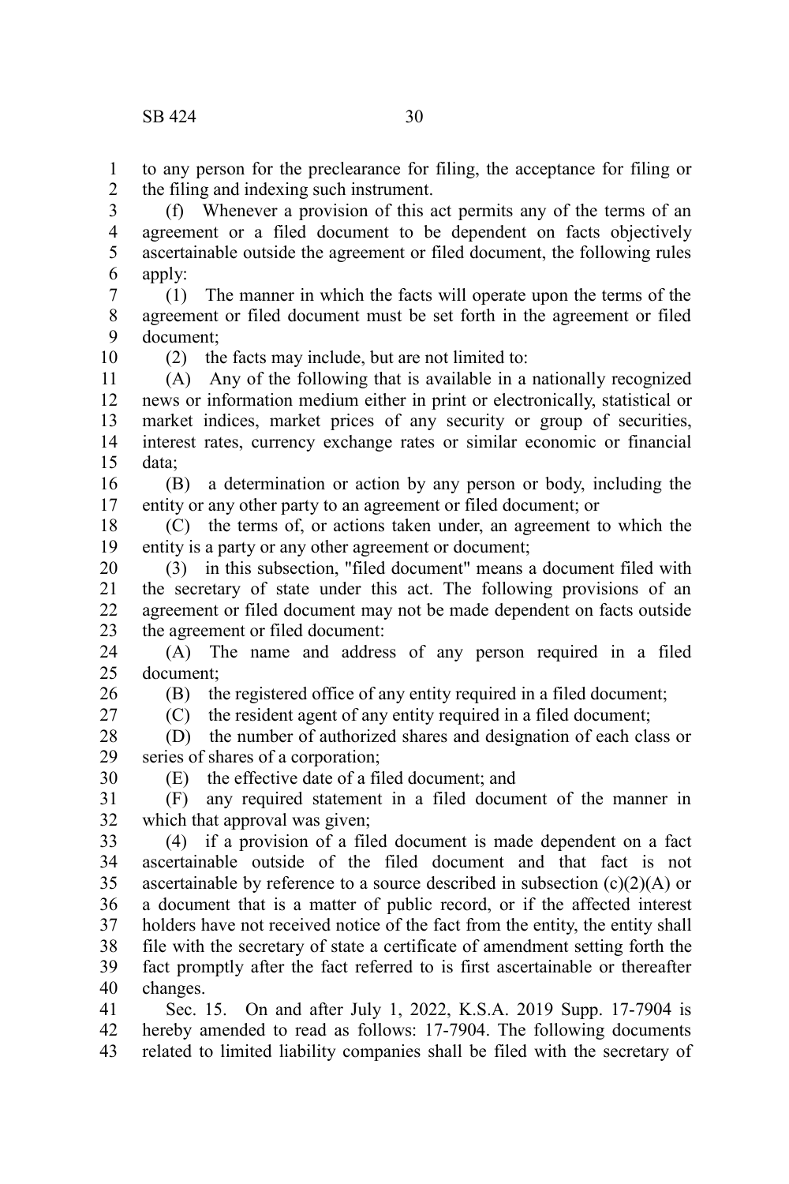to any person for the preclearance for filing, the acceptance for filing or the filing and indexing such instrument.

(f) Whenever a provision of this act permits any of the terms of an agreement or a filed document to be dependent on facts objectively ascertainable outside the agreement or filed document, the following rules apply:

(1) The manner in which the facts will operate upon the terms of the agreement or filed document must be set forth in the agreement or filed document;

(2) the facts may include, but are not limited to:

(A) Any of the following that is available in a nationally recognized news or information medium either in print or electronically, statistical or market indices, market prices of any security or group of securities, interest rates, currency exchange rates or similar economic or financial data;

(B) a determination or action by any person or body, including the entity or any other party to an agreement or filed document; or

(C) the terms of, or actions taken under, an agreement to which the entity is a party or any other agreement or document;

(3) in this subsection, "filed document" means a document filed with the secretary of state under this act. The following provisions of an agreement or filed document may not be made dependent on facts outside the agreement or filed document:

(A) The name and address of any person required in a filed document;

(B) the registered office of any entity required in a filed document;

(C) the resident agent of any entity required in a filed document;

(D) the number of authorized shares and designation of each class or series of shares of a corporation;

(E) the effective date of a filed document; and

(F) any required statement in a filed document of the manner in which that approval was given;

(4) if a provision of a filed document is made dependent on a fact ascertainable outside of the filed document and that fact is not ascertainable by reference to a source described in subsection (c)(2)(A) or a document that is a matter of public record, or if the affected interest holders have not received notice of the fact from the entity, the entity shall file with the secretary of state a certificate of amendment setting forth the fact promptly after the fact referred to is first ascertainable or thereafter changes.

Sec. 15. On and after July 1, 2022, K.S.A. 2019 Supp. 17-7904 is hereby amended to read as follows: 17-7904. The following documents related to limited liability companies shall be filed with the secretary of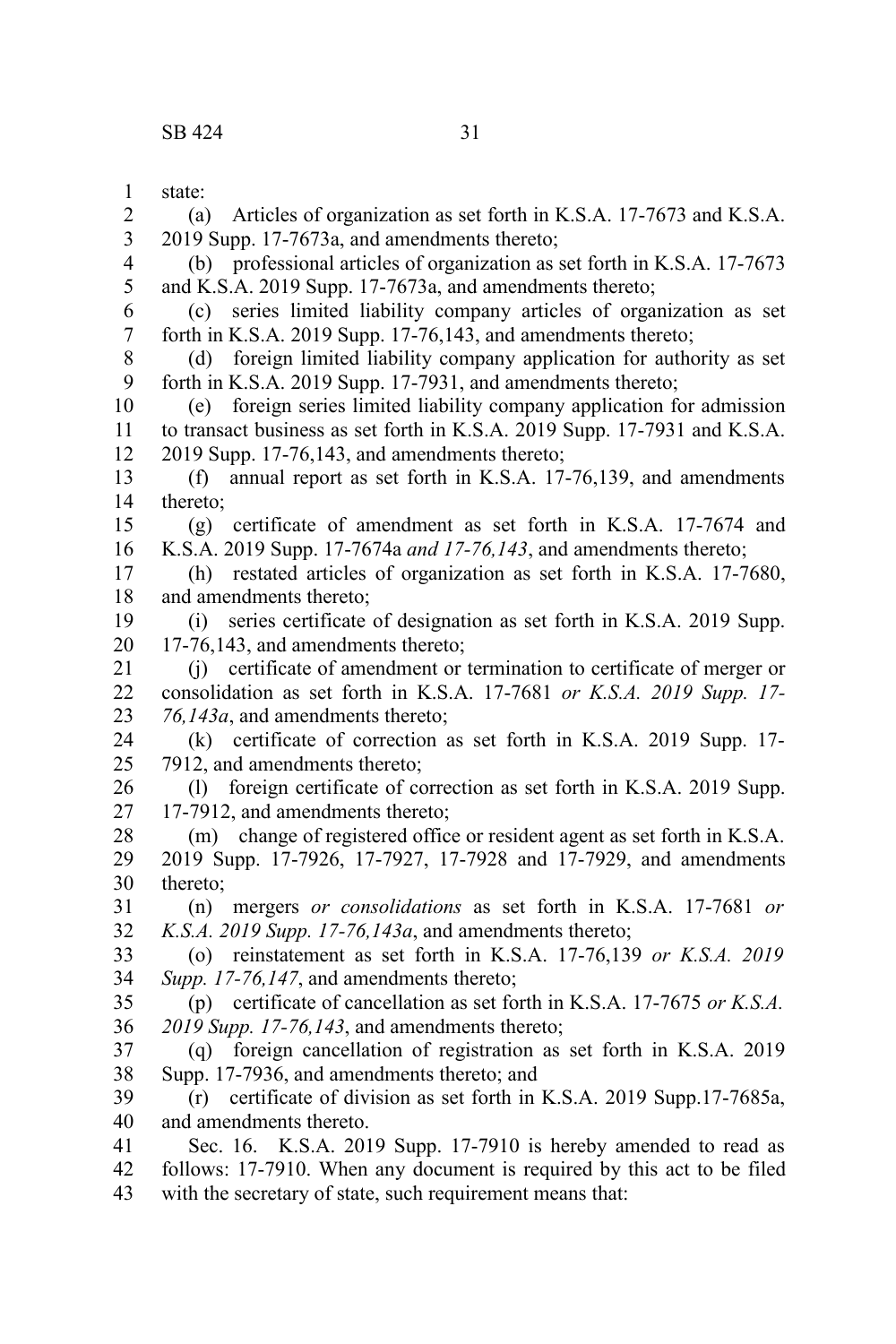state:

(a) Articles of organization as set forth in K.S.A. 17-7673 and K.S.A. 2019 Supp. 17-7673a, and amendments thereto;

(b) professional articles of organization as set forth in K.S.A. 17-7673 and K.S.A. 2019 Supp. 17-7673a, and amendments thereto;

(c) series limited liability company articles of organization as set forth in K.S.A. 2019 Supp. 17-76,143, and amendments thereto;

(d) foreign limited liability company application for authority as set forth in K.S.A. 2019 Supp. 17-7931, and amendments thereto;

(e) foreign series limited liability company application for admission to transact business as set forth in K.S.A. 2019 Supp. 17-7931 and K.S.A. 2019 Supp. 17-76,143, and amendments thereto;

(f) annual report as set forth in K.S.A. 17-76,139, and amendments thereto;

(g) certificate of amendment as set forth in K.S.A. 17-7674 and K.S.A. 2019 Supp. 17-7674a *and 17-76,143*, and amendments thereto;

(h) restated articles of organization as set forth in K.S.A. 17-7680, and amendments thereto;

(i) series certificate of designation as set forth in K.S.A. 2019 Supp. 17-76,143, and amendments thereto;

(j) certificate of amendment or termination to certificate of merger or consolidation as set forth in K.S.A. 17-7681 *or K.S.A. 2019 Supp. 17-76,143a*, and amendments thereto;

(k) certificate of correction as set forth in K.S.A. 2019 Supp. 17-7912, and amendments thereto;

(l) foreign certificate of correction as set forth in K.S.A. 2019 Supp. 17-7912, and amendments thereto;

(m) change of registered office or resident agent as set forth in K.S.A. 2019 Supp. 17-7926, 17-7927, 17-7928 and 17-7929, and amendments thereto;

(n) mergers *or consolidations* as set forth in K.S.A. 17-7681 *or K.S.A. 2019 Supp. 17-76,143a*, and amendments thereto;

(o) reinstatement as set forth in K.S.A. 17-76,139 *or K.S.A. 2019 Supp. 17-76,147*, and amendments thereto;

(p) certificate of cancellation as set forth in K.S.A. 17-7675 *or K.S.A. 2019 Supp. 17-76,143*, and amendments thereto;

(q) foreign cancellation of registration as set forth in K.S.A. 2019 Supp. 17-7936, and amendments thereto; and

(r) certificate of division as set forth in K.S.A. 2019 Supp.17-7685a, and amendments thereto.

Sec. 16. K.S.A. 2019 Supp. 17-7910 is hereby amended to read as follows: 17-7910. When any document is required by this act to be filed with the secretary of state, such requirement means that: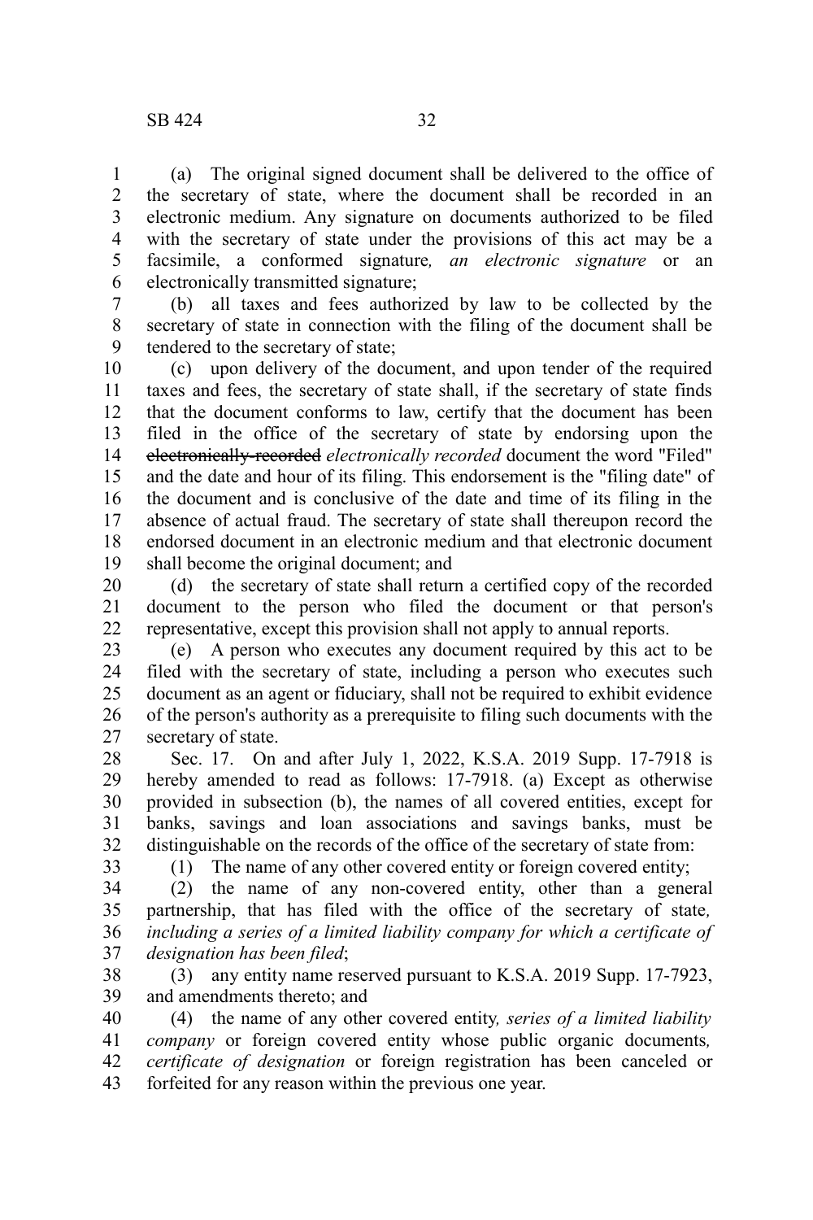(a) The original signed document shall be delivered to the office of the secretary of state, where the document shall be recorded in an electronic medium. Any signature on documents authorized to be filed with the secretary of state under the provisions of this act may be a facsimile, a conformed signature*, an electronic signature* or an electronically transmitted signature;

(b) all taxes and fees authorized by law to be collected by the secretary of state in connection with the filing of the document shall be tendered to the secretary of state;

(c) upon delivery of the document, and upon tender of the required taxes and fees, the secretary of state shall, if the secretary of state finds that the document conforms to law, certify that the document has been filed in the office of the secretary of state by endorsing upon the ~~electronically-recorded~~ *electronically recorded* document the word "Filed" and the date and hour of its filing. This endorsement is the "filing date" of the document and is conclusive of the date and time of its filing in the absence of actual fraud. The secretary of state shall thereupon record the endorsed document in an electronic medium and that electronic document shall become the original document; and

(d) the secretary of state shall return a certified copy of the recorded document to the person who filed the document or that person's representative, except this provision shall not apply to annual reports.

(e) A person who executes any document required by this act to be filed with the secretary of state, including a person who executes such document as an agent or fiduciary, shall not be required to exhibit evidence of the person's authority as a prerequisite to filing such documents with the secretary of state.

Sec. 17. On and after July 1, 2022, K.S.A. 2019 Supp. 17-7918 is hereby amended to read as follows: 17-7918. (a) Except as otherwise provided in subsection (b), the names of all covered entities, except for banks, savings and loan associations and savings banks, must be distinguishable on the records of the office of the secretary of state from:

(1) The name of any other covered entity or foreign covered entity;

(2) the name of any non-covered entity, other than a general partnership, that has filed with the office of the secretary of state*, including a series of a limited liability company for which a certificate of designation has been filed*;

(3) any entity name reserved pursuant to K.S.A. 2019 Supp. 17-7923, and amendments thereto; and

(4) the name of any other covered entity*, series of a limited liability company* or foreign covered entity whose public organic documents*, certificate of designation* or foreign registration has been canceled or forfeited for any reason within the previous one year.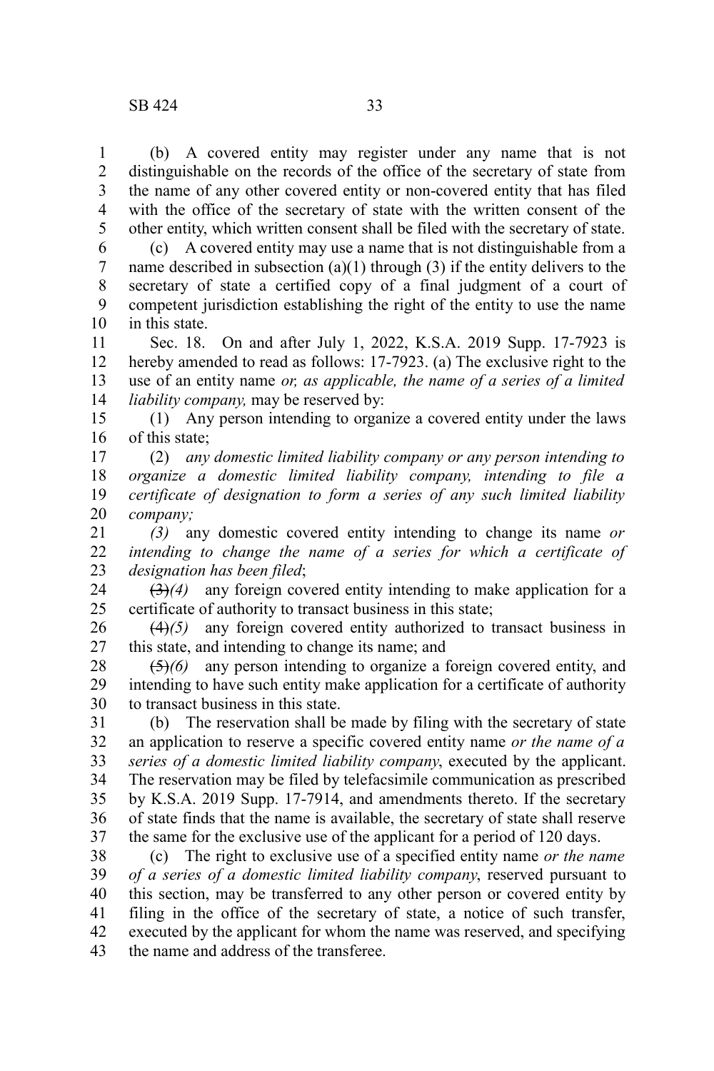(b) A covered entity may register under any name that is not distinguishable on the records of the office of the secretary of state from the name of any other covered entity or non-covered entity that has filed with the office of the secretary of state with the written consent of the other entity, which written consent shall be filed with the secretary of state.

(c) A covered entity may use a name that is not distinguishable from a name described in subsection (a)(1) through (3) if the entity delivers to the secretary of state a certified copy of a final judgment of a court of competent jurisdiction establishing the right of the entity to use the name in this state.

Sec. 18. On and after July 1, 2022, K.S.A. 2019 Supp. 17-7923 is hereby amended to read as follows: 17-7923. (a) The exclusive right to the use of an entity name *or, as applicable, the name of a series of a limited liability company,* may be reserved by:

(1) Any person intending to organize a covered entity under the laws of this state;

(2) *any domestic limited liability company or any person intending to organize a domestic limited liability company, intending to file a certificate of designation to form a series of any such limited liability company;*

*(3)* any domestic covered entity intending to change its name *or intending to change the name of a series for which a certificate of designation has been filed*;

~~(3)~~*(4)* any foreign covered entity intending to make application for a certificate of authority to transact business in this state;

~~(4)~~*(5)* any foreign covered entity authorized to transact business in this state, and intending to change its name; and

~~(5)~~*(6)* any person intending to organize a foreign covered entity, and intending to have such entity make application for a certificate of authority to transact business in this state.

(b) The reservation shall be made by filing with the secretary of state an application to reserve a specific covered entity name *or the name of a series of a domestic limited liability company*, executed by the applicant. The reservation may be filed by telefacsimile communication as prescribed by K.S.A. 2019 Supp. 17-7914, and amendments thereto. If the secretary of state finds that the name is available, the secretary of state shall reserve the same for the exclusive use of the applicant for a period of 120 days.

(c) The right to exclusive use of a specified entity name *or the name of a series of a domestic limited liability company*, reserved pursuant to this section, may be transferred to any other person or covered entity by filing in the office of the secretary of state, a notice of such transfer, executed by the applicant for whom the name was reserved, and specifying the name and address of the transferee.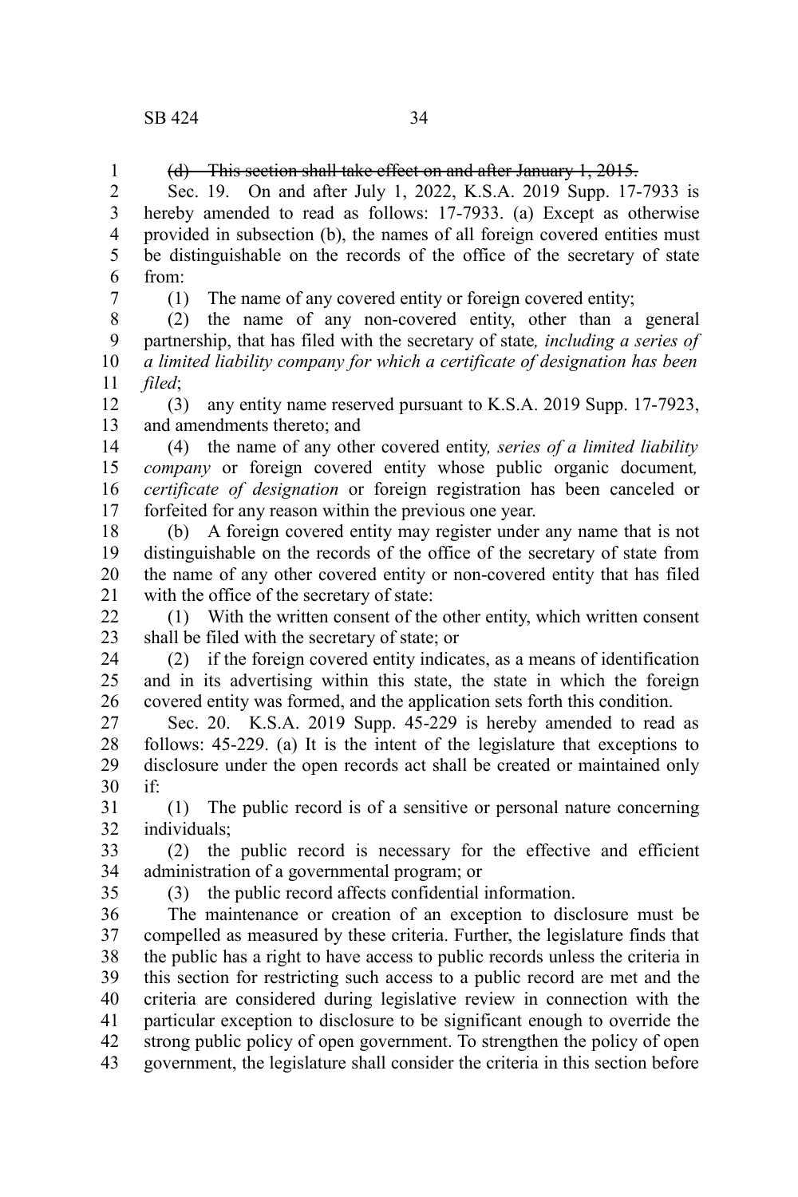~~(d) This section shall take effect on and after January 1, 2015.~~

Sec. 19. On and after July 1, 2022, K.S.A. 2019 Supp. 17-7933 is hereby amended to read as follows: 17-7933. (a) Except as otherwise provided in subsection (b), the names of all foreign covered entities must be distinguishable on the records of the office of the secretary of state from:

(1) The name of any covered entity or foreign covered entity;

(2) the name of any non-covered entity, other than a general partnership, that has filed with the secretary of state*, including a series of a limited liability company for which a certificate of designation has been filed*;

(3) any entity name reserved pursuant to K.S.A. 2019 Supp. 17-7923, and amendments thereto; and

(4) the name of any other covered entity*, series of a limited liability company* or foreign covered entity whose public organic document*, certificate of designation* or foreign registration has been canceled or forfeited for any reason within the previous one year.

(b) A foreign covered entity may register under any name that is not distinguishable on the records of the office of the secretary of state from the name of any other covered entity or non-covered entity that has filed with the office of the secretary of state:

(1) With the written consent of the other entity, which written consent shall be filed with the secretary of state; or

(2) if the foreign covered entity indicates, as a means of identification and in its advertising within this state, the state in which the foreign covered entity was formed, and the application sets forth this condition.

Sec. 20. K.S.A. 2019 Supp. 45-229 is hereby amended to read as follows: 45-229. (a) It is the intent of the legislature that exceptions to disclosure under the open records act shall be created or maintained only if:

(1) The public record is of a sensitive or personal nature concerning individuals;

(2) the public record is necessary for the effective and efficient administration of a governmental program; or

(3) the public record affects confidential information.

The maintenance or creation of an exception to disclosure must be compelled as measured by these criteria. Further, the legislature finds that the public has a right to have access to public records unless the criteria in this section for restricting such access to a public record are met and the criteria are considered during legislative review in connection with the particular exception to disclosure to be significant enough to override the strong public policy of open government. To strengthen the policy of open government, the legislature shall consider the criteria in this section before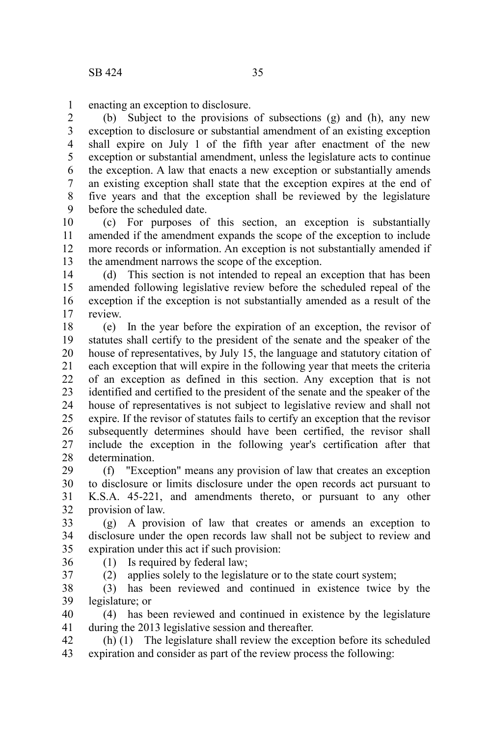enacting an exception to disclosure.

(b) Subject to the provisions of subsections (g) and (h), any new exception to disclosure or substantial amendment of an existing exception shall expire on July 1 of the fifth year after enactment of the new exception or substantial amendment, unless the legislature acts to continue the exception. A law that enacts a new exception or substantially amends an existing exception shall state that the exception expires at the end of five years and that the exception shall be reviewed by the legislature before the scheduled date.

(c) For purposes of this section, an exception is substantially amended if the amendment expands the scope of the exception to include more records or information. An exception is not substantially amended if the amendment narrows the scope of the exception.

(d) This section is not intended to repeal an exception that has been amended following legislative review before the scheduled repeal of the exception if the exception is not substantially amended as a result of the review.

(e) In the year before the expiration of an exception, the revisor of statutes shall certify to the president of the senate and the speaker of the house of representatives, by July 15, the language and statutory citation of each exception that will expire in the following year that meets the criteria of an exception as defined in this section. Any exception that is not identified and certified to the president of the senate and the speaker of the house of representatives is not subject to legislative review and shall not expire. If the revisor of statutes fails to certify an exception that the revisor subsequently determines should have been certified, the revisor shall include the exception in the following year's certification after that determination.

(f) "Exception" means any provision of law that creates an exception to disclosure or limits disclosure under the open records act pursuant to K.S.A. 45-221, and amendments thereto, or pursuant to any other provision of law.

(g) A provision of law that creates or amends an exception to disclosure under the open records law shall not be subject to review and expiration under this act if such provision:

(1) Is required by federal law;

(2) applies solely to the legislature or to the state court system;

(3) has been reviewed and continued in existence twice by the legislature; or

(4) has been reviewed and continued in existence by the legislature during the 2013 legislative session and thereafter.

(h) (1) The legislature shall review the exception before its scheduled expiration and consider as part of the review process the following: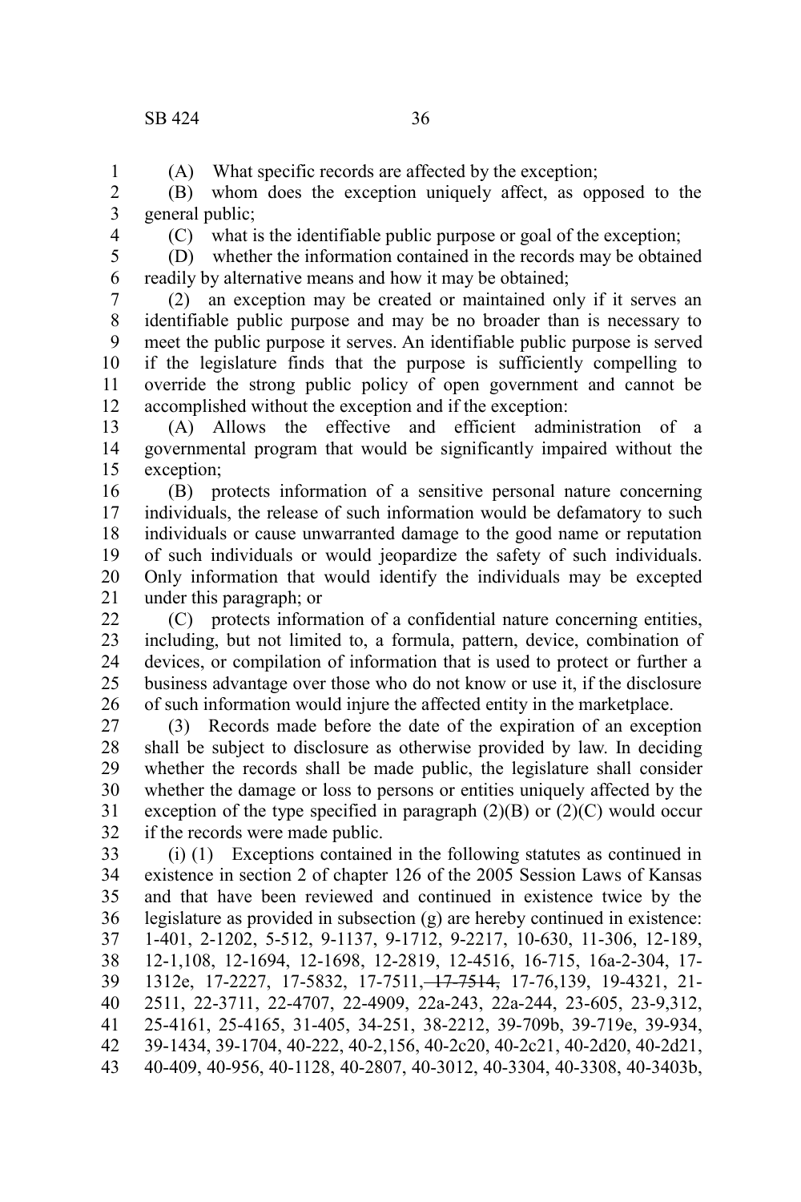(A) What specific records are affected by the exception;

(B) whom does the exception uniquely affect, as opposed to the general public;

(C) what is the identifiable public purpose or goal of the exception;

(D) whether the information contained in the records may be obtained readily by alternative means and how it may be obtained;

(2) an exception may be created or maintained only if it serves an identifiable public purpose and may be no broader than is necessary to meet the public purpose it serves. An identifiable public purpose is served if the legislature finds that the purpose is sufficiently compelling to override the strong public policy of open government and cannot be accomplished without the exception and if the exception:

(A) Allows the effective and efficient administration of a governmental program that would be significantly impaired without the exception;

(B) protects information of a sensitive personal nature concerning individuals, the release of such information would be defamatory to such individuals or cause unwarranted damage to the good name or reputation of such individuals or would jeopardize the safety of such individuals. Only information that would identify the individuals may be excepted under this paragraph; or

(C) protects information of a confidential nature concerning entities, including, but not limited to, a formula, pattern, device, combination of devices, or compilation of information that is used to protect or further a business advantage over those who do not know or use it, if the disclosure of such information would injure the affected entity in the marketplace.

(3) Records made before the date of the expiration of an exception shall be subject to disclosure as otherwise provided by law. In deciding whether the records shall be made public, the legislature shall consider whether the damage or loss to persons or entities uniquely affected by the exception of the type specified in paragraph (2)(B) or (2)(C) would occur if the records were made public.

(i) (1) Exceptions contained in the following statutes as continued in existence in section 2 of chapter 126 of the 2005 Session Laws of Kansas and that have been reviewed and continued in existence twice by the legislature as provided in subsection (g) are hereby continued in existence: 1-401, 2-1202, 5-512, 9-1137, 9-1712, 9-2217, 10-630, 11-306, 12-189, 12-1,108, 12-1694, 12-1698, 12-2819, 12-4516, 16-715, 16a-2-304, 17-1312e, 17-2227, 17-5832, 17-7511, ~~17-7514,~~ 17-76,139, 19-4321, 21-2511, 22-3711, 22-4707, 22-4909, 22a-243, 22a-244, 23-605, 23-9,312, 25-4161, 25-4165, 31-405, 34-251, 38-2212, 39-709b, 39-719e, 39-934, 39-1434, 39-1704, 40-222, 40-2,156, 40-2c20, 40-2c21, 40-2d20, 40-2d21, 40-409, 40-956, 40-1128, 40-2807, 40-3012, 40-3304, 40-3308, 40-3403b,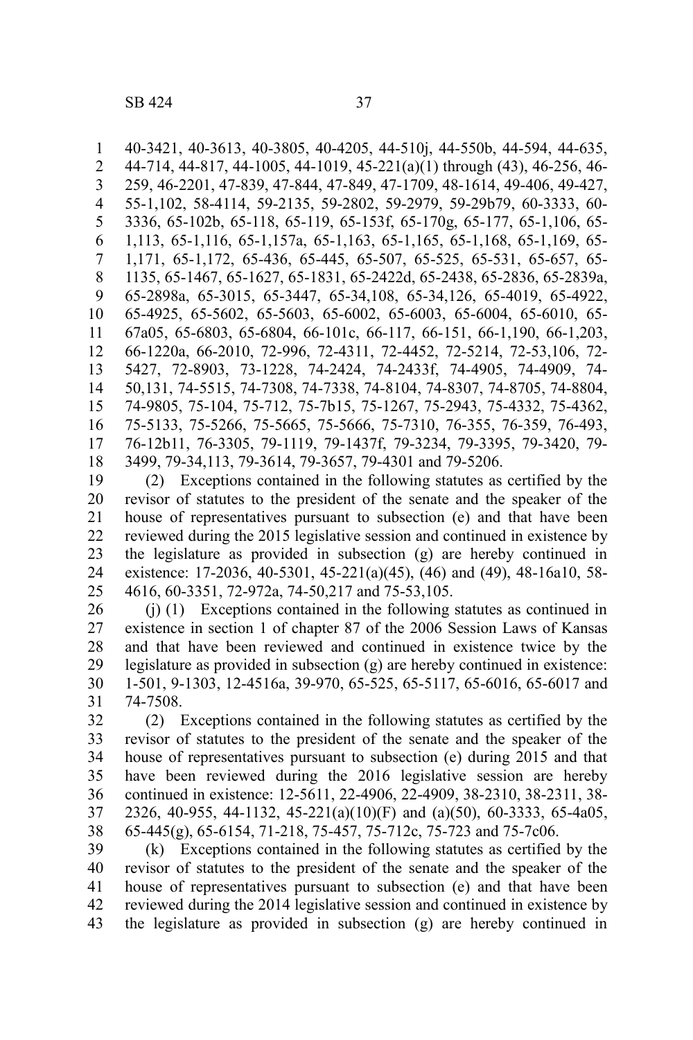40-3421, 40-3613, 40-3805, 40-4205, 44-510j, 44-550b, 44-594, 44-635, 44-714, 44-817, 44-1005, 44-1019, 45-221(a)(1) through (43), 46-256, 46-259, 46-2201, 47-839, 47-844, 47-849, 47-1709, 48-1614, 49-406, 49-427, 55-1,102, 58-4114, 59-2135, 59-2802, 59-2979, 59-29b79, 60-3333, 60-3336, 65-102b, 65-118, 65-119, 65-153f, 65-170g, 65-177, 65-1,106, 65-1,113, 65-1,116, 65-1,157a, 65-1,163, 65-1,165, 65-1,168, 65-1,169, 65-1,171, 65-1,172, 65-436, 65-445, 65-507, 65-525, 65-531, 65-657, 65-1135, 65-1467, 65-1627, 65-1831, 65-2422d, 65-2438, 65-2836, 65-2839a, 65-2898a, 65-3015, 65-3447, 65-34,108, 65-34,126, 65-4019, 65-4922, 65-4925, 65-5602, 65-5603, 65-6002, 65-6003, 65-6004, 65-6010, 65-67a05, 65-6803, 65-6804, 66-101c, 66-117, 66-151, 66-1,190, 66-1,203, 66-1220a, 66-2010, 72-996, 72-4311, 72-4452, 72-5214, 72-53,106, 72-5427, 72-8903, 73-1228, 74-2424, 74-2433f, 74-4905, 74-4909, 74-50,131, 74-5515, 74-7308, 74-7338, 74-8104, 74-8307, 74-8705, 74-8804, 74-9805, 75-104, 75-712, 75-7b15, 75-1267, 75-2943, 75-4332, 75-4362, 75-5133, 75-5266, 75-5665, 75-5666, 75-7310, 76-355, 76-359, 76-493, 76-12b11, 76-3305, 79-1119, 79-1437f, 79-3234, 79-3395, 79-3420, 79-3499, 79-34,113, 79-3614, 79-3657, 79-4301 and 79-5206.

(2) Exceptions contained in the following statutes as certified by the revisor of statutes to the president of the senate and the speaker of the house of representatives pursuant to subsection (e) and that have been reviewed during the 2015 legislative session and continued in existence by the legislature as provided in subsection (g) are hereby continued in existence: 17-2036, 40-5301, 45-221(a)(45), (46) and (49), 48-16a10, 58-4616, 60-3351, 72-972a, 74-50,217 and 75-53,105.

(j) (1) Exceptions contained in the following statutes as continued in existence in section 1 of chapter 87 of the 2006 Session Laws of Kansas and that have been reviewed and continued in existence twice by the legislature as provided in subsection (g) are hereby continued in existence: 1-501, 9-1303, 12-4516a, 39-970, 65-525, 65-5117, 65-6016, 65-6017 and 74-7508.

(2) Exceptions contained in the following statutes as certified by the revisor of statutes to the president of the senate and the speaker of the house of representatives pursuant to subsection (e) during 2015 and that have been reviewed during the 2016 legislative session are hereby continued in existence: 12-5611, 22-4906, 22-4909, 38-2310, 38-2311, 38-2326, 40-955, 44-1132, 45-221(a)(10)(F) and (a)(50), 60-3333, 65-4a05, 65-445(g), 65-6154, 71-218, 75-457, 75-712c, 75-723 and 75-7c06.

(k) Exceptions contained in the following statutes as certified by the revisor of statutes to the president of the senate and the speaker of the house of representatives pursuant to subsection (e) and that have been reviewed during the 2014 legislative session and continued in existence by the legislature as provided in subsection (g) are hereby continued in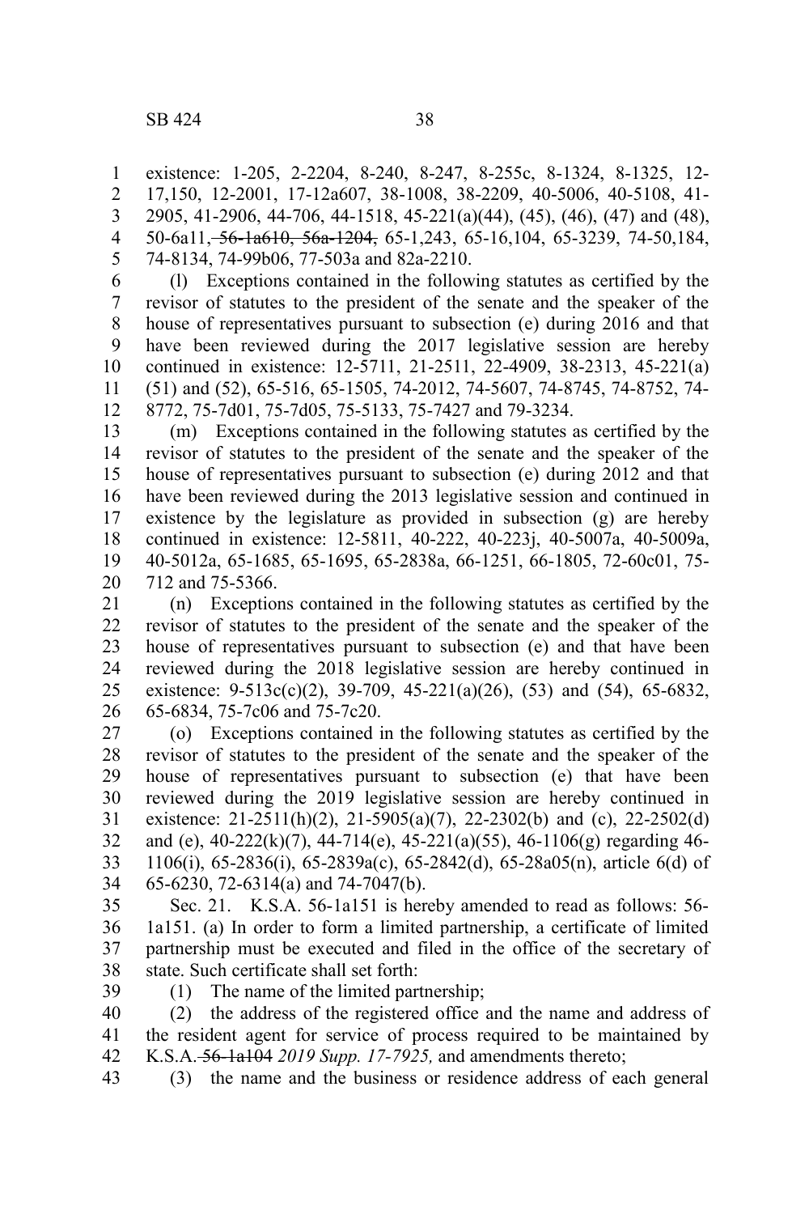existence: 1-205, 2-2204, 8-240, 8-247, 8-255c, 8-1324, 8-1325, 12-17,150, 12-2001, 17-12a607, 38-1008, 38-2209, 40-5006, 40-5108, 41-2905, 41-2906, 44-706, 44-1518, 45-221(a)(44), (45), (46), (47) and (48), 50-6a11, ~~56-1a610, 56a-1204,~~ 65-1,243, 65-16,104, 65-3239, 74-50,184, 74-8134, 74-99b06, 77-503a and 82a-2210.

(l) Exceptions contained in the following statutes as certified by the revisor of statutes to the president of the senate and the speaker of the house of representatives pursuant to subsection (e) during 2016 and that have been reviewed during the 2017 legislative session are hereby continued in existence: 12-5711, 21-2511, 22-4909, 38-2313, 45-221(a)(51) and (52), 65-516, 65-1505, 74-2012, 74-5607, 74-8745, 74-8752, 74-8772, 75-7d01, 75-7d05, 75-5133, 75-7427 and 79-3234.

(m) Exceptions contained in the following statutes as certified by the revisor of statutes to the president of the senate and the speaker of the house of representatives pursuant to subsection (e) during 2012 and that have been reviewed during the 2013 legislative session and continued in existence by the legislature as provided in subsection (g) are hereby continued in existence: 12-5811, 40-222, 40-223j, 40-5007a, 40-5009a, 40-5012a, 65-1685, 65-1695, 65-2838a, 66-1251, 66-1805, 72-60c01, 75-712 and 75-5366.

(n) Exceptions contained in the following statutes as certified by the revisor of statutes to the president of the senate and the speaker of the house of representatives pursuant to subsection (e) and that have been reviewed during the 2018 legislative session are hereby continued in existence: 9-513c(c)(2), 39-709, 45-221(a)(26), (53) and (54), 65-6832, 65-6834, 75-7c06 and 75-7c20.

(o) Exceptions contained in the following statutes as certified by the revisor of statutes to the president of the senate and the speaker of the house of representatives pursuant to subsection (e) that have been reviewed during the 2019 legislative session are hereby continued in existence: 21-2511(h)(2), 21-5905(a)(7), 22-2302(b) and (c), 22-2502(d) and (e), 40-222(k)(7), 44-714(e), 45-221(a)(55), 46-1106(g) regarding 46-1106(i), 65-2836(i), 65-2839a(c), 65-2842(d), 65-28a05(n), article 6(d) of 65-6230, 72-6314(a) and 74-7047(b).

Sec. 21. K.S.A. 56-1a151 is hereby amended to read as follows: 56-1a151. (a) In order to form a limited partnership, a certificate of limited partnership must be executed and filed in the office of the secretary of state. Such certificate shall set forth:

(1) The name of the limited partnership;

(2) the address of the registered office and the name and address of the resident agent for service of process required to be maintained by K.S.A. ~~56-1a104~~ *2019 Supp. 17-7925,* and amendments thereto;

(3) the name and the business or residence address of each general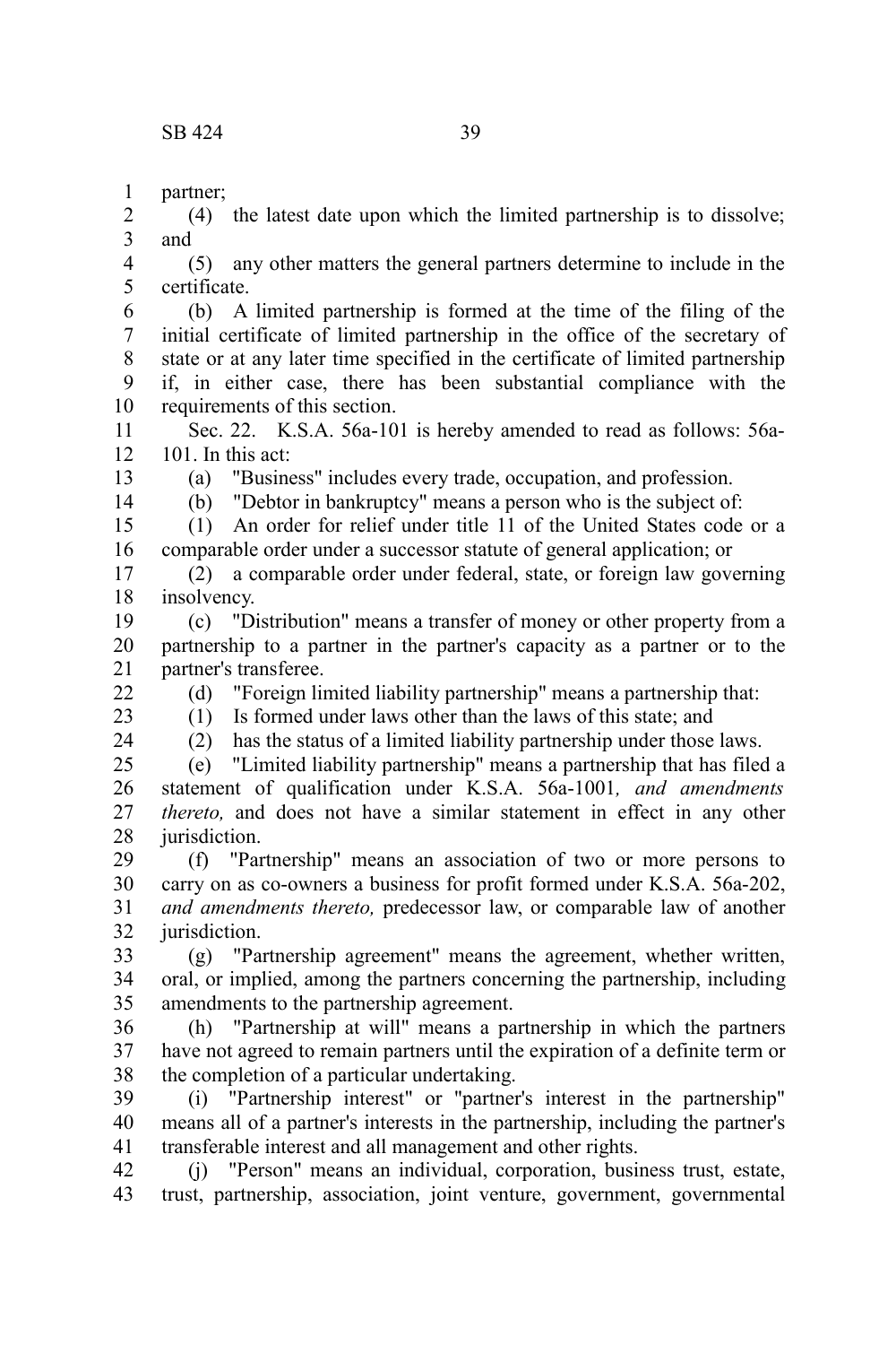partner;

(4) the latest date upon which the limited partnership is to dissolve; and

(5) any other matters the general partners determine to include in the certificate.

(b) A limited partnership is formed at the time of the filing of the initial certificate of limited partnership in the office of the secretary of state or at any later time specified in the certificate of limited partnership if, in either case, there has been substantial compliance with the requirements of this section.

Sec. 22. K.S.A. 56a-101 is hereby amended to read as follows: 56a-101. In this act:

(a) "Business" includes every trade, occupation, and profession.

(b) "Debtor in bankruptcy" means a person who is the subject of:

(1) An order for relief under title 11 of the United States code or a comparable order under a successor statute of general application; or

(2) a comparable order under federal, state, or foreign law governing insolvency.

(c) "Distribution" means a transfer of money or other property from a partnership to a partner in the partner's capacity as a partner or to the partner's transferee.

(d) "Foreign limited liability partnership" means a partnership that:

(1) Is formed under laws other than the laws of this state; and

(2) has the status of a limited liability partnership under those laws.

(e) "Limited liability partnership" means a partnership that has filed a statement of qualification under K.S.A. 56a-1001*, and amendments thereto,* and does not have a similar statement in effect in any other jurisdiction.

(f) "Partnership" means an association of two or more persons to carry on as co-owners a business for profit formed under K.S.A. 56a-202, *and amendments thereto,* predecessor law, or comparable law of another jurisdiction.

(g) "Partnership agreement" means the agreement, whether written, oral, or implied, among the partners concerning the partnership, including amendments to the partnership agreement.

(h) "Partnership at will" means a partnership in which the partners have not agreed to remain partners until the expiration of a definite term or the completion of a particular undertaking.

(i) "Partnership interest" or "partner's interest in the partnership" means all of a partner's interests in the partnership, including the partner's transferable interest and all management and other rights.

(j) "Person" means an individual, corporation, business trust, estate, trust, partnership, association, joint venture, government, governmental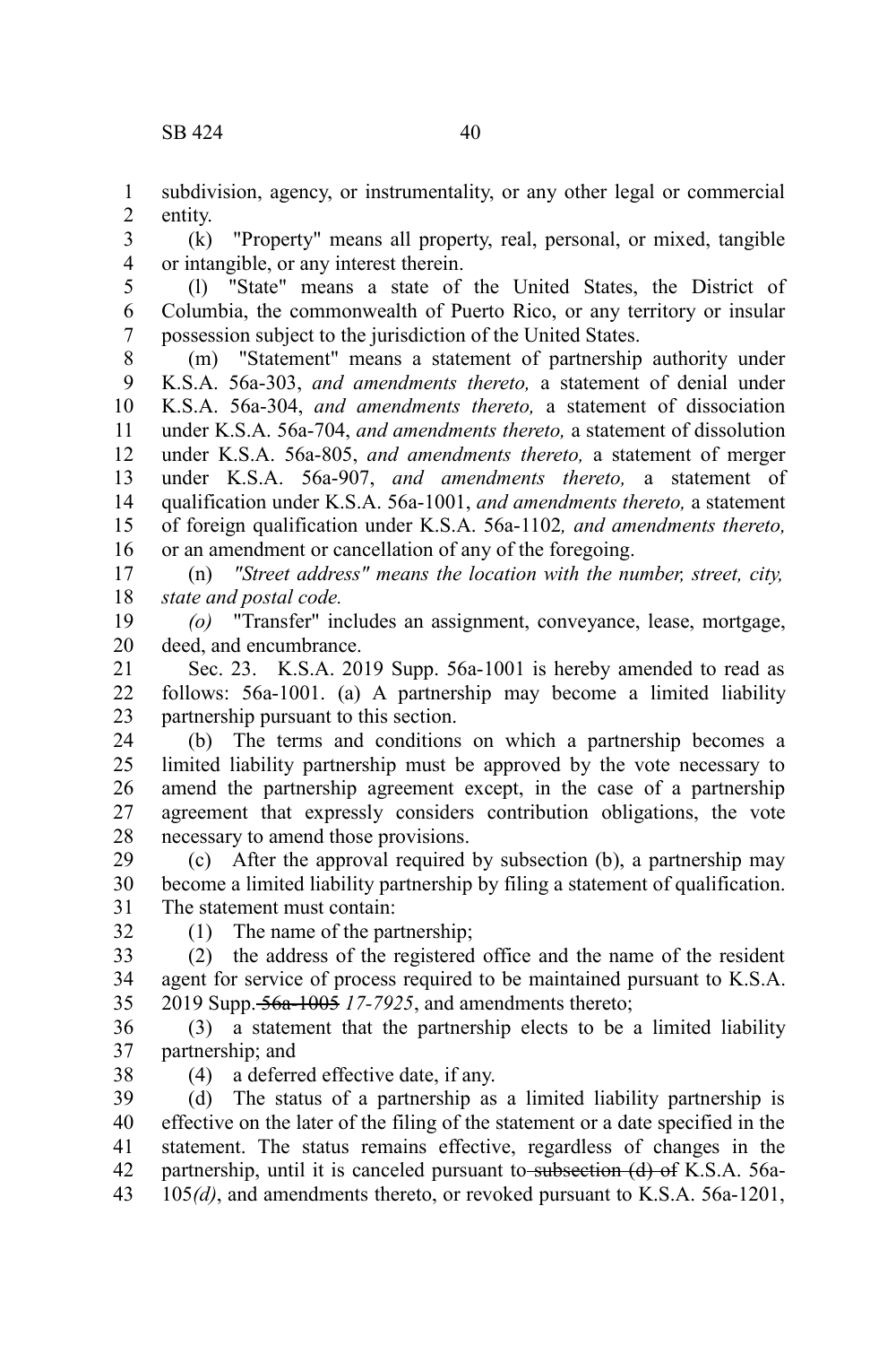subdivision, agency, or instrumentality, or any other legal or commercial entity.

(k) "Property" means all property, real, personal, or mixed, tangible or intangible, or any interest therein.

(l) "State" means a state of the United States, the District of Columbia, the commonwealth of Puerto Rico, or any territory or insular possession subject to the jurisdiction of the United States.

(m) "Statement" means a statement of partnership authority under K.S.A. 56a-303, *and amendments thereto,* a statement of denial under K.S.A. 56a-304, *and amendments thereto,* a statement of dissociation under K.S.A. 56a-704, *and amendments thereto,* a statement of dissolution under K.S.A. 56a-805, *and amendments thereto,* a statement of merger under K.S.A. 56a-907, *and amendments thereto,* a statement of qualification under K.S.A. 56a-1001, *and amendments thereto,* a statement of foreign qualification under K.S.A. 56a-1102*, and amendments thereto,* or an amendment or cancellation of any of the foregoing.

(n) *"Street address" means the location with the number, street, city, state and postal code.*

*(o)* "Transfer" includes an assignment, conveyance, lease, mortgage, deed, and encumbrance.

Sec. 23. K.S.A. 2019 Supp. 56a-1001 is hereby amended to read as follows: 56a-1001. (a) A partnership may become a limited liability partnership pursuant to this section.

(b) The terms and conditions on which a partnership becomes a limited liability partnership must be approved by the vote necessary to amend the partnership agreement except, in the case of a partnership agreement that expressly considers contribution obligations, the vote necessary to amend those provisions.

(c) After the approval required by subsection (b), a partnership may become a limited liability partnership by filing a statement of qualification. The statement must contain:

(1) The name of the partnership;

(2) the address of the registered office and the name of the resident agent for service of process required to be maintained pursuant to K.S.A. 2019 Supp. ~~56a-1005~~ *17-7925*, and amendments thereto;

(3) a statement that the partnership elects to be a limited liability partnership; and

(4) a deferred effective date, if any.

(d) The status of a partnership as a limited liability partnership is effective on the later of the filing of the statement or a date specified in the statement. The status remains effective, regardless of changes in the partnership, until it is canceled pursuant to ~~subsection (d) of~~ K.S.A. 56a-105*(d)*, and amendments thereto, or revoked pursuant to K.S.A. 56a-1201,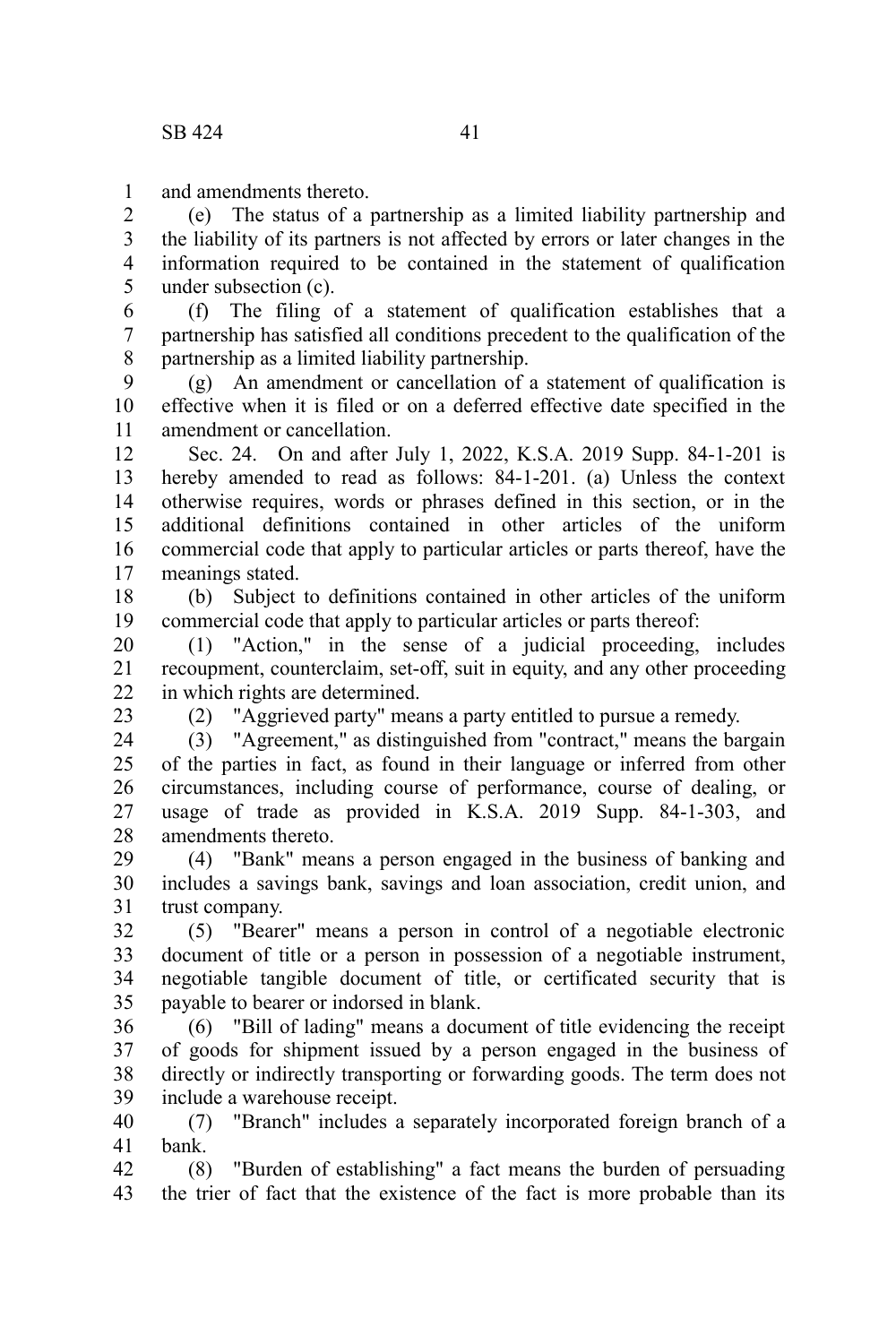and amendments thereto.

(e) The status of a partnership as a limited liability partnership and the liability of its partners is not affected by errors or later changes in the information required to be contained in the statement of qualification under subsection (c).

(f) The filing of a statement of qualification establishes that a partnership has satisfied all conditions precedent to the qualification of the partnership as a limited liability partnership.

(g) An amendment or cancellation of a statement of qualification is effective when it is filed or on a deferred effective date specified in the amendment or cancellation.

Sec. 24. On and after July 1, 2022, K.S.A. 2019 Supp. 84-1-201 is hereby amended to read as follows: 84-1-201. (a) Unless the context otherwise requires, words or phrases defined in this section, or in the additional definitions contained in other articles of the uniform commercial code that apply to particular articles or parts thereof, have the meanings stated.

(b) Subject to definitions contained in other articles of the uniform commercial code that apply to particular articles or parts thereof:

(1) "Action," in the sense of a judicial proceeding, includes recoupment, counterclaim, set-off, suit in equity, and any other proceeding in which rights are determined.

(2) "Aggrieved party" means a party entitled to pursue a remedy.

(3) "Agreement," as distinguished from "contract," means the bargain of the parties in fact, as found in their language or inferred from other circumstances, including course of performance, course of dealing, or usage of trade as provided in K.S.A. 2019 Supp. 84-1-303, and amendments thereto.

(4) "Bank" means a person engaged in the business of banking and includes a savings bank, savings and loan association, credit union, and trust company.

(5) "Bearer" means a person in control of a negotiable electronic document of title or a person in possession of a negotiable instrument, negotiable tangible document of title, or certificated security that is payable to bearer or indorsed in blank.

(6) "Bill of lading" means a document of title evidencing the receipt of goods for shipment issued by a person engaged in the business of directly or indirectly transporting or forwarding goods. The term does not include a warehouse receipt.

(7) "Branch" includes a separately incorporated foreign branch of a bank.

(8) "Burden of establishing" a fact means the burden of persuading the trier of fact that the existence of the fact is more probable than its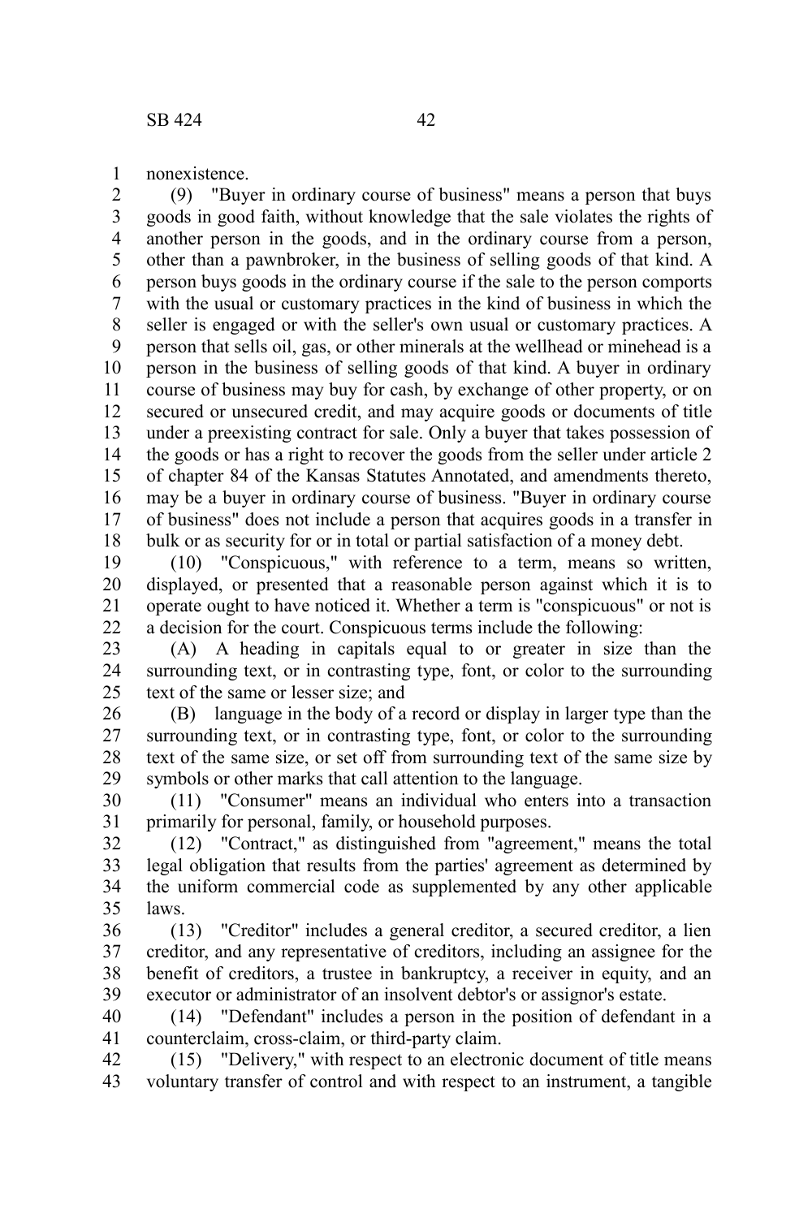nonexistence.

(9) "Buyer in ordinary course of business" means a person that buys goods in good faith, without knowledge that the sale violates the rights of another person in the goods, and in the ordinary course from a person, other than a pawnbroker, in the business of selling goods of that kind. A person buys goods in the ordinary course if the sale to the person comports with the usual or customary practices in the kind of business in which the seller is engaged or with the seller's own usual or customary practices. A person that sells oil, gas, or other minerals at the wellhead or minehead is a person in the business of selling goods of that kind. A buyer in ordinary course of business may buy for cash, by exchange of other property, or on secured or unsecured credit, and may acquire goods or documents of title under a preexisting contract for sale. Only a buyer that takes possession of the goods or has a right to recover the goods from the seller under article 2 of chapter 84 of the Kansas Statutes Annotated, and amendments thereto, may be a buyer in ordinary course of business. "Buyer in ordinary course of business" does not include a person that acquires goods in a transfer in bulk or as security for or in total or partial satisfaction of a money debt.

(10) "Conspicuous," with reference to a term, means so written, displayed, or presented that a reasonable person against which it is to operate ought to have noticed it. Whether a term is "conspicuous" or not is a decision for the court. Conspicuous terms include the following:

(A) A heading in capitals equal to or greater in size than the surrounding text, or in contrasting type, font, or color to the surrounding text of the same or lesser size; and

(B) language in the body of a record or display in larger type than the surrounding text, or in contrasting type, font, or color to the surrounding text of the same size, or set off from surrounding text of the same size by symbols or other marks that call attention to the language.

(11) "Consumer" means an individual who enters into a transaction primarily for personal, family, or household purposes.

(12) "Contract," as distinguished from "agreement," means the total legal obligation that results from the parties' agreement as determined by the uniform commercial code as supplemented by any other applicable laws.

(13) "Creditor" includes a general creditor, a secured creditor, a lien creditor, and any representative of creditors, including an assignee for the benefit of creditors, a trustee in bankruptcy, a receiver in equity, and an executor or administrator of an insolvent debtor's or assignor's estate.

(14) "Defendant" includes a person in the position of defendant in a counterclaim, cross-claim, or third-party claim.

(15) "Delivery," with respect to an electronic document of title means voluntary transfer of control and with respect to an instrument, a tangible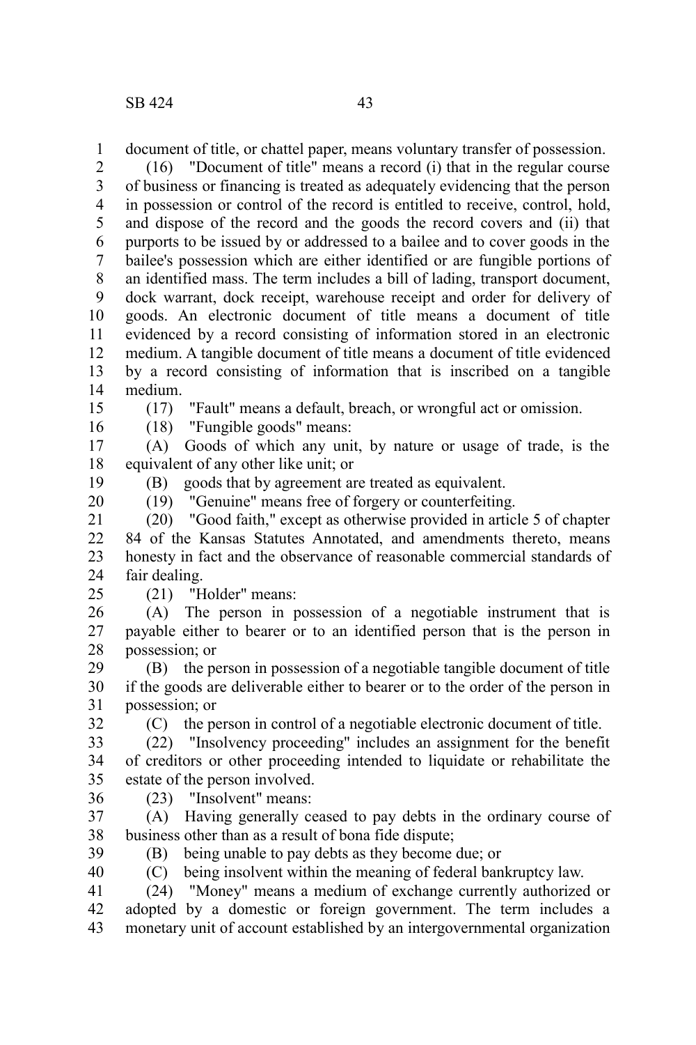document of title, or chattel paper, means voluntary transfer of possession.

(16) "Document of title" means a record (i) that in the regular course of business or financing is treated as adequately evidencing that the person in possession or control of the record is entitled to receive, control, hold, and dispose of the record and the goods the record covers and (ii) that purports to be issued by or addressed to a bailee and to cover goods in the bailee's possession which are either identified or are fungible portions of an identified mass. The term includes a bill of lading, transport document, dock warrant, dock receipt, warehouse receipt and order for delivery of goods. An electronic document of title means a document of title evidenced by a record consisting of information stored in an electronic medium. A tangible document of title means a document of title evidenced by a record consisting of information that is inscribed on a tangible medium.

(17) "Fault" means a default, breach, or wrongful act or omission.

(18) "Fungible goods" means:

(A) Goods of which any unit, by nature or usage of trade, is the equivalent of any other like unit; or

(B) goods that by agreement are treated as equivalent.

(19) "Genuine" means free of forgery or counterfeiting.

(20) "Good faith," except as otherwise provided in article 5 of chapter 84 of the Kansas Statutes Annotated, and amendments thereto, means honesty in fact and the observance of reasonable commercial standards of fair dealing.

(21) "Holder" means:

(A) The person in possession of a negotiable instrument that is payable either to bearer or to an identified person that is the person in possession; or

(B) the person in possession of a negotiable tangible document of title if the goods are deliverable either to bearer or to the order of the person in possession; or

(C) the person in control of a negotiable electronic document of title.

(22) "Insolvency proceeding" includes an assignment for the benefit of creditors or other proceeding intended to liquidate or rehabilitate the estate of the person involved.

(23) "Insolvent" means:

(A) Having generally ceased to pay debts in the ordinary course of business other than as a result of bona fide dispute;

(B) being unable to pay debts as they become due; or

(C) being insolvent within the meaning of federal bankruptcy law.

(24) "Money" means a medium of exchange currently authorized or adopted by a domestic or foreign government. The term includes a monetary unit of account established by an intergovernmental organization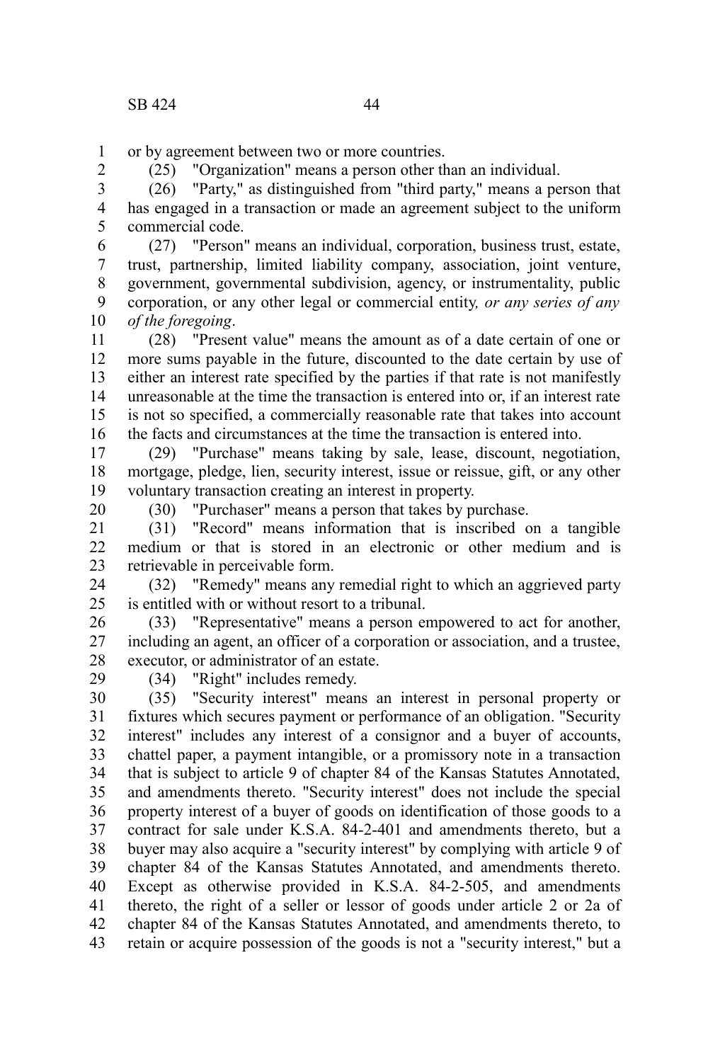or by agreement between two or more countries.

(25) "Organization" means a person other than an individual.

(26) "Party," as distinguished from "third party," means a person that has engaged in a transaction or made an agreement subject to the uniform commercial code.

(27) "Person" means an individual, corporation, business trust, estate, trust, partnership, limited liability company, association, joint venture, government, governmental subdivision, agency, or instrumentality, public corporation, or any other legal or commercial entity*, or any series of any of the foregoing*.

(28) "Present value" means the amount as of a date certain of one or more sums payable in the future, discounted to the date certain by use of either an interest rate specified by the parties if that rate is not manifestly unreasonable at the time the transaction is entered into or, if an interest rate is not so specified, a commercially reasonable rate that takes into account the facts and circumstances at the time the transaction is entered into.

(29) "Purchase" means taking by sale, lease, discount, negotiation, mortgage, pledge, lien, security interest, issue or reissue, gift, or any other voluntary transaction creating an interest in property.

(30) "Purchaser" means a person that takes by purchase.

(31) "Record" means information that is inscribed on a tangible medium or that is stored in an electronic or other medium and is retrievable in perceivable form.

(32) "Remedy" means any remedial right to which an aggrieved party is entitled with or without resort to a tribunal.

(33) "Representative" means a person empowered to act for another, including an agent, an officer of a corporation or association, and a trustee, executor, or administrator of an estate.

(34) "Right" includes remedy.

(35) "Security interest" means an interest in personal property or fixtures which secures payment or performance of an obligation. "Security interest" includes any interest of a consignor and a buyer of accounts, chattel paper, a payment intangible, or a promissory note in a transaction that is subject to article 9 of chapter 84 of the Kansas Statutes Annotated, and amendments thereto. "Security interest" does not include the special property interest of a buyer of goods on identification of those goods to a contract for sale under K.S.A. 84-2-401 and amendments thereto, but a buyer may also acquire a "security interest" by complying with article 9 of chapter 84 of the Kansas Statutes Annotated, and amendments thereto. Except as otherwise provided in K.S.A. 84-2-505, and amendments thereto, the right of a seller or lessor of goods under article 2 or 2a of chapter 84 of the Kansas Statutes Annotated, and amendments thereto, to retain or acquire possession of the goods is not a "security interest," but a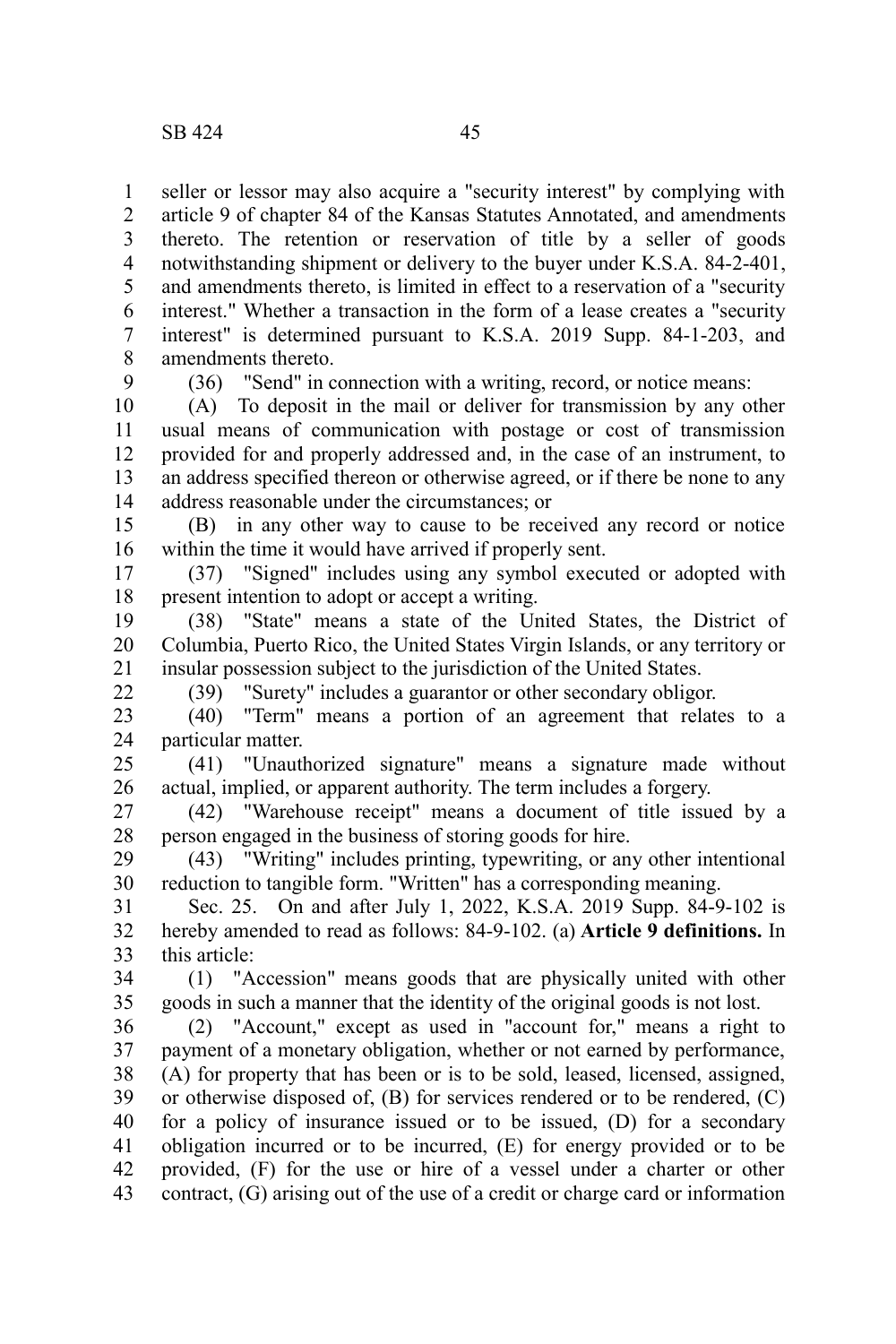seller or lessor may also acquire a "security interest" by complying with article 9 of chapter 84 of the Kansas Statutes Annotated, and amendments thereto. The retention or reservation of title by a seller of goods notwithstanding shipment or delivery to the buyer under K.S.A. 84-2-401, and amendments thereto, is limited in effect to a reservation of a "security interest." Whether a transaction in the form of a lease creates a "security interest" is determined pursuant to K.S.A. 2019 Supp. 84-1-203, and amendments thereto.

(36) "Send" in connection with a writing, record, or notice means:

(A) To deposit in the mail or deliver for transmission by any other usual means of communication with postage or cost of transmission provided for and properly addressed and, in the case of an instrument, to an address specified thereon or otherwise agreed, or if there be none to any address reasonable under the circumstances; or

(B) in any other way to cause to be received any record or notice within the time it would have arrived if properly sent.

(37) "Signed" includes using any symbol executed or adopted with present intention to adopt or accept a writing.

(38) "State" means a state of the United States, the District of Columbia, Puerto Rico, the United States Virgin Islands, or any territory or insular possession subject to the jurisdiction of the United States.

(39) "Surety" includes a guarantor or other secondary obligor.

(40) "Term" means a portion of an agreement that relates to a particular matter.

(41) "Unauthorized signature" means a signature made without actual, implied, or apparent authority. The term includes a forgery.

(42) "Warehouse receipt" means a document of title issued by a person engaged in the business of storing goods for hire.

(43) "Writing" includes printing, typewriting, or any other intentional reduction to tangible form. "Written" has a corresponding meaning.

Sec. 25. On and after July 1, 2022, K.S.A. 2019 Supp. 84-9-102 is hereby amended to read as follows: 84-9-102. (a) **Article 9 definitions.** In this article:

(1) "Accession" means goods that are physically united with other goods in such a manner that the identity of the original goods is not lost.

(2) "Account," except as used in "account for," means a right to payment of a monetary obligation, whether or not earned by performance, (A) for property that has been or is to be sold, leased, licensed, assigned, or otherwise disposed of, (B) for services rendered or to be rendered, (C) for a policy of insurance issued or to be issued, (D) for a secondary obligation incurred or to be incurred, (E) for energy provided or to be provided, (F) for the use or hire of a vessel under a charter or other contract, (G) arising out of the use of a credit or charge card or information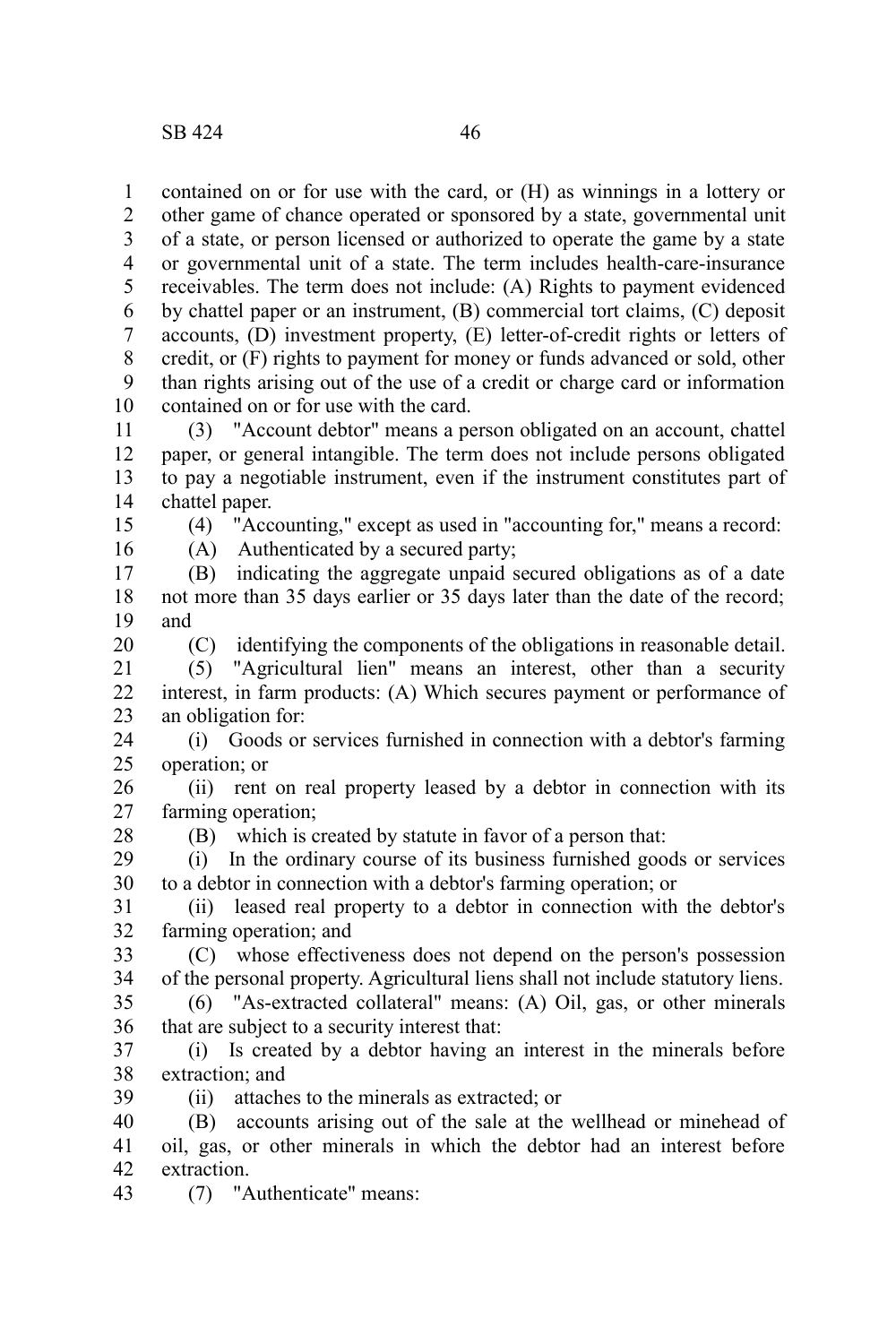contained on or for use with the card, or (H) as winnings in a lottery or other game of chance operated or sponsored by a state, governmental unit of a state, or person licensed or authorized to operate the game by a state or governmental unit of a state. The term includes health-care-insurance receivables. The term does not include: (A) Rights to payment evidenced by chattel paper or an instrument, (B) commercial tort claims, (C) deposit accounts, (D) investment property, (E) letter-of-credit rights or letters of credit, or (F) rights to payment for money or funds advanced or sold, other than rights arising out of the use of a credit or charge card or information contained on or for use with the card.

(3) "Account debtor" means a person obligated on an account, chattel paper, or general intangible. The term does not include persons obligated to pay a negotiable instrument, even if the instrument constitutes part of chattel paper.

(4) "Accounting," except as used in "accounting for," means a record:

(A) Authenticated by a secured party;

(B) indicating the aggregate unpaid secured obligations as of a date not more than 35 days earlier or 35 days later than the date of the record; and

(C) identifying the components of the obligations in reasonable detail.

(5) "Agricultural lien" means an interest, other than a security interest, in farm products: (A) Which secures payment or performance of an obligation for:

(i) Goods or services furnished in connection with a debtor's farming operation; or

(ii) rent on real property leased by a debtor in connection with its farming operation;

(B) which is created by statute in favor of a person that:

(i) In the ordinary course of its business furnished goods or services to a debtor in connection with a debtor's farming operation; or

(ii) leased real property to a debtor in connection with the debtor's farming operation; and

(C) whose effectiveness does not depend on the person's possession of the personal property. Agricultural liens shall not include statutory liens.

(6) "As-extracted collateral" means: (A) Oil, gas, or other minerals that are subject to a security interest that:

(i) Is created by a debtor having an interest in the minerals before extraction; and

(ii) attaches to the minerals as extracted; or

(B) accounts arising out of the sale at the wellhead or minehead of oil, gas, or other minerals in which the debtor had an interest before extraction.

(7) "Authenticate" means: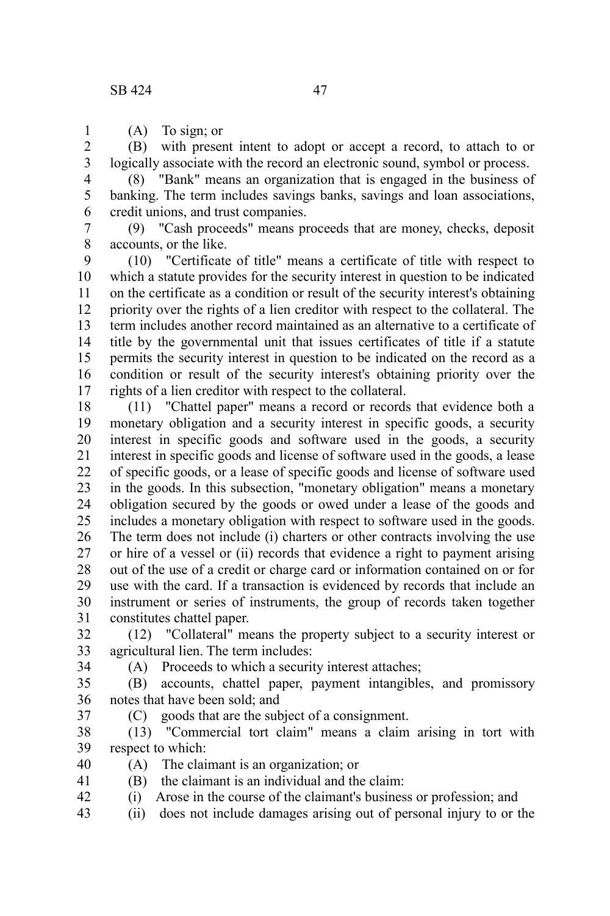(A) To sign; or

(B) with present intent to adopt or accept a record, to attach to or logically associate with the record an electronic sound, symbol or process.

(8) "Bank" means an organization that is engaged in the business of banking. The term includes savings banks, savings and loan associations, credit unions, and trust companies.

(9) "Cash proceeds" means proceeds that are money, checks, deposit accounts, or the like.

(10) "Certificate of title" means a certificate of title with respect to which a statute provides for the security interest in question to be indicated on the certificate as a condition or result of the security interest's obtaining priority over the rights of a lien creditor with respect to the collateral. The term includes another record maintained as an alternative to a certificate of title by the governmental unit that issues certificates of title if a statute permits the security interest in question to be indicated on the record as a condition or result of the security interest's obtaining priority over the rights of a lien creditor with respect to the collateral.

(11) "Chattel paper" means a record or records that evidence both a monetary obligation and a security interest in specific goods, a security interest in specific goods and software used in the goods, a security interest in specific goods and license of software used in the goods, a lease of specific goods, or a lease of specific goods and license of software used in the goods. In this subsection, "monetary obligation" means a monetary obligation secured by the goods or owed under a lease of the goods and includes a monetary obligation with respect to software used in the goods. The term does not include (i) charters or other contracts involving the use or hire of a vessel or (ii) records that evidence a right to payment arising out of the use of a credit or charge card or information contained on or for use with the card. If a transaction is evidenced by records that include an instrument or series of instruments, the group of records taken together constitutes chattel paper.

(12) "Collateral" means the property subject to a security interest or agricultural lien. The term includes:

(A) Proceeds to which a security interest attaches;

(B) accounts, chattel paper, payment intangibles, and promissory notes that have been sold; and

(C) goods that are the subject of a consignment.

(13) "Commercial tort claim" means a claim arising in tort with respect to which:

(A) The claimant is an organization; or

(B) the claimant is an individual and the claim:

(i) Arose in the course of the claimant's business or profession; and

(ii) does not include damages arising out of personal injury to or the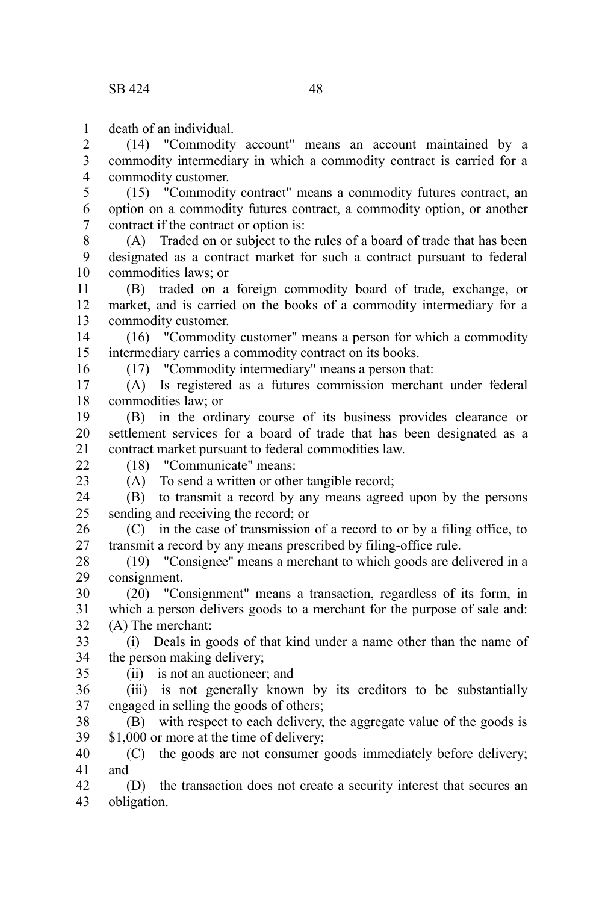death of an individual.

(14) "Commodity account" means an account maintained by a commodity intermediary in which a commodity contract is carried for a commodity customer.

(15) "Commodity contract" means a commodity futures contract, an option on a commodity futures contract, a commodity option, or another contract if the contract or option is:

(A) Traded on or subject to the rules of a board of trade that has been designated as a contract market for such a contract pursuant to federal commodities laws; or

(B) traded on a foreign commodity board of trade, exchange, or market, and is carried on the books of a commodity intermediary for a commodity customer.

(16) "Commodity customer" means a person for which a commodity intermediary carries a commodity contract on its books.

(17) "Commodity intermediary" means a person that:

(A) Is registered as a futures commission merchant under federal commodities law; or

(B) in the ordinary course of its business provides clearance or settlement services for a board of trade that has been designated as a contract market pursuant to federal commodities law.

(18) "Communicate" means:

(A) To send a written or other tangible record;

(B) to transmit a record by any means agreed upon by the persons sending and receiving the record; or

(C) in the case of transmission of a record to or by a filing office, to transmit a record by any means prescribed by filing-office rule.

(19) "Consignee" means a merchant to which goods are delivered in a consignment.

(20) "Consignment" means a transaction, regardless of its form, in which a person delivers goods to a merchant for the purpose of sale and: (A) The merchant:

(i) Deals in goods of that kind under a name other than the name of the person making delivery;

(ii) is not an auctioneer; and

(iii) is not generally known by its creditors to be substantially engaged in selling the goods of others;

(B) with respect to each delivery, the aggregate value of the goods is $1,000 or more at the time of delivery;

(C) the goods are not consumer goods immediately before delivery; and

(D) the transaction does not create a security interest that secures an obligation.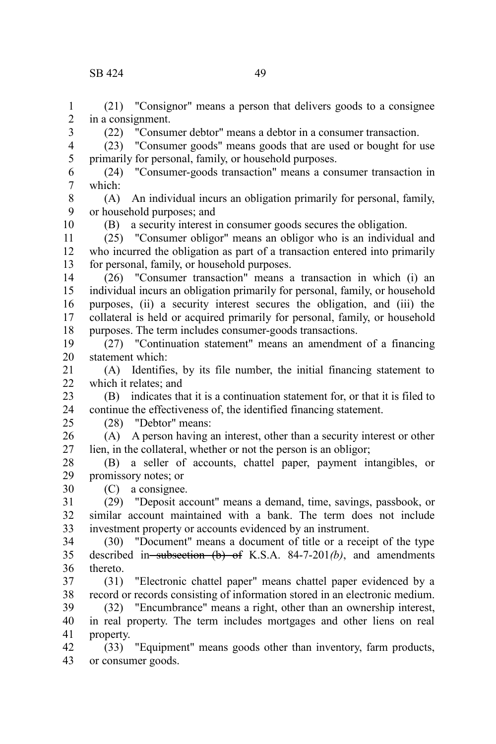(21) "Consignor" means a person that delivers goods to a consignee in a consignment.

(22) "Consumer debtor" means a debtor in a consumer transaction.

(23) "Consumer goods" means goods that are used or bought for use primarily for personal, family, or household purposes.

(24) "Consumer-goods transaction" means a consumer transaction in which:

(A) An individual incurs an obligation primarily for personal, family, or household purposes; and

(B) a security interest in consumer goods secures the obligation.

(25) "Consumer obligor" means an obligor who is an individual and who incurred the obligation as part of a transaction entered into primarily for personal, family, or household purposes.

(26) "Consumer transaction" means a transaction in which (i) an individual incurs an obligation primarily for personal, family, or household purposes, (ii) a security interest secures the obligation, and (iii) the collateral is held or acquired primarily for personal, family, or household purposes. The term includes consumer-goods transactions.

(27) "Continuation statement" means an amendment of a financing statement which:

(A) Identifies, by its file number, the initial financing statement to which it relates; and

(B) indicates that it is a continuation statement for, or that it is filed to continue the effectiveness of, the identified financing statement.

(28) "Debtor" means:

(A) A person having an interest, other than a security interest or other lien, in the collateral, whether or not the person is an obligor;

(B) a seller of accounts, chattel paper, payment intangibles, or promissory notes; or

(C) a consignee.

(29) "Deposit account" means a demand, time, savings, passbook, or similar account maintained with a bank. The term does not include investment property or accounts evidenced by an instrument.

(30) "Document" means a document of title or a receipt of the type described in ~~subsection (b) of~~ K.S.A. 84-7-201*(b)*, and amendments thereto.

(31) "Electronic chattel paper" means chattel paper evidenced by a record or records consisting of information stored in an electronic medium.

(32) "Encumbrance" means a right, other than an ownership interest, in real property. The term includes mortgages and other liens on real property.

(33) "Equipment" means goods other than inventory, farm products, or consumer goods.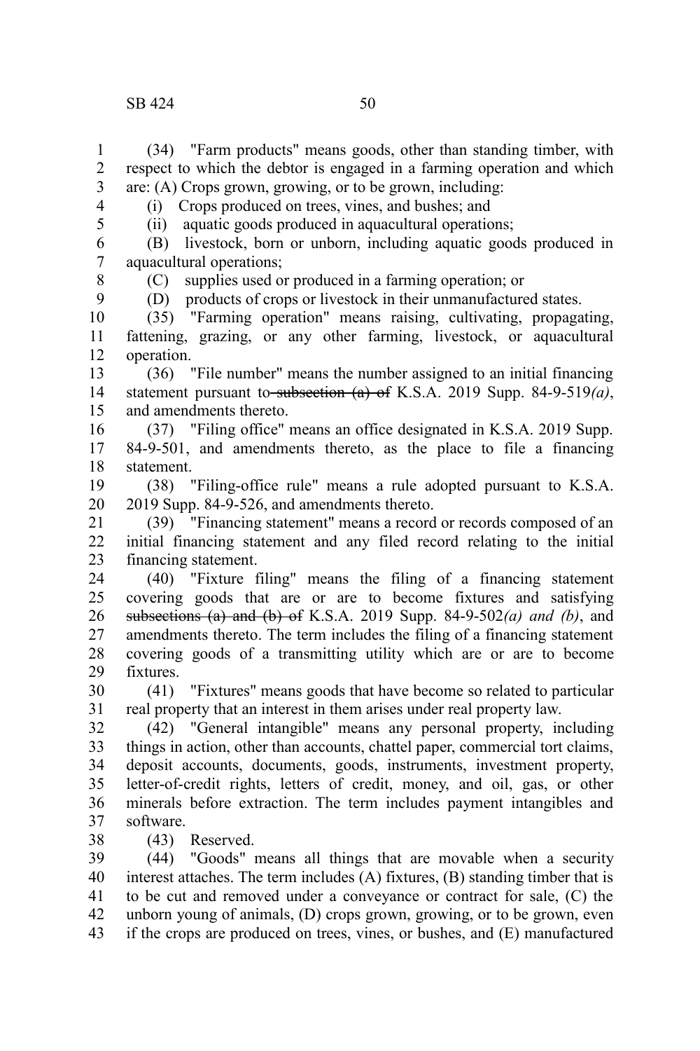(34) "Farm products" means goods, other than standing timber, with respect to which the debtor is engaged in a farming operation and which are: (A) Crops grown, growing, or to be grown, including:

(i) Crops produced on trees, vines, and bushes; and

(ii) aquatic goods produced in aquacultural operations;

(B) livestock, born or unborn, including aquatic goods produced in aquacultural operations;

(C) supplies used or produced in a farming operation; or

(D) products of crops or livestock in their unmanufactured states.

(35) "Farming operation" means raising, cultivating, propagating, fattening, grazing, or any other farming, livestock, or aquacultural operation.

(36) "File number" means the number assigned to an initial financing statement pursuant to ~~subsection (a) of~~ K.S.A. 2019 Supp. 84-9-519*(a)*, and amendments thereto.

(37) "Filing office" means an office designated in K.S.A. 2019 Supp. 84-9-501, and amendments thereto, as the place to file a financing statement.

(38) "Filing-office rule" means a rule adopted pursuant to K.S.A. 2019 Supp. 84-9-526, and amendments thereto.

(39) "Financing statement" means a record or records composed of an initial financing statement and any filed record relating to the initial financing statement.

(40) "Fixture filing" means the filing of a financing statement covering goods that are or are to become fixtures and satisfying ~~subsections (a) and (b) of~~ K.S.A. 2019 Supp. 84-9-502*(a) and (b)*, and amendments thereto. The term includes the filing of a financing statement covering goods of a transmitting utility which are or are to become fixtures.

(41) "Fixtures" means goods that have become so related to particular real property that an interest in them arises under real property law.

(42) "General intangible" means any personal property, including things in action, other than accounts, chattel paper, commercial tort claims, deposit accounts, documents, goods, instruments, investment property, letter-of-credit rights, letters of credit, money, and oil, gas, or other minerals before extraction. The term includes payment intangibles and software.

(43) Reserved.

(44) "Goods" means all things that are movable when a security interest attaches. The term includes (A) fixtures, (B) standing timber that is to be cut and removed under a conveyance or contract for sale, (C) the unborn young of animals, (D) crops grown, growing, or to be grown, even if the crops are produced on trees, vines, or bushes, and (E) manufactured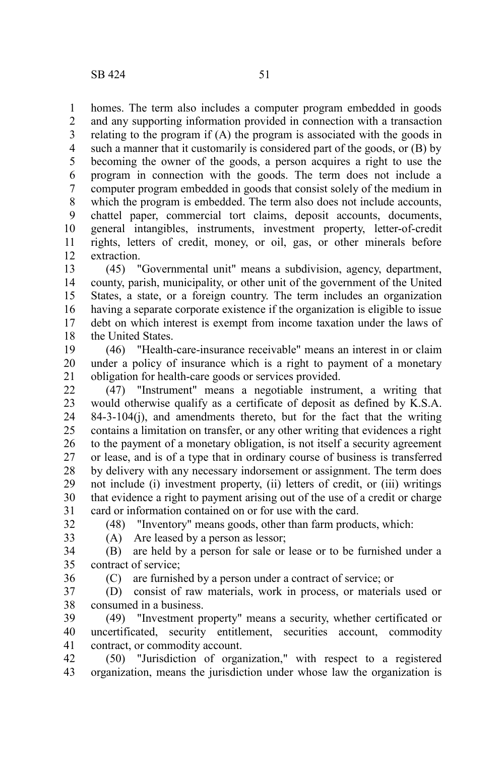homes. The term also includes a computer program embedded in goods and any supporting information provided in connection with a transaction relating to the program if (A) the program is associated with the goods in such a manner that it customarily is considered part of the goods, or (B) by becoming the owner of the goods, a person acquires a right to use the program in connection with the goods. The term does not include a computer program embedded in goods that consist solely of the medium in which the program is embedded. The term also does not include accounts, chattel paper, commercial tort claims, deposit accounts, documents, general intangibles, instruments, investment property, letter-of-credit rights, letters of credit, money, or oil, gas, or other minerals before extraction.

(45) "Governmental unit" means a subdivision, agency, department, county, parish, municipality, or other unit of the government of the United States, a state, or a foreign country. The term includes an organization having a separate corporate existence if the organization is eligible to issue debt on which interest is exempt from income taxation under the laws of the United States.

(46) "Health-care-insurance receivable" means an interest in or claim under a policy of insurance which is a right to payment of a monetary obligation for health-care goods or services provided.

(47) "Instrument" means a negotiable instrument, a writing that would otherwise qualify as a certificate of deposit as defined by K.S.A. 84-3-104(j), and amendments thereto, but for the fact that the writing contains a limitation on transfer, or any other writing that evidences a right to the payment of a monetary obligation, is not itself a security agreement or lease, and is of a type that in ordinary course of business is transferred by delivery with any necessary indorsement or assignment. The term does not include (i) investment property, (ii) letters of credit, or (iii) writings that evidence a right to payment arising out of the use of a credit or charge card or information contained on or for use with the card.

(48) "Inventory" means goods, other than farm products, which:

(A) Are leased by a person as lessor;

(B) are held by a person for sale or lease or to be furnished under a contract of service;

(C) are furnished by a person under a contract of service; or

(D) consist of raw materials, work in process, or materials used or consumed in a business.

(49) "Investment property" means a security, whether certificated or uncertificated, security entitlement, securities account, commodity contract, or commodity account.

(50) "Jurisdiction of organization," with respect to a registered organization, means the jurisdiction under whose law the organization is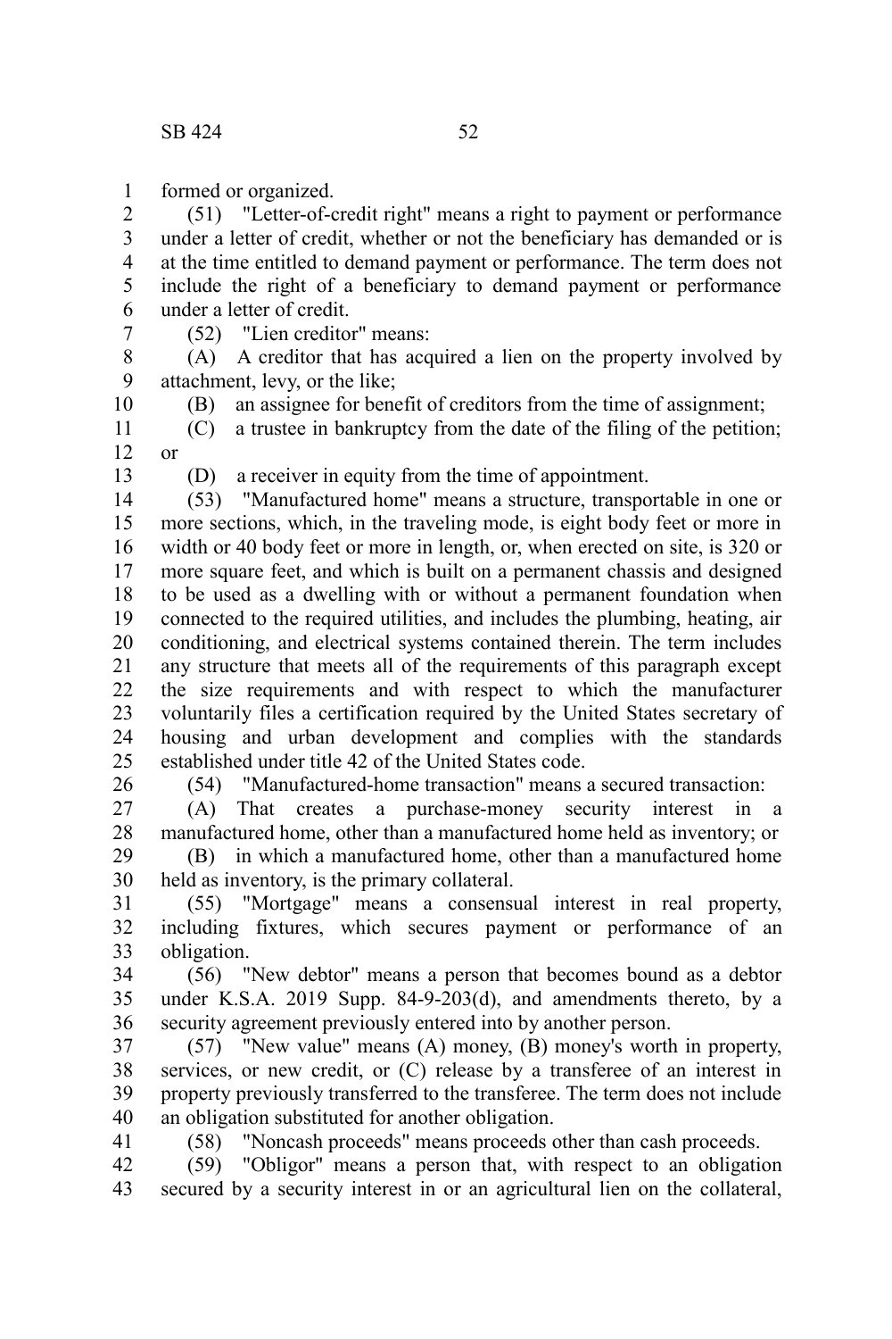formed or organized.

(51) "Letter-of-credit right" means a right to payment or performance under a letter of credit, whether or not the beneficiary has demanded or is at the time entitled to demand payment or performance. The term does not include the right of a beneficiary to demand payment or performance under a letter of credit.

(52) "Lien creditor" means:

(A) A creditor that has acquired a lien on the property involved by attachment, levy, or the like;

(B) an assignee for benefit of creditors from the time of assignment;

(C) a trustee in bankruptcy from the date of the filing of the petition; or

(D) a receiver in equity from the time of appointment.

(53) "Manufactured home" means a structure, transportable in one or more sections, which, in the traveling mode, is eight body feet or more in width or 40 body feet or more in length, or, when erected on site, is 320 or more square feet, and which is built on a permanent chassis and designed to be used as a dwelling with or without a permanent foundation when connected to the required utilities, and includes the plumbing, heating, air conditioning, and electrical systems contained therein. The term includes any structure that meets all of the requirements of this paragraph except the size requirements and with respect to which the manufacturer voluntarily files a certification required by the United States secretary of housing and urban development and complies with the standards established under title 42 of the United States code.

(54) "Manufactured-home transaction" means a secured transaction:

(A) That creates a purchase-money security interest in a manufactured home, other than a manufactured home held as inventory; or

(B) in which a manufactured home, other than a manufactured home held as inventory, is the primary collateral.

(55) "Mortgage" means a consensual interest in real property, including fixtures, which secures payment or performance of an obligation.

(56) "New debtor" means a person that becomes bound as a debtor under K.S.A. 2019 Supp. 84-9-203(d), and amendments thereto, by a security agreement previously entered into by another person.

(57) "New value" means (A) money, (B) money's worth in property, services, or new credit, or (C) release by a transferee of an interest in property previously transferred to the transferee. The term does not include an obligation substituted for another obligation.

(58) "Noncash proceeds" means proceeds other than cash proceeds.

(59) "Obligor" means a person that, with respect to an obligation secured by a security interest in or an agricultural lien on the collateral,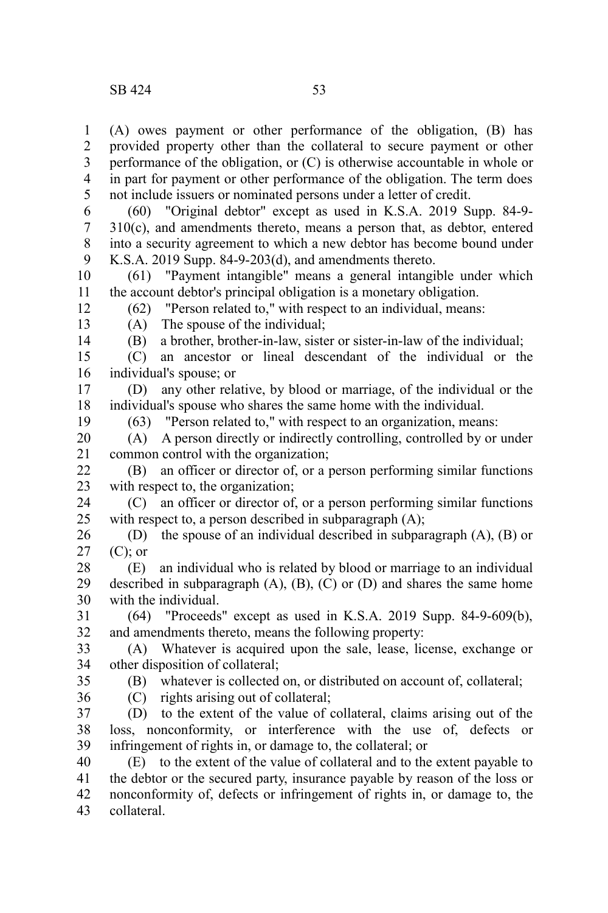(A) owes payment or other performance of the obligation, (B) has provided property other than the collateral to secure payment or other performance of the obligation, or (C) is otherwise accountable in whole or in part for payment or other performance of the obligation. The term does not include issuers or nominated persons under a letter of credit.

(60) "Original debtor" except as used in K.S.A. 2019 Supp. 84-9-310(c), and amendments thereto, means a person that, as debtor, entered into a security agreement to which a new debtor has become bound under K.S.A. 2019 Supp. 84-9-203(d), and amendments thereto.

(61) "Payment intangible" means a general intangible under which the account debtor's principal obligation is a monetary obligation.

(62) "Person related to," with respect to an individual, means:

(A) The spouse of the individual;

(B) a brother, brother-in-law, sister or sister-in-law of the individual;

(C) an ancestor or lineal descendant of the individual or the individual's spouse; or

(D) any other relative, by blood or marriage, of the individual or the individual's spouse who shares the same home with the individual.

(63) "Person related to," with respect to an organization, means:

(A) A person directly or indirectly controlling, controlled by or under common control with the organization;

(B) an officer or director of, or a person performing similar functions with respect to, the organization;

(C) an officer or director of, or a person performing similar functions with respect to, a person described in subparagraph (A);

(D) the spouse of an individual described in subparagraph (A), (B) or (C); or

(E) an individual who is related by blood or marriage to an individual described in subparagraph (A), (B), (C) or (D) and shares the same home with the individual.

(64) "Proceeds" except as used in K.S.A. 2019 Supp. 84-9-609(b), and amendments thereto, means the following property:

(A) Whatever is acquired upon the sale, lease, license, exchange or other disposition of collateral;

(B) whatever is collected on, or distributed on account of, collateral;

(C) rights arising out of collateral;

(D) to the extent of the value of collateral, claims arising out of the loss, nonconformity, or interference with the use of, defects or infringement of rights in, or damage to, the collateral; or

(E) to the extent of the value of collateral and to the extent payable to the debtor or the secured party, insurance payable by reason of the loss or nonconformity of, defects or infringement of rights in, or damage to, the collateral.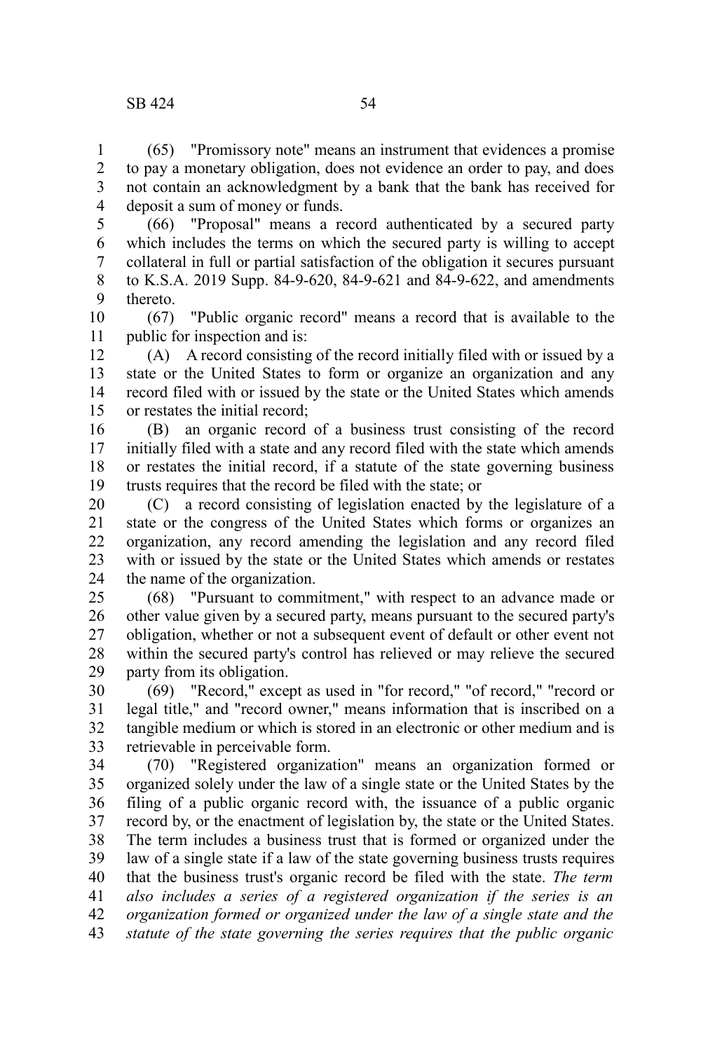(65) "Promissory note" means an instrument that evidences a promise to pay a monetary obligation, does not evidence an order to pay, and does not contain an acknowledgment by a bank that the bank has received for deposit a sum of money or funds.

(66) "Proposal" means a record authenticated by a secured party which includes the terms on which the secured party is willing to accept collateral in full or partial satisfaction of the obligation it secures pursuant to K.S.A. 2019 Supp. 84-9-620, 84-9-621 and 84-9-622, and amendments thereto.

(67) "Public organic record" means a record that is available to the public for inspection and is:

(A) A record consisting of the record initially filed with or issued by a state or the United States to form or organize an organization and any record filed with or issued by the state or the United States which amends or restates the initial record;

(B) an organic record of a business trust consisting of the record initially filed with a state and any record filed with the state which amends or restates the initial record, if a statute of the state governing business trusts requires that the record be filed with the state; or

(C) a record consisting of legislation enacted by the legislature of a state or the congress of the United States which forms or organizes an organization, any record amending the legislation and any record filed with or issued by the state or the United States which amends or restates the name of the organization.

(68) "Pursuant to commitment," with respect to an advance made or other value given by a secured party, means pursuant to the secured party's obligation, whether or not a subsequent event of default or other event not within the secured party's control has relieved or may relieve the secured party from its obligation.

(69) "Record," except as used in "for record," "of record," "record or legal title," and "record owner," means information that is inscribed on a tangible medium or which is stored in an electronic or other medium and is retrievable in perceivable form.

(70) "Registered organization" means an organization formed or organized solely under the law of a single state or the United States by the filing of a public organic record with, the issuance of a public organic record by, or the enactment of legislation by, the state or the United States. The term includes a business trust that is formed or organized under the law of a single state if a law of the state governing business trusts requires that the business trust's organic record be filed with the state. *The term also includes a series of a registered organization if the series is an organization formed or organized under the law of a single state and the statute of the state governing the series requires that the public organic*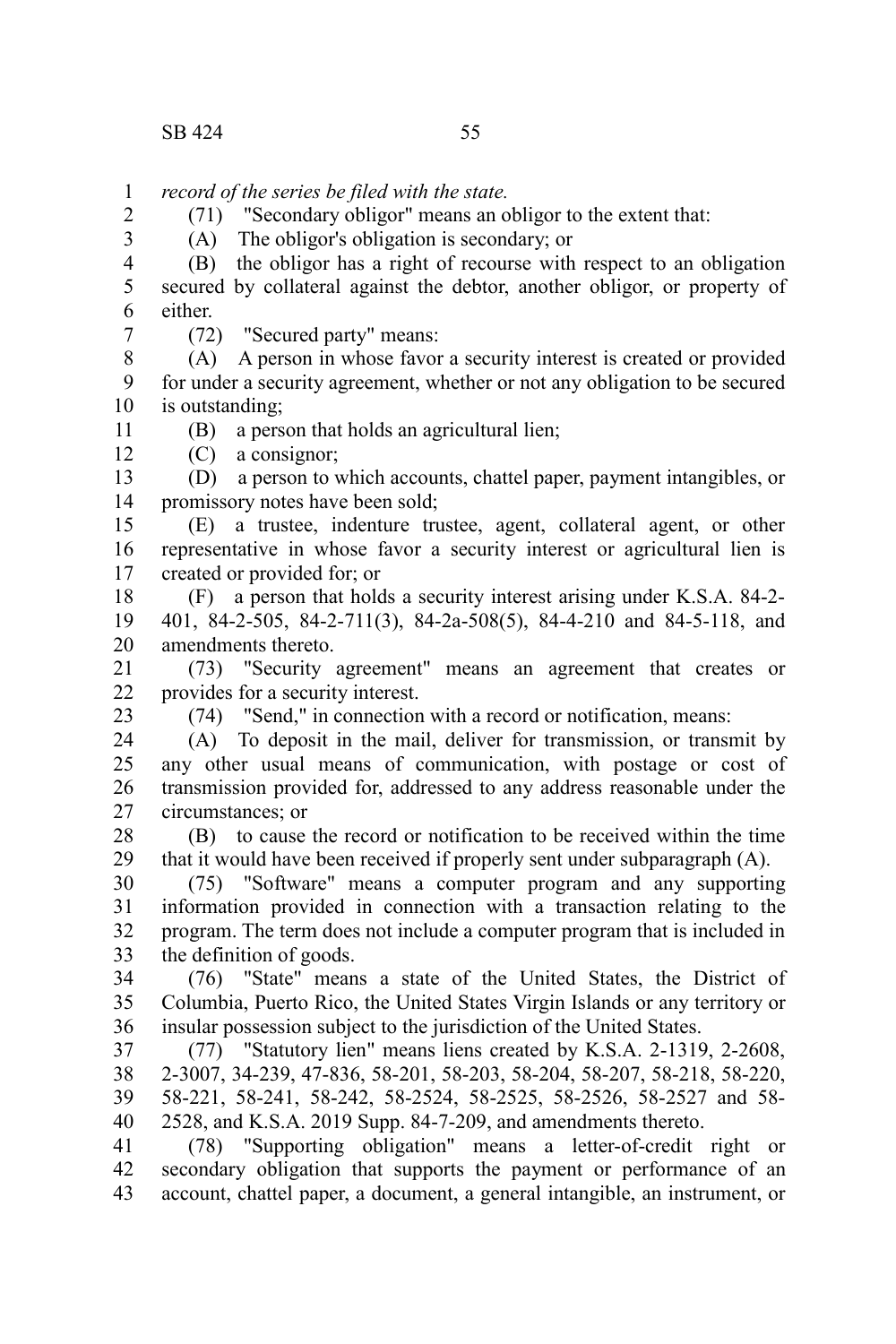*record of the series be filed with the state.*

(71) "Secondary obligor" means an obligor to the extent that:

(A) The obligor's obligation is secondary; or

(B) the obligor has a right of recourse with respect to an obligation secured by collateral against the debtor, another obligor, or property of either.

(72) "Secured party" means:

(A) A person in whose favor a security interest is created or provided for under a security agreement, whether or not any obligation to be secured is outstanding;

(B) a person that holds an agricultural lien;

(C) a consignor;

(D) a person to which accounts, chattel paper, payment intangibles, or promissory notes have been sold;

(E) a trustee, indenture trustee, agent, collateral agent, or other representative in whose favor a security interest or agricultural lien is created or provided for; or

(F) a person that holds a security interest arising under K.S.A. 84-2-401, 84-2-505, 84-2-711(3), 84-2a-508(5), 84-4-210 and 84-5-118, and amendments thereto.

(73) "Security agreement" means an agreement that creates or provides for a security interest.

(74) "Send," in connection with a record or notification, means:

(A) To deposit in the mail, deliver for transmission, or transmit by any other usual means of communication, with postage or cost of transmission provided for, addressed to any address reasonable under the circumstances; or

(B) to cause the record or notification to be received within the time that it would have been received if properly sent under subparagraph (A).

(75) "Software" means a computer program and any supporting information provided in connection with a transaction relating to the program. The term does not include a computer program that is included in the definition of goods.

(76) "State" means a state of the United States, the District of Columbia, Puerto Rico, the United States Virgin Islands or any territory or insular possession subject to the jurisdiction of the United States.

(77) "Statutory lien" means liens created by K.S.A. 2-1319, 2-2608, 2-3007, 34-239, 47-836, 58-201, 58-203, 58-204, 58-207, 58-218, 58-220, 58-221, 58-241, 58-242, 58-2524, 58-2525, 58-2526, 58-2527 and 58-2528, and K.S.A. 2019 Supp. 84-7-209, and amendments thereto.

(78) "Supporting obligation" means a letter-of-credit right or secondary obligation that supports the payment or performance of an account, chattel paper, a document, a general intangible, an instrument, or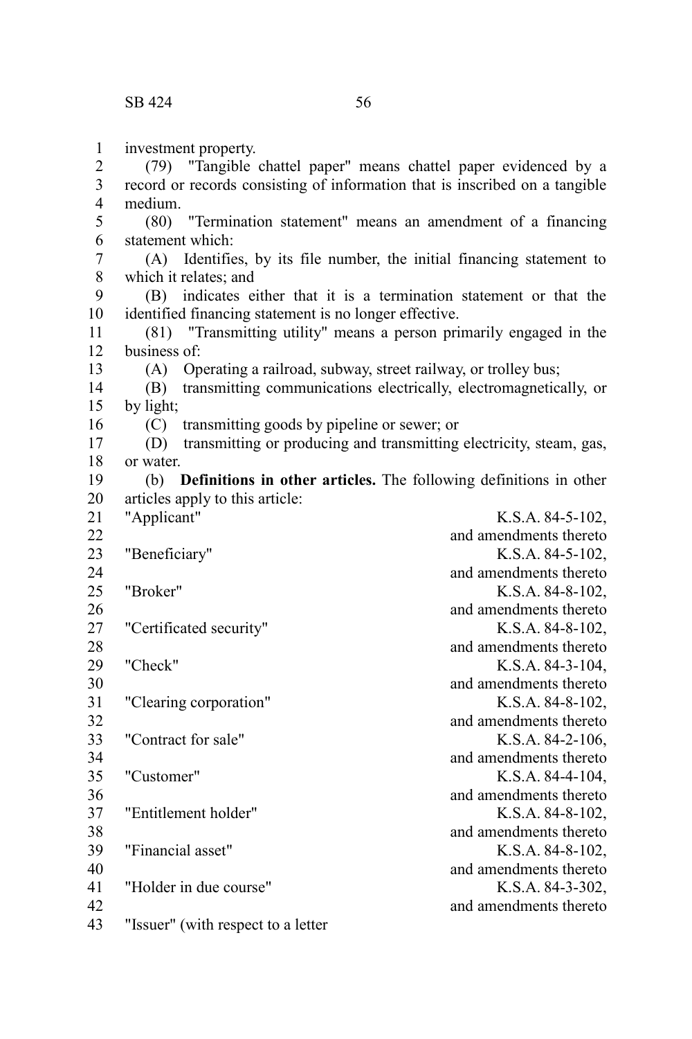investment property.

(79) "Tangible chattel paper" means chattel paper evidenced by a record or records consisting of information that is inscribed on a tangible medium.

(80) "Termination statement" means an amendment of a financing statement which:

(A) Identifies, by its file number, the initial financing statement to which it relates; and

(B) indicates either that it is a termination statement or that the identified financing statement is no longer effective.

(81) "Transmitting utility" means a person primarily engaged in the business of:

(A) Operating a railroad, subway, street railway, or trolley bus;

(B) transmitting communications electrically, electromagnetically, or by light;

(C) transmitting goods by pipeline or sewer; or

(D) transmitting or producing and transmitting electricity, steam, gas, or water.

(b) **Definitions in other articles.** The following definitions in other articles apply to this article:

| | |
|---|---|
| "Applicant" | K.S.A. 84-5-102, and amendments thereto |
| "Beneficiary" | K.S.A. 84-5-102, and amendments thereto |
| "Broker" | K.S.A. 84-8-102, and amendments thereto |
| "Certificated security" | K.S.A. 84-8-102, and amendments thereto |
| "Check" | K.S.A. 84-3-104, and amendments thereto |
| "Clearing corporation" | K.S.A. 84-8-102, and amendments thereto |
| "Contract for sale" | K.S.A. 84-2-106, and amendments thereto |
| "Customer" | K.S.A. 84-4-104, and amendments thereto |
| "Entitlement holder" | K.S.A. 84-8-102, and amendments thereto |
| "Financial asset" | K.S.A. 84-8-102, and amendments thereto |
| "Holder in due course" | K.S.A. 84-3-302, and amendments thereto |
| "Issuer" (with respect to a letter | |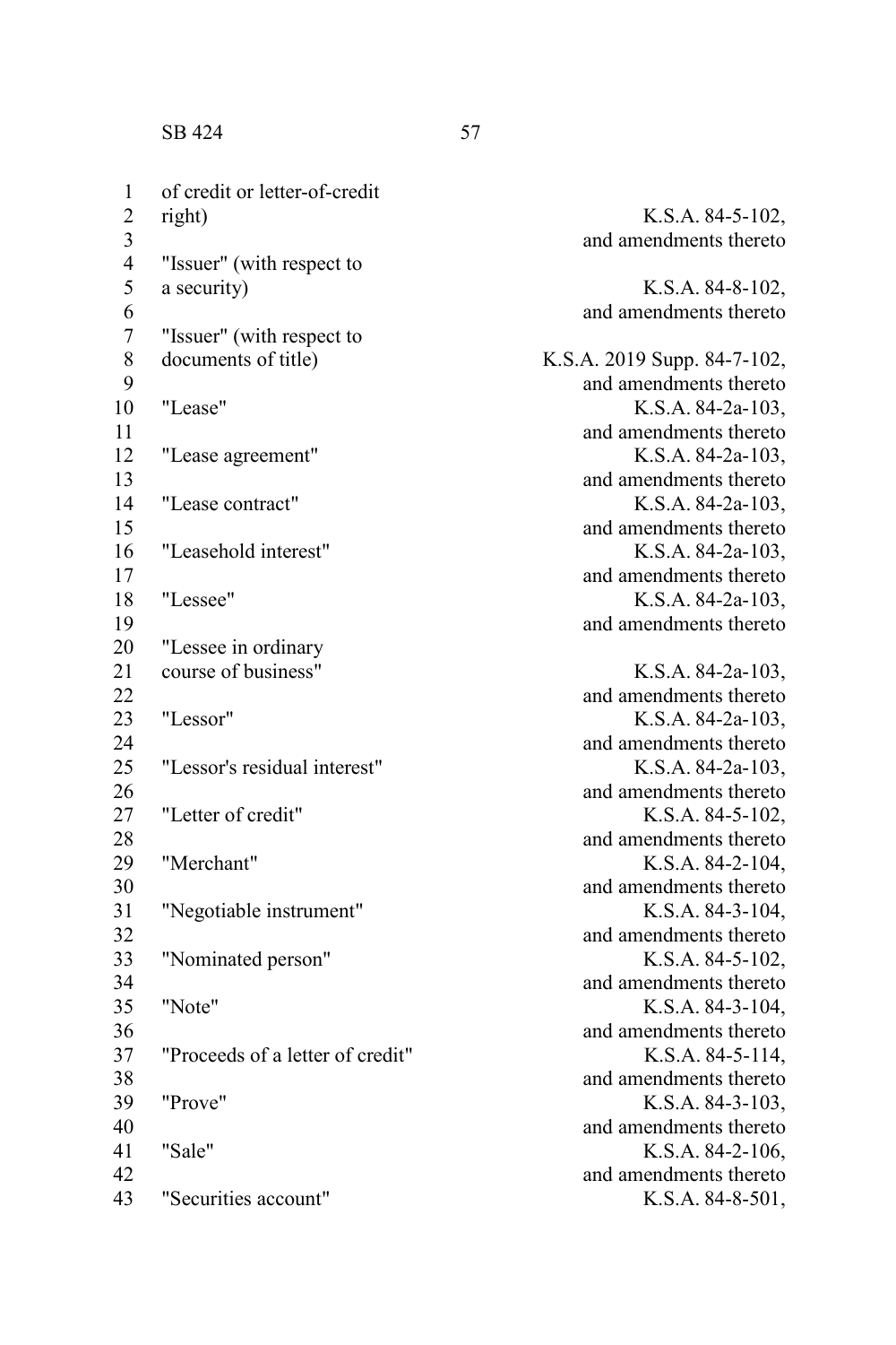| | |
|---|---|
| of credit or letter-of-credit right) | K.S.A. 84-5-102, and amendments thereto |
| "Issuer" (with respect to a security) | K.S.A. 84-8-102, and amendments thereto |
| "Issuer" (with respect to documents of title) | K.S.A. 2019 Supp. 84-7-102, and amendments thereto |
| "Lease" | K.S.A. 84-2a-103, and amendments thereto |
| "Lease agreement" | K.S.A. 84-2a-103, and amendments thereto |
| "Lease contract" | K.S.A. 84-2a-103, and amendments thereto |
| "Leasehold interest" | K.S.A. 84-2a-103, and amendments thereto |
| "Lessee" | K.S.A. 84-2a-103, and amendments thereto |
| "Lessee in ordinary course of business" | K.S.A. 84-2a-103, and amendments thereto |
| "Lessor" | K.S.A. 84-2a-103, and amendments thereto |
| "Lessor's residual interest" | K.S.A. 84-2a-103, and amendments thereto |
| "Letter of credit" | K.S.A. 84-5-102, and amendments thereto |
| "Merchant" | K.S.A. 84-2-104, and amendments thereto |
| "Negotiable instrument" | K.S.A. 84-3-104, and amendments thereto |
| "Nominated person" | K.S.A. 84-5-102, and amendments thereto |
| "Note" | K.S.A. 84-3-104, and amendments thereto |
| "Proceeds of a letter of credit" | K.S.A. 84-5-114, and amendments thereto |
| "Prove" | K.S.A. 84-3-103, and amendments thereto |
| "Sale" | K.S.A. 84-2-106, and amendments thereto |
| "Securities account" | K.S.A. 84-8-501, |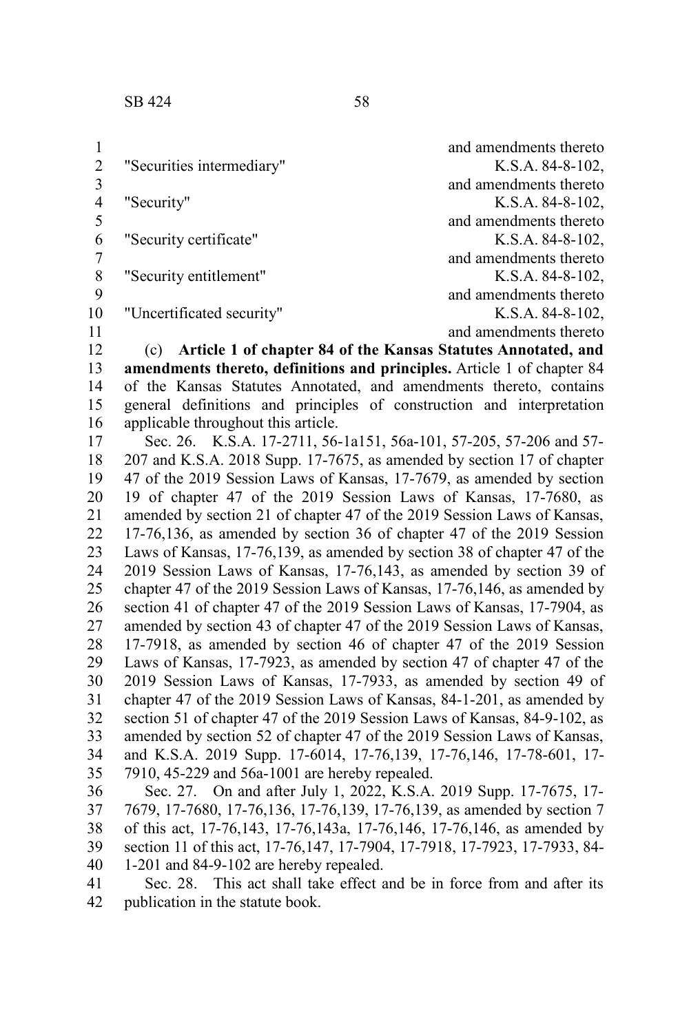| | |
|---|---|
| | and amendments thereto |
| "Securities intermediary" | K.S.A. 84-8-102, and amendments thereto |
| "Security" | K.S.A. 84-8-102, and amendments thereto |
| "Security certificate" | K.S.A. 84-8-102, and amendments thereto |
| "Security entitlement" | K.S.A. 84-8-102, and amendments thereto |
| "Uncertificated security" | K.S.A. 84-8-102, and amendments thereto |

(c) **Article 1 of chapter 84 of the Kansas Statutes Annotated, and amendments thereto, definitions and principles.** Article 1 of chapter 84 of the Kansas Statutes Annotated, and amendments thereto, contains general definitions and principles of construction and interpretation applicable throughout this article.

Sec. 26. K.S.A. 17-2711, 56-1a151, 56a-101, 57-205, 57-206 and 57-207 and K.S.A. 2018 Supp. 17-7675, as amended by section 17 of chapter 47 of the 2019 Session Laws of Kansas, 17-7679, as amended by section 19 of chapter 47 of the 2019 Session Laws of Kansas, 17-7680, as amended by section 21 of chapter 47 of the 2019 Session Laws of Kansas, 17-76,136, as amended by section 36 of chapter 47 of the 2019 Session Laws of Kansas, 17-76,139, as amended by section 38 of chapter 47 of the 2019 Session Laws of Kansas, 17-76,143, as amended by section 39 of chapter 47 of the 2019 Session Laws of Kansas, 17-76,146, as amended by section 41 of chapter 47 of the 2019 Session Laws of Kansas, 17-7904, as amended by section 43 of chapter 47 of the 2019 Session Laws of Kansas, 17-7918, as amended by section 46 of chapter 47 of the 2019 Session Laws of Kansas, 17-7923, as amended by section 47 of chapter 47 of the 2019 Session Laws of Kansas, 17-7933, as amended by section 49 of chapter 47 of the 2019 Session Laws of Kansas, 84-1-201, as amended by section 51 of chapter 47 of the 2019 Session Laws of Kansas, 84-9-102, as amended by section 52 of chapter 47 of the 2019 Session Laws of Kansas, and K.S.A. 2019 Supp. 17-6014, 17-76,139, 17-76,146, 17-78-601, 17-7910, 45-229 and 56a-1001 are hereby repealed.

Sec. 27. On and after July 1, 2022, K.S.A. 2019 Supp. 17-7675, 17-7679, 17-7680, 17-76,136, 17-76,139, 17-76,139, as amended by section 7 of this act, 17-76,143, 17-76,143a, 17-76,146, 17-76,146, as amended by section 11 of this act, 17-76,147, 17-7904, 17-7918, 17-7923, 17-7933, 84-1-201 and 84-9-102 are hereby repealed.

Sec. 28. This act shall take effect and be in force from and after its publication in the statute book.